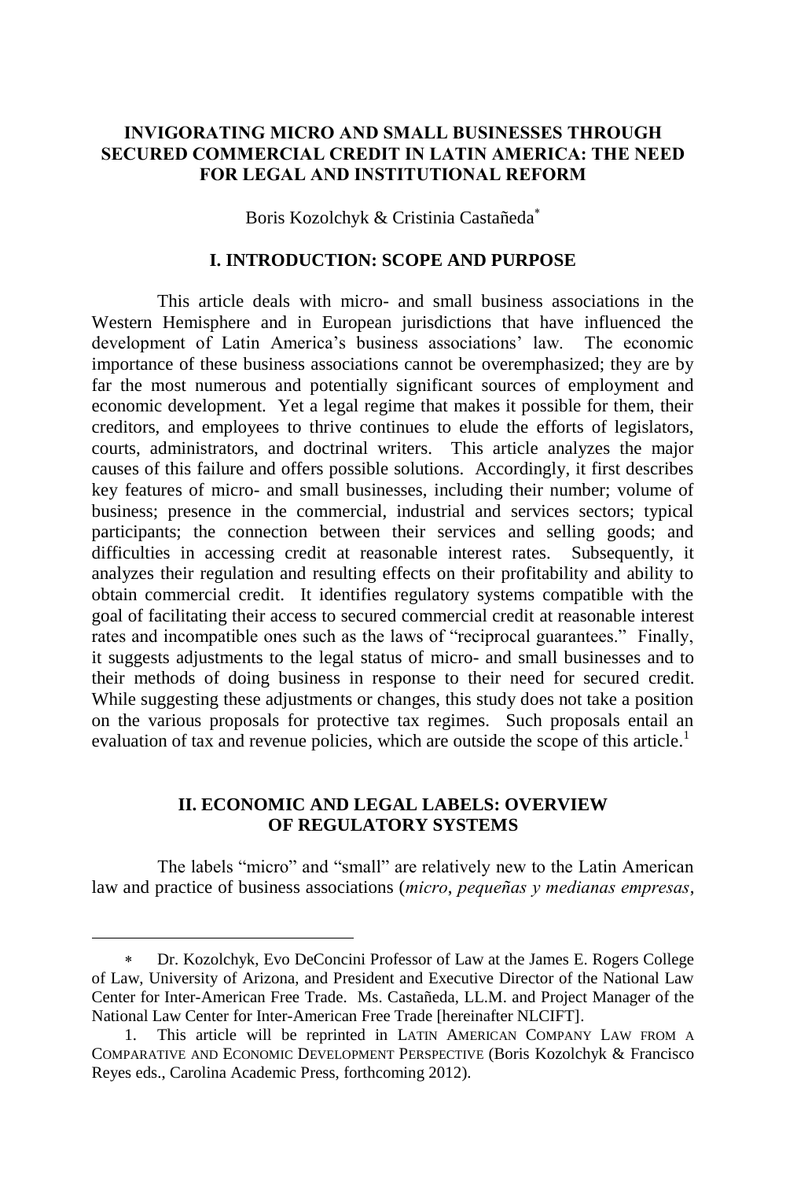# INVIGORATING MICRO AND SMALL BUSINESSES THROUGH SECURED COMMERCIAL CREDIT IN LATIN AMERICA: THE NEED FOR LEGAL AND INSTITUTIONAL REFORM

Boris Kozolchyk & Cristinia Castañeda*

## I. INTRODUCTION: SCOPE AND PURPOSE

This article deals with micro- and small business associations in the Western Hemisphere and in European jurisdictions that have influenced the development of Latin America's business associations' law. The economic importance of these business associations cannot be overemphasized; they are by far the most numerous and potentially significant sources of employment and economic development. Yet a legal regime that makes it possible for them, their creditors, and employees to thrive continues to elude the efforts of legislators, courts, administrators, and doctrinal writers. This article analyzes the major causes of this failure and offers possible solutions. Accordingly, it first describes key features of micro- and small businesses, including their number; volume of business; presence in the commercial, industrial and services sectors; typical participants; the connection between their services and selling goods; and difficulties in accessing credit at reasonable interest rates. Subsequently, it analyzes their regulation and resulting effects on their profitability and ability to obtain commercial credit. It identifies regulatory systems compatible with the goal of facilitating their access to secured commercial credit at reasonable interest rates and incompatible ones such as the laws of "reciprocal guarantees." Finally, it suggests adjustments to the legal status of micro- and small businesses and to their methods of doing business in response to their need for secured credit. While suggesting these adjustments or changes, this study does not take a position on the various proposals for protective tax regimes. Such proposals entail an evaluation of tax and revenue policies, which are outside the scope of this article.[1]

## II. ECONOMIC AND LEGAL LABELS: OVERVIEW OF REGULATORY SYSTEMS

The labels "micro" and "small" are relatively new to the Latin American law and practice of business associations (*micro*, *pequeñas y medianas empresas*,

---

* Dr. Kozolchyk, Evo DeConcini Professor of Law at the James E. Rogers College of Law, University of Arizona, and President and Executive Director of the National Law Center for Inter-American Free Trade. Ms. Castañeda, LL.M. and Project Manager of the National Law Center for Inter-American Free Trade [hereinafter NLCIFT].

1. This article will be reprinted in LATIN AMERICAN COMPANY LAW FROM A COMPARATIVE AND ECONOMIC DEVELOPMENT PERSPECTIVE (Boris Kozolchyk & Francisco Reyes eds., Carolina Academic Press, forthcoming 2012).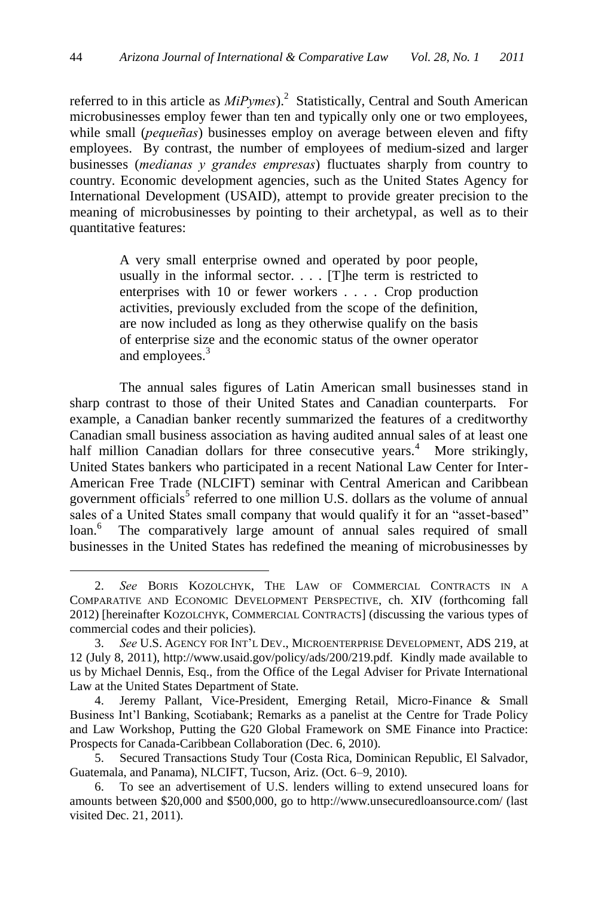referred to in this article as *MiPymes*).[2] Statistically, Central and South American microbusinesses employ fewer than ten and typically only one or two employees, while small (*pequeñas*) businesses employ on average between eleven and fifty employees. By contrast, the number of employees of medium-sized and larger businesses (*medianas y grandes empresas*) fluctuates sharply from country to country. Economic development agencies, such as the United States Agency for International Development (USAID), attempt to provide greater precision to the meaning of microbusinesses by pointing to their archetypal, as well as to their quantitative features:

> A very small enterprise owned and operated by poor people, usually in the informal sector. . . . [T]he term is restricted to enterprises with 10 or fewer workers . . . . Crop production activities, previously excluded from the scope of the definition, are now included as long as they otherwise qualify on the basis of enterprise size and the economic status of the owner operator and employees.[3]

The annual sales figures of Latin American small businesses stand in sharp contrast to those of their United States and Canadian counterparts. For example, a Canadian banker recently summarized the features of a creditworthy Canadian small business association as having audited annual sales of at least one half million Canadian dollars for three consecutive years.[4] More strikingly, United States bankers who participated in a recent National Law Center for Inter-American Free Trade (NLCIFT) seminar with Central American and Caribbean government officials[5] referred to one million U.S. dollars as the volume of annual sales of a United States small company that would qualify it for an "asset-based" loan.[6] The comparatively large amount of annual sales required of small businesses in the United States has redefined the meaning of microbusinesses by

---

2. *See* BORIS KOZOLCHYK, THE LAW OF COMMERCIAL CONTRACTS IN A COMPARATIVE AND ECONOMIC DEVELOPMENT PERSPECTIVE, ch. XIV (forthcoming fall 2012) [hereinafter KOZOLCHYK, COMMERCIAL CONTRACTS] (discussing the various types of commercial codes and their policies).

3. *See* U.S. AGENCY FOR INT'L DEV., MICROENTERPRISE DEVELOPMENT, ADS 219, at 12 (July 8, 2011), http://www.usaid.gov/policy/ads/200/219.pdf. Kindly made available to us by Michael Dennis, Esq., from the Office of the Legal Adviser for Private International Law at the United States Department of State.

4. Jeremy Pallant, Vice-President, Emerging Retail, Micro-Finance & Small Business Int'l Banking, Scotiabank; Remarks as a panelist at the Centre for Trade Policy and Law Workshop, Putting the G20 Global Framework on SME Finance into Practice: Prospects for Canada-Caribbean Collaboration (Dec. 6, 2010).

5. Secured Transactions Study Tour (Costa Rica, Dominican Republic, El Salvador, Guatemala, and Panama), NLCIFT, Tucson, Ariz. (Oct. 6–9, 2010).

6. To see an advertisement of U.S. lenders willing to extend unsecured loans for amounts between $20,000 and $500,000, go to http://www.unsecuredloansource.com/ (last visited Dec. 21, 2011).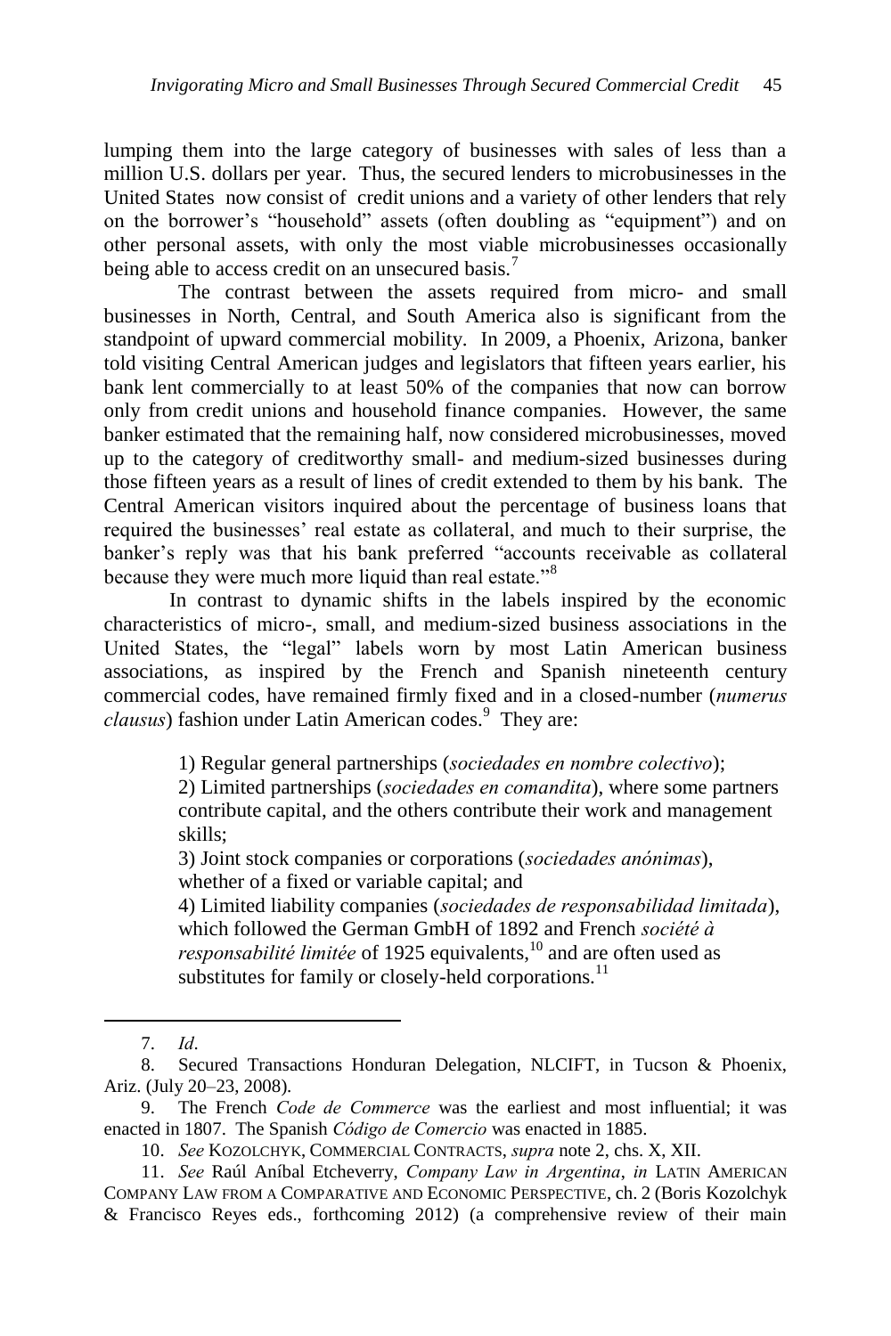lumping them into the large category of businesses with sales of less than a million U.S. dollars per year. Thus, the secured lenders to microbusinesses in the United States now consist of credit unions and a variety of other lenders that rely on the borrower's "household" assets (often doubling as "equipment") and on other personal assets, with only the most viable microbusinesses occasionally being able to access credit on an unsecured basis.[7]

The contrast between the assets required from micro- and small businesses in North, Central, and South America also is significant from the standpoint of upward commercial mobility. In 2009, a Phoenix, Arizona, banker told visiting Central American judges and legislators that fifteen years earlier, his bank lent commercially to at least 50% of the companies that now can borrow only from credit unions and household finance companies. However, the same banker estimated that the remaining half, now considered microbusinesses, moved up to the category of creditworthy small- and medium-sized businesses during those fifteen years as a result of lines of credit extended to them by his bank. The Central American visitors inquired about the percentage of business loans that required the businesses' real estate as collateral, and much to their surprise, the banker's reply was that his bank preferred "accounts receivable as collateral because they were much more liquid than real estate."[8]

In contrast to dynamic shifts in the labels inspired by the economic characteristics of micro-, small, and medium-sized business associations in the United States, the "legal" labels worn by most Latin American business associations, as inspired by the French and Spanish nineteenth century commercial codes, have remained firmly fixed and in a closed-number (*numerus clausus*) fashion under Latin American codes.[9] They are:

> 1) Regular general partnerships (*sociedades en nombre colectivo*);
> 2) Limited partnerships (*sociedades en comandita*), where some partners contribute capital, and the others contribute their work and management skills;
> 3) Joint stock companies or corporations (*sociedades anónimas*), whether of a fixed or variable capital; and
> 4) Limited liability companies (*sociedades de responsabilidad limitada*), which followed the German GmbH of 1892 and French *société à responsabilité limitée* of 1925 equivalents,[10] and are often used as substitutes for family or closely-held corporations.[11]

---

7. *Id*.

8. Secured Transactions Honduran Delegation, NLCIFT, in Tucson & Phoenix, Ariz. (July 20–23, 2008).

9. The French *Code de Commerce* was the earliest and most influential; it was enacted in 1807. The Spanish *Código de Comercio* was enacted in 1885.

10. *See* KOZOLCHYK, COMMERCIAL CONTRACTS, *supra* note 2, chs. X, XII.

11. *See* Raúl Aníbal Etcheverry, *Company Law in Argentina*, *in* LATIN AMERICAN COMPANY LAW FROM A COMPARATIVE AND ECONOMIC PERSPECTIVE, ch. 2 (Boris Kozolchyk & Francisco Reyes eds., forthcoming 2012) (a comprehensive review of their main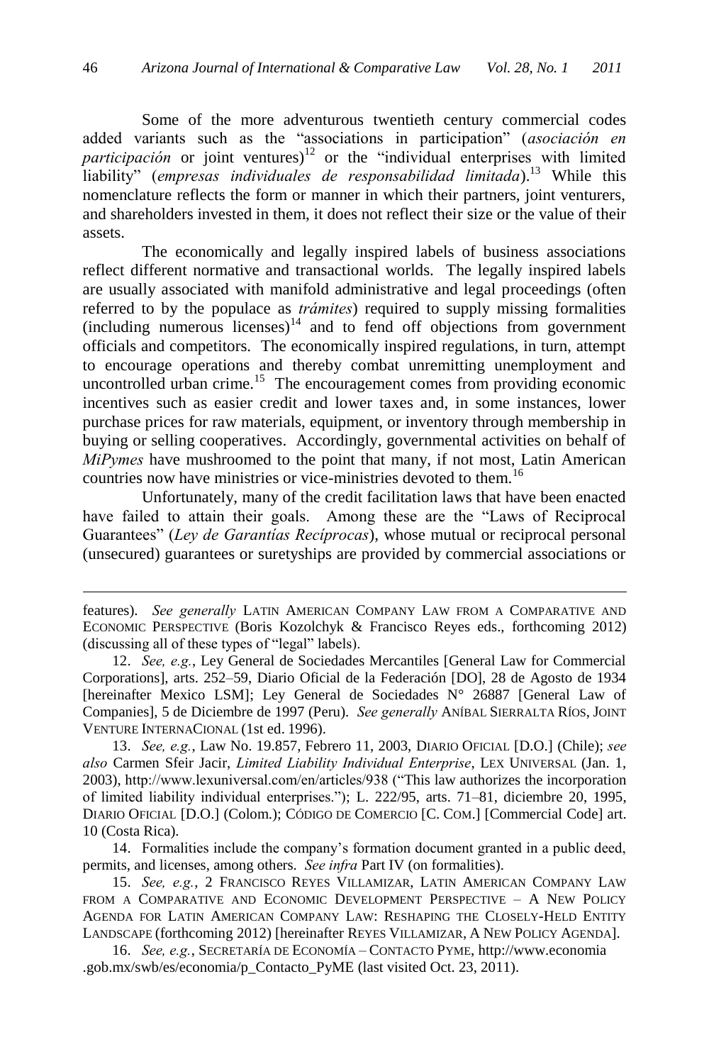Some of the more adventurous twentieth century commercial codes added variants such as the "associations in participation" (*asociación en participación* or joint ventures)[12] or the "individual enterprises with limited liability" (*empresas individuales de responsabilidad limitada*).[13] While this nomenclature reflects the form or manner in which their partners, joint venturers, and shareholders invested in them, it does not reflect their size or the value of their assets.

The economically and legally inspired labels of business associations reflect different normative and transactional worlds. The legally inspired labels are usually associated with manifold administrative and legal proceedings (often referred to by the populace as *trámites*) required to supply missing formalities (including numerous licenses)[14] and to fend off objections from government officials and competitors. The economically inspired regulations, in turn, attempt to encourage operations and thereby combat unremitting unemployment and uncontrolled urban crime.[15] The encouragement comes from providing economic incentives such as easier credit and lower taxes and, in some instances, lower purchase prices for raw materials, equipment, or inventory through membership in buying or selling cooperatives. Accordingly, governmental activities on behalf of *MiPymes* have mushroomed to the point that many, if not most, Latin American countries now have ministries or vice-ministries devoted to them.[16]

Unfortunately, many of the credit facilitation laws that have been enacted have failed to attain their goals. Among these are the "Laws of Reciprocal Guarantees" (*Ley de Garantías Recíprocas*), whose mutual or reciprocal personal (unsecured) guarantees or suretyships are provided by commercial associations or

---

features). *See generally* LATIN AMERICAN COMPANY LAW FROM A COMPARATIVE AND ECONOMIC PERSPECTIVE (Boris Kozolchyk & Francisco Reyes eds., forthcoming 2012) (discussing all of these types of "legal" labels).

12. *See, e.g.*, Ley General de Sociedades Mercantiles [General Law for Commercial Corporations], arts. 252–59, Diario Oficial de la Federación [DO], 28 de Agosto de 1934 [hereinafter Mexico LSM]; Ley General de Sociedades N° 26887 [General Law of Companies], 5 de Diciembre de 1997 (Peru). *See generally* ANÍBAL SIERRALTA RÍOS, JOINT VENTURE INTERNACIONAL (1st ed. 1996).

13. *See, e.g.*, Law No. 19.857, Febrero 11, 2003, DIARIO OFICIAL [D.O.] (Chile); *see also* Carmen Sfeir Jacir, *Limited Liability Individual Enterprise*, LEX UNIVERSAL (Jan. 1, 2003), http://www.lexuniversal.com/en/articles/938 ("This law authorizes the incorporation of limited liability individual enterprises."); L. 222/95, arts. 71–81, diciembre 20, 1995, DIARIO OFICIAL [D.O.] (Colom.); CÓDIGO DE COMERCIO [C. COM.] [Commercial Code] art. 10 (Costa Rica).

14. Formalities include the company's formation document granted in a public deed, permits, and licenses, among others. *See infra* Part IV (on formalities).

15. *See, e.g.*, 2 FRANCISCO REYES VILLAMIZAR, LATIN AMERICAN COMPANY LAW FROM A COMPARATIVE AND ECONOMIC DEVELOPMENT PERSPECTIVE – A NEW POLICY AGENDA FOR LATIN AMERICAN COMPANY LAW: RESHAPING THE CLOSELY-HELD ENTITY LANDSCAPE (forthcoming 2012) [hereinafter REYES VILLAMIZAR, A NEW POLICY AGENDA].

16. *See, e.g.*, SECRETARÍA DE ECONOMÍA – CONTACTO PYME, http://www.economia.gob.mx/swb/es/economia/p_Contacto_PyME (last visited Oct. 23, 2011).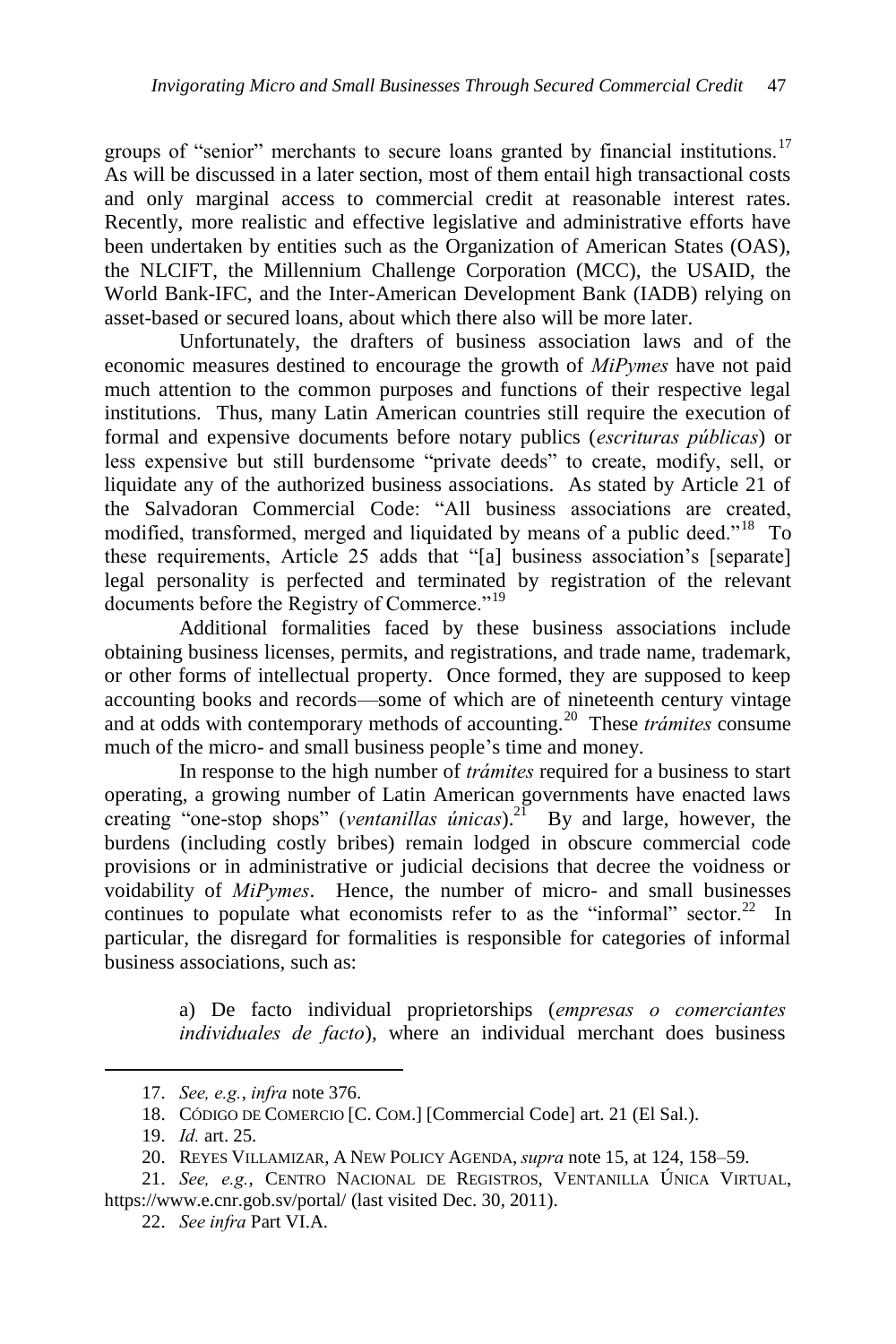groups of "senior" merchants to secure loans granted by financial institutions.[17] As will be discussed in a later section, most of them entail high transactional costs and only marginal access to commercial credit at reasonable interest rates. Recently, more realistic and effective legislative and administrative efforts have been undertaken by entities such as the Organization of American States (OAS), the NLCIFT, the Millennium Challenge Corporation (MCC), the USAID, the World Bank-IFC, and the Inter-American Development Bank (IADB) relying on asset-based or secured loans, about which there also will be more later.

Unfortunately, the drafters of business association laws and of the economic measures destined to encourage the growth of *MiPymes* have not paid much attention to the common purposes and functions of their respective legal institutions. Thus, many Latin American countries still require the execution of formal and expensive documents before notary publics (*escrituras públicas*) or less expensive but still burdensome "private deeds" to create, modify, sell, or liquidate any of the authorized business associations. As stated by Article 21 of the Salvadoran Commercial Code: "All business associations are created, modified, transformed, merged and liquidated by means of a public deed."[18] To these requirements, Article 25 adds that "[a] business association's [separate] legal personality is perfected and terminated by registration of the relevant documents before the Registry of Commerce."[19]

Additional formalities faced by these business associations include obtaining business licenses, permits, and registrations, and trade name, trademark, or other forms of intellectual property. Once formed, they are supposed to keep accounting books and records—some of which are of nineteenth century vintage and at odds with contemporary methods of accounting.[20] These *trámites* consume much of the micro- and small business people's time and money.

In response to the high number of *trámites* required for a business to start operating, a growing number of Latin American governments have enacted laws creating "one-stop shops" (*ventanillas únicas*).[21] By and large, however, the burdens (including costly bribes) remain lodged in obscure commercial code provisions or in administrative or judicial decisions that decree the voidness or voidability of *MiPymes*. Hence, the number of micro- and small businesses continues to populate what economists refer to as the "informal" sector.[22] In particular, the disregard for formalities is responsible for categories of informal business associations, such as:

> a) De facto individual proprietorships (*empresas o comerciantes individuales de facto*), where an individual merchant does business

---

17. *See, e.g.*, *infra* note 376.

18. CÓDIGO DE COMERCIO [C. COM.] [Commercial Code] art. 21 (El Sal.).

19. *Id.* art. 25.

20. REYES VILLAMIZAR, A NEW POLICY AGENDA, *supra* note 15, at 124, 158–59.

21. *See, e.g.*, CENTRO NACIONAL DE REGISTROS, VENTANILLA ÚNICA VIRTUAL, https://www.e.cnr.gob.sv/portal/ (last visited Dec. 30, 2011).

22. *See infra* Part VI.A.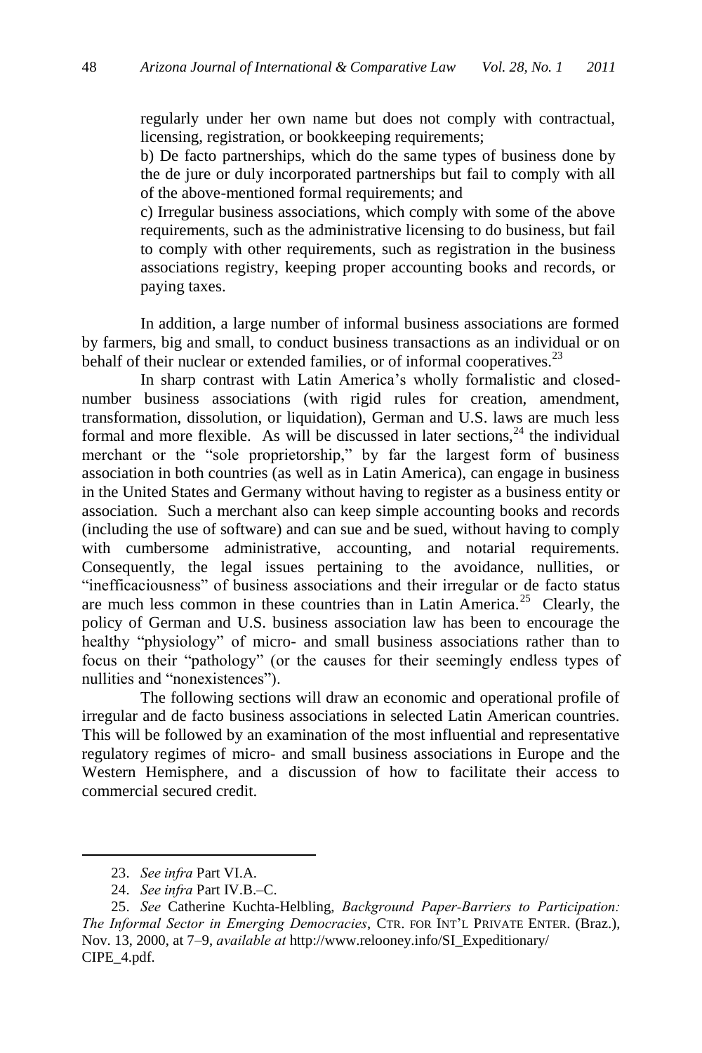regularly under her own name but does not comply with contractual, licensing, registration, or bookkeeping requirements;

b) De facto partnerships, which do the same types of business done by the de jure or duly incorporated partnerships but fail to comply with all of the above-mentioned formal requirements; and

c) Irregular business associations, which comply with some of the above requirements, such as the administrative licensing to do business, but fail to comply with other requirements, such as registration in the business associations registry, keeping proper accounting books and records, or paying taxes.

In addition, a large number of informal business associations are formed by farmers, big and small, to conduct business transactions as an individual or on behalf of their nuclear or extended families, or of informal cooperatives.[23]

In sharp contrast with Latin America's wholly formalistic and closed-number business associations (with rigid rules for creation, amendment, transformation, dissolution, or liquidation), German and U.S. laws are much less formal and more flexible. As will be discussed in later sections,[24] the individual merchant or the "sole proprietorship," by far the largest form of business association in both countries (as well as in Latin America), can engage in business in the United States and Germany without having to register as a business entity or association. Such a merchant also can keep simple accounting books and records (including the use of software) and can sue and be sued, without having to comply with cumbersome administrative, accounting, and notarial requirements. Consequently, the legal issues pertaining to the avoidance, nullities, or "inefficaciousness" of business associations and their irregular or de facto status are much less common in these countries than in Latin America.[25] Clearly, the policy of German and U.S. business association law has been to encourage the healthy "physiology" of micro- and small business associations rather than to focus on their "pathology" (or the causes for their seemingly endless types of nullities and "nonexistences").

The following sections will draw an economic and operational profile of irregular and de facto business associations in selected Latin American countries. This will be followed by an examination of the most influential and representative regulatory regimes of micro- and small business associations in Europe and the Western Hemisphere, and a discussion of how to facilitate their access to commercial secured credit.

---

23. *See infra* Part VI.A.

24. *See infra* Part IV.B.–C.

25. *See* Catherine Kuchta-Helbling, *Background Paper-Barriers to Participation: The Informal Sector in Emerging Democracies*, CTR. FOR INT'L PRIVATE ENTER. (Braz.), Nov. 13, 2000, at 7–9, *available at* http://www.relooney.info/SI_Expeditionary/CIPE_4.pdf.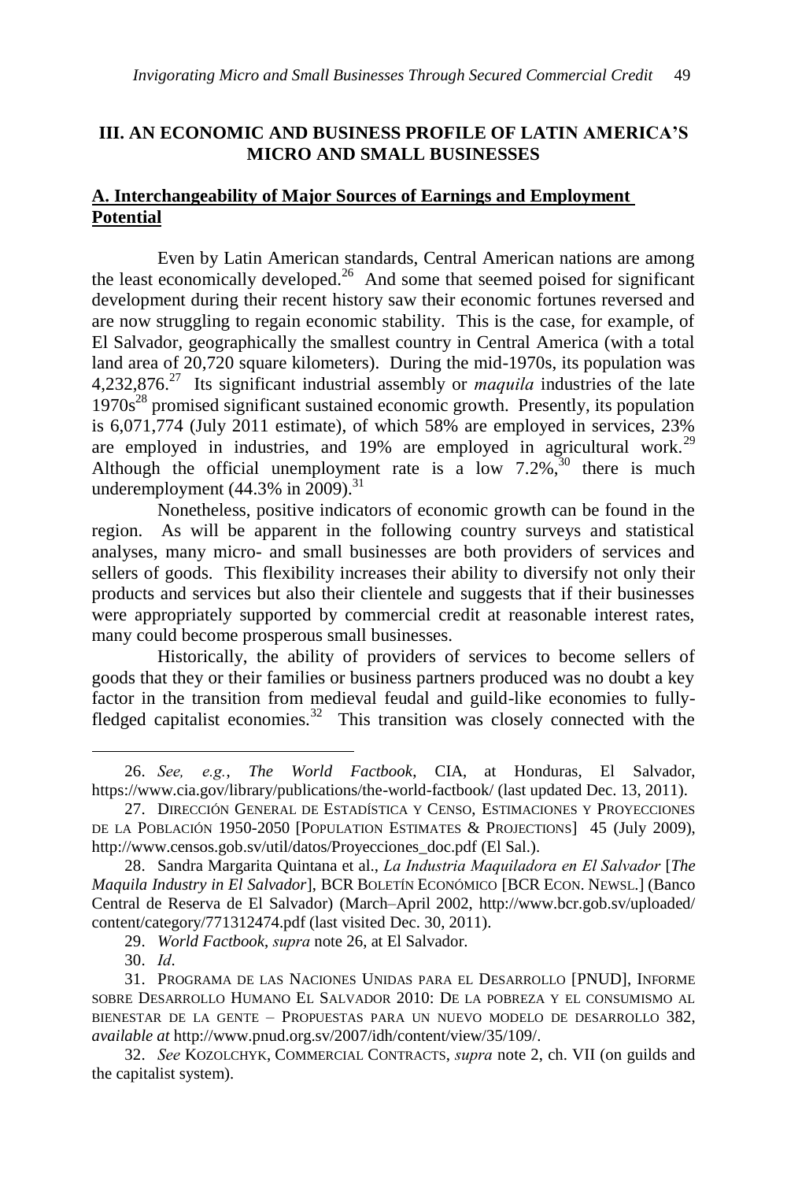## III. AN ECONOMIC AND BUSINESS PROFILE OF LATIN AMERICA'S MICRO AND SMALL BUSINESSES

### A. Interchangeability of Major Sources of Earnings and Employment Potential

Even by Latin American standards, Central American nations are among the least economically developed.[26] And some that seemed poised for significant development during their recent history saw their economic fortunes reversed and are now struggling to regain economic stability. This is the case, for example, of El Salvador, geographically the smallest country in Central America (with a total land area of 20,720 square kilometers). During the mid-1970s, its population was 4,232,876.[27] Its significant industrial assembly or *maquila* industries of the late 1970s[28] promised significant sustained economic growth. Presently, its population is 6,071,774 (July 2011 estimate), of which 58% are employed in services, 23% are employed in industries, and 19% are employed in agricultural work.[29] Although the official unemployment rate is a low 7.2%,[30] there is much underemployment (44.3% in 2009).[31]

Nonetheless, positive indicators of economic growth can be found in the region. As will be apparent in the following country surveys and statistical analyses, many micro- and small businesses are both providers of services and sellers of goods. This flexibility increases their ability to diversify not only their products and services but also their clientele and suggests that if their businesses were appropriately supported by commercial credit at reasonable interest rates, many could become prosperous small businesses.

Historically, the ability of providers of services to become sellers of goods that they or their families or business partners produced was no doubt a key factor in the transition from medieval feudal and guild-like economies to fully-fledged capitalist economies.[32] This transition was closely connected with the

---

26. *See, e.g.*, *The World Factbook*, CIA, at Honduras, El Salvador, https://www.cia.gov/library/publications/the-world-factbook/ (last updated Dec. 13, 2011).

27. DIRECCIÓN GENERAL DE ESTADÍSTICA Y CENSO, ESTIMACIONES Y PROYECCIONES DE LA POBLACIÓN 1950-2050 [POPULATION ESTIMATES & PROJECTIONS] 45 (July 2009), http://www.censos.gob.sv/util/datos/Proyecciones_doc.pdf (El Sal.).

28. Sandra Margarita Quintana et al., *La Industria Maquiladora en El Salvador* [*The Maquila Industry in El Salvador*], BCR BOLETÍN ECONÓMICO [BCR ECON. NEWSL.] (Banco Central de Reserva de El Salvador) (March–April 2002, http://www.bcr.gob.sv/uploaded/content/category/771312474.pdf (last visited Dec. 30, 2011).

29. *World Factbook*, *supra* note 26, at El Salvador.

30. *Id*.

31. PROGRAMA DE LAS NACIONES UNIDAS PARA EL DESARROLLO [PNUD], INFORME SOBRE DESARROLLO HUMANO EL SALVADOR 2010: DE LA POBREZA Y EL CONSUMISMO AL BIENESTAR DE LA GENTE – PROPUESTAS PARA UN NUEVO MODELO DE DESARROLLO 382, *available at* http://www.pnud.org.sv/2007/idh/content/view/35/109/.

32. *See* KOZOLCHYK, COMMERCIAL CONTRACTS, *supra* note 2, ch. VII (on guilds and the capitalist system).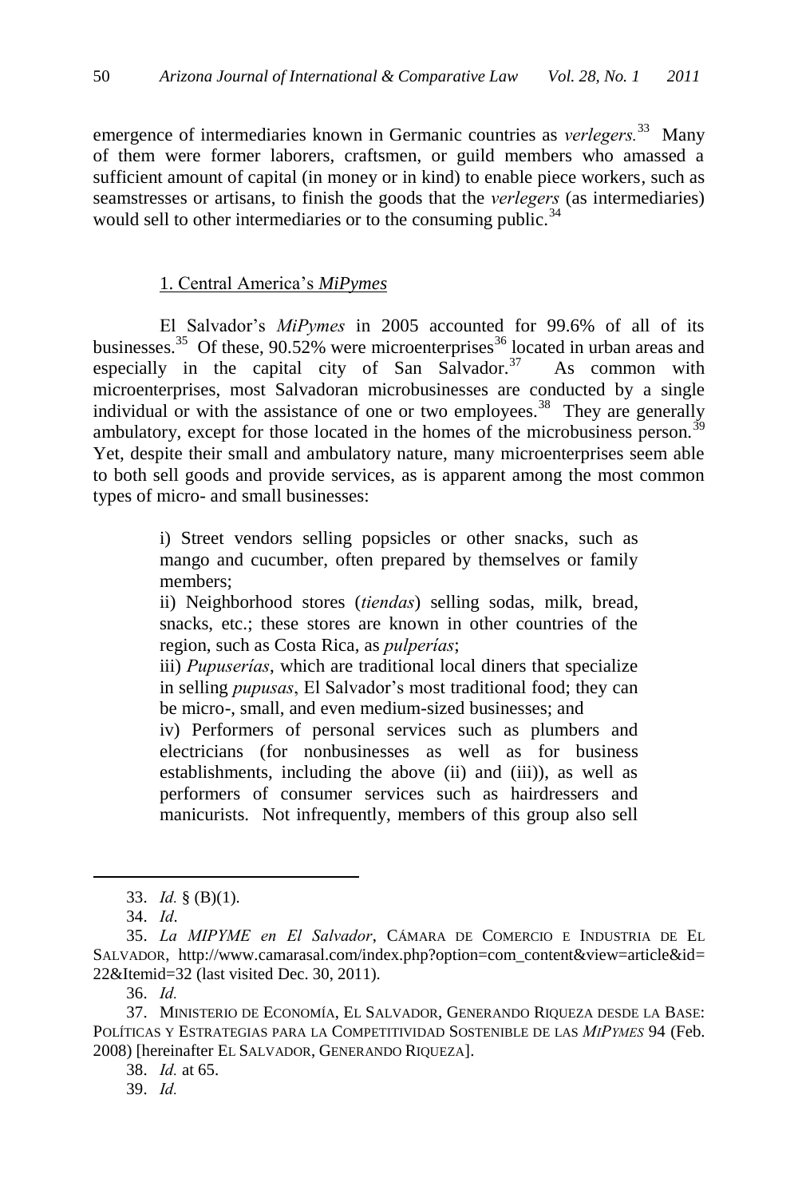emergence of intermediaries known in Germanic countries as *verlegers.*[33] Many of them were former laborers, craftsmen, or guild members who amassed a sufficient amount of capital (in money or in kind) to enable piece workers, such as seamstresses or artisans, to finish the goods that the *verlegers* (as intermediaries) would sell to other intermediaries or to the consuming public.[34]

### 1. Central America's *MiPymes*

El Salvador's *MiPymes* in 2005 accounted for 99.6% of all of its businesses.[35] Of these, 90.52% were microenterprises[36] located in urban areas and especially in the capital city of San Salvador.[37] As common with microenterprises, most Salvadoran microbusinesses are conducted by a single individual or with the assistance of one or two employees.[38] They are generally ambulatory, except for those located in the homes of the microbusiness person.[39] Yet, despite their small and ambulatory nature, many microenterprises seem able to both sell goods and provide services, as is apparent among the most common types of micro- and small businesses:

> i) Street vendors selling popsicles or other snacks, such as mango and cucumber, often prepared by themselves or family members;
> ii) Neighborhood stores (*tiendas*) selling sodas, milk, bread, snacks, etc.; these stores are known in other countries of the region, such as Costa Rica, as *pulperías*;
> iii) *Pupuserías*, which are traditional local diners that specialize in selling *pupusas*, El Salvador's most traditional food; they can be micro-, small, and even medium-sized businesses; and
> iv) Performers of personal services such as plumbers and electricians (for nonbusinesses as well as for business establishments, including the above (ii) and (iii)), as well as performers of consumer services such as hairdressers and manicurists. Not infrequently, members of this group also sell

---

33. *Id.* § (B)(1).

34. *Id*.

35. *La MIPYME en El Salvador*, CÁMARA DE COMERCIO E INDUSTRIA DE EL SALVADOR, http://www.camarasal.com/index.php?option=com_content&view=article&id=22&Itemid=32 (last visited Dec. 30, 2011).

36. *Id.*

37. MINISTERIO DE ECONOMÍA, EL SALVADOR, GENERANDO RIQUEZA DESDE LA BASE: POLÍTICAS Y ESTRATEGIAS PARA LA COMPETITIVIDAD SOSTENIBLE DE LAS *MIPYMES* 94 (Feb. 2008) [hereinafter EL SALVADOR, GENERANDO RIQUEZA].

38. *Id.* at 65.

39. *Id.*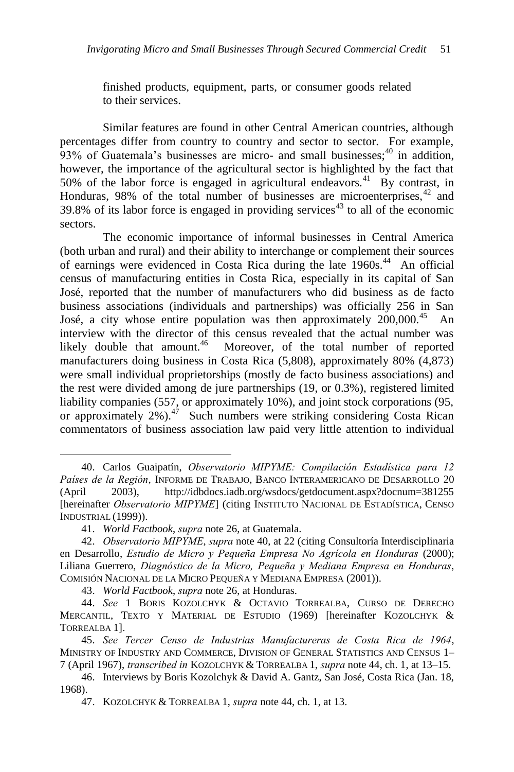finished products, equipment, parts, or consumer goods related to their services.

Similar features are found in other Central American countries, although percentages differ from country to country and sector to sector. For example, 93% of Guatemala's businesses are micro- and small businesses;[40] in addition, however, the importance of the agricultural sector is highlighted by the fact that 50% of the labor force is engaged in agricultural endeavors.[41] By contrast, in Honduras, 98% of the total number of businesses are microenterprises,[42] and 39.8% of its labor force is engaged in providing services[43] to all of the economic sectors.

The economic importance of informal businesses in Central America (both urban and rural) and their ability to interchange or complement their sources of earnings were evidenced in Costa Rica during the late 1960s.[44] An official census of manufacturing entities in Costa Rica, especially in its capital of San José, reported that the number of manufacturers who did business as de facto business associations (individuals and partnerships) was officially 256 in San José, a city whose entire population was then approximately 200,000.[45] An interview with the director of this census revealed that the actual number was likely double that amount.[46] Moreover, of the total number of reported manufacturers doing business in Costa Rica (5,808), approximately 80% (4,873) were small individual proprietorships (mostly de facto business associations) and the rest were divided among de jure partnerships (19, or 0.3%), registered limited liability companies (557, or approximately 10%), and joint stock corporations (95, or approximately 2%).[47] Such numbers were striking considering Costa Rican commentators of business association law paid very little attention to individual

---

40. Carlos Guaipatín, *Observatorio MIPYME: Compilación Estadística para 12 Países de la Región*, INFORME DE TRABAJO, BANCO INTERAMERICANO DE DESARROLLO 20 (April 2003), http://idbdocs.iadb.org/wsdocs/getdocument.aspx?docnum=381255 [hereinafter *Observatorio MIPYME*] (citing INSTITUTO NACIONAL DE ESTADÍSTICA, CENSO INDUSTRIAL (1999)).

41. *World Factbook*, *supra* note 26, at Guatemala.

42. *Observatorio MIPYME*, *supra* note 40, at 22 (citing Consultoría Interdisciplinaria en Desarrollo, *Estudio de Micro y Pequeña Empresa No Agrícola en Honduras* (2000); Liliana Guerrero, *Diagnóstico de la Micro, Pequeña y Mediana Empresa en Honduras*, COMISIÓN NACIONAL DE LA MICRO PEQUEÑA Y MEDIANA EMPRESA (2001)).

43. *World Factbook*, *supra* note 26, at Honduras.

44. *See* 1 BORIS KOZOLCHYK & OCTAVIO TORREALBA, CURSO DE DERECHO MERCANTIL, TEXTO Y MATERIAL DE ESTUDIO (1969) [hereinafter KOZOLCHYK & TORREALBA 1].

45. *See Tercer Censo de Industrias Manufactureras de Costa Rica de 1964*, MINISTRY OF INDUSTRY AND COMMERCE, DIVISION OF GENERAL STATISTICS AND CENSUS 1–7 (April 1967), *transcribed in* KOZOLCHYK & TORREALBA 1, *supra* note 44, ch. 1, at 13–15.

46. Interviews by Boris Kozolchyk & David A. Gantz, San José, Costa Rica (Jan. 18, 1968).

47. KOZOLCHYK & TORREALBA 1, *supra* note 44, ch. 1, at 13.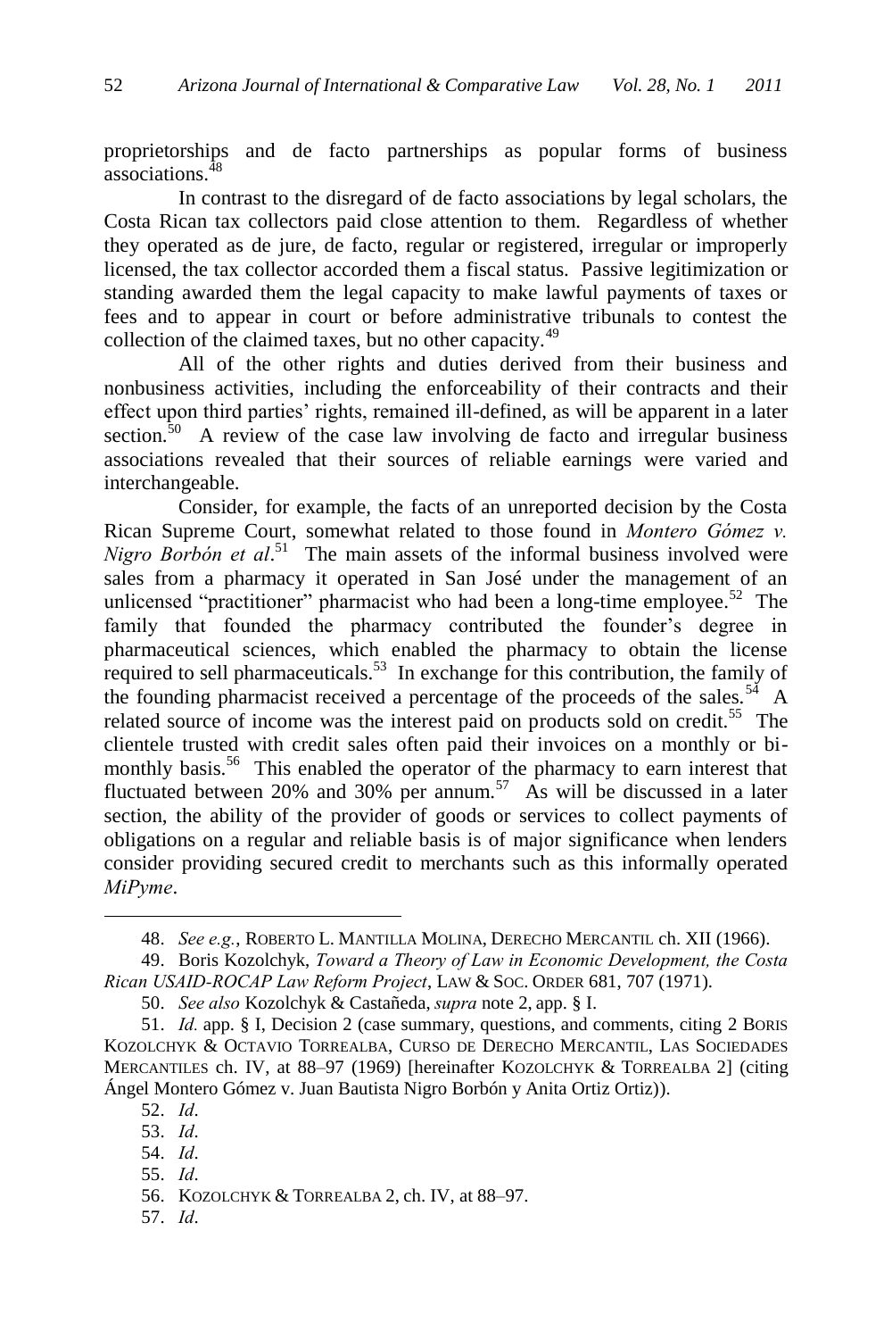proprietorships and de facto partnerships as popular forms of business associations.[48]

In contrast to the disregard of de facto associations by legal scholars, the Costa Rican tax collectors paid close attention to them. Regardless of whether they operated as de jure, de facto, regular or registered, irregular or improperly licensed, the tax collector accorded them a fiscal status. Passive legitimization or standing awarded them the legal capacity to make lawful payments of taxes or fees and to appear in court or before administrative tribunals to contest the collection of the claimed taxes, but no other capacity.[49]

All of the other rights and duties derived from their business and nonbusiness activities, including the enforceability of their contracts and their effect upon third parties' rights, remained ill-defined, as will be apparent in a later section.[50] A review of the case law involving de facto and irregular business associations revealed that their sources of reliable earnings were varied and interchangeable.

Consider, for example, the facts of an unreported decision by the Costa Rican Supreme Court, somewhat related to those found in *Montero Gómez v. Nigro Borbón et al*.[51] The main assets of the informal business involved were sales from a pharmacy it operated in San José under the management of an unlicensed "practitioner" pharmacist who had been a long-time employee.[52] The family that founded the pharmacy contributed the founder's degree in pharmaceutical sciences, which enabled the pharmacy to obtain the license required to sell pharmaceuticals.[53] In exchange for this contribution, the family of the founding pharmacist received a percentage of the proceeds of the sales.[54] A related source of income was the interest paid on products sold on credit.[55] The clientele trusted with credit sales often paid their invoices on a monthly or bi-monthly basis.[56] This enabled the operator of the pharmacy to earn interest that fluctuated between 20% and 30% per annum.[57] As will be discussed in a later section, the ability of the provider of goods or services to collect payments of obligations on a regular and reliable basis is of major significance when lenders consider providing secured credit to merchants such as this informally operated *MiPyme*.

---

48. *See e.g.*, ROBERTO L. MANTILLA MOLINA, DERECHO MERCANTIL ch. XII (1966).

49. Boris Kozolchyk, *Toward a Theory of Law in Economic Development, the Costa Rican USAID-ROCAP Law Reform Project*, LAW & SOC. ORDER 681, 707 (1971).

50. *See also* Kozolchyk & Castañeda, *supra* note 2, app. § I.

51. *Id.* app. § I, Decision 2 (case summary, questions, and comments, citing 2 BORIS KOZOLCHYK & OCTAVIO TORREALBA, CURSO DE DERECHO MERCANTIL, LAS SOCIEDADES MERCANTILES ch. IV, at 88–97 (1969) [hereinafter KOZOLCHYK & TORREALBA 2] (citing Ángel Montero Gómez v. Juan Bautista Nigro Borbón y Anita Ortiz Ortiz)).

52. *Id*.

53. *Id*.

54. *Id*.

55. *Id*.

56. KOZOLCHYK & TORREALBA 2, ch. IV, at 88–97.

57. *Id*.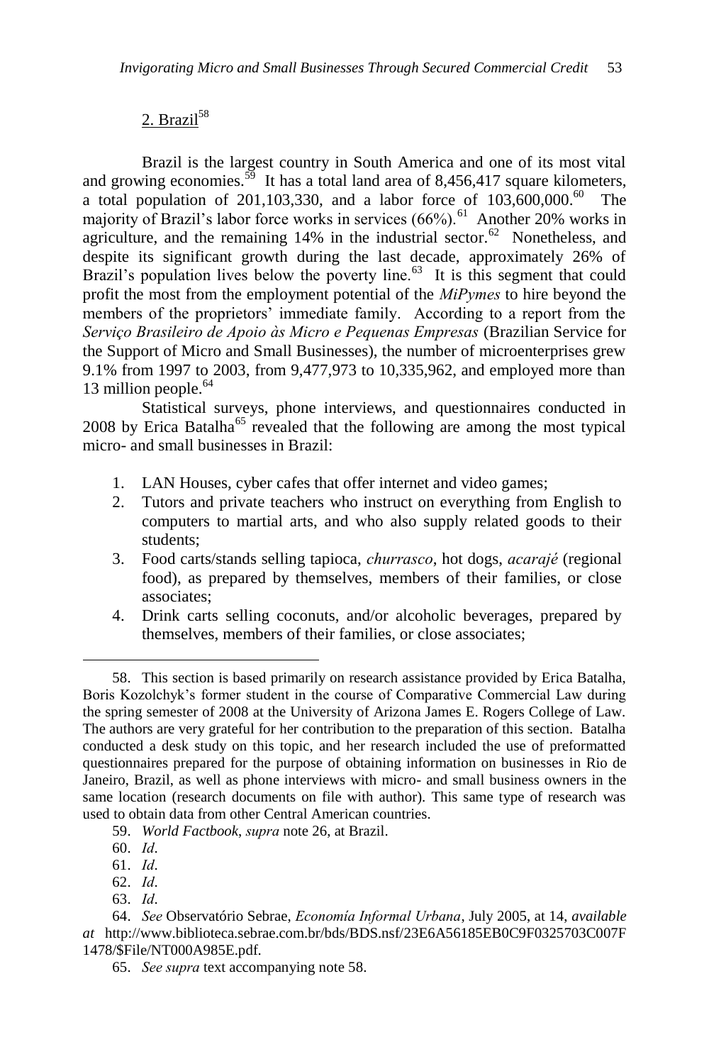### 2. Brazil[58]

Brazil is the largest country in South America and one of its most vital and growing economies.[59] It has a total land area of 8,456,417 square kilometers, a total population of 201,103,330, and a labor force of 103,600,000.[60] The majority of Brazil's labor force works in services (66%).[61] Another 20% works in agriculture, and the remaining 14% in the industrial sector.[62] Nonetheless, and despite its significant growth during the last decade, approximately 26% of Brazil's population lives below the poverty line.[63] It is this segment that could profit the most from the employment potential of the *MiPymes* to hire beyond the members of the proprietors' immediate family. According to a report from the *Serviço Brasileiro de Apoio às Micro e Pequenas Empresas* (Brazilian Service for the Support of Micro and Small Businesses), the number of microenterprises grew 9.1% from 1997 to 2003, from 9,477,973 to 10,335,962, and employed more than 13 million people.[64]

Statistical surveys, phone interviews, and questionnaires conducted in 2008 by Erica Batalha[65] revealed that the following are among the most typical micro- and small businesses in Brazil:

1. LAN Houses, cyber cafes that offer internet and video games;
2. Tutors and private teachers who instruct on everything from English to computers to martial arts, and who also supply related goods to their students;
3. Food carts/stands selling tapioca, *churrasco*, hot dogs, *acarajé* (regional food), as prepared by themselves, members of their families, or close associates;
4. Drink carts selling coconuts, and/or alcoholic beverages, prepared by themselves, members of their families, or close associates;

---

58. This section is based primarily on research assistance provided by Erica Batalha, Boris Kozolchyk's former student in the course of Comparative Commercial Law during the spring semester of 2008 at the University of Arizona James E. Rogers College of Law. The authors are very grateful for her contribution to the preparation of this section. Batalha conducted a desk study on this topic, and her research included the use of preformatted questionnaires prepared for the purpose of obtaining information on businesses in Rio de Janeiro, Brazil, as well as phone interviews with micro- and small business owners in the same location (research documents on file with author). This same type of research was used to obtain data from other Central American countries.

59. *World Factbook*, *supra* note 26, at Brazil.

60. *Id*.

61. *Id*.

62. *Id*.

63. *Id*.

64. *See* Observatório Sebrae, *Economía Informal Urbana*, July 2005, at 14, *available at* http://www.biblioteca.sebrae.com.br/bds/BDS.nsf/23E6A56185EB0C9F0325703C007F1478/$File/NT000A985E.pdf.

65. *See supra* text accompanying note 58.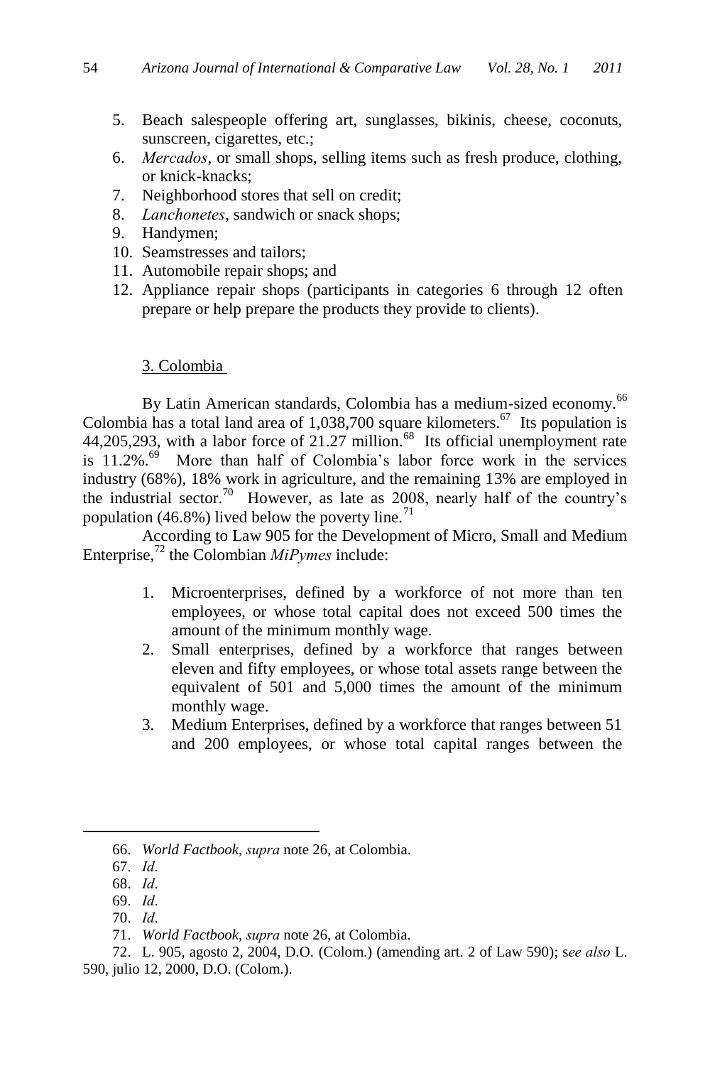5. Beach salespeople offering art, sunglasses, bikinis, cheese, coconuts, sunscreen, cigarettes, etc.;
6. *Mercados*, or small shops, selling items such as fresh produce, clothing, or knick-knacks;
7. Neighborhood stores that sell on credit;
8. *Lanchonetes*, sandwich or snack shops;
9. Handymen;
10. Seamstresses and tailors;
11. Automobile repair shops; and
12. Appliance repair shops (participants in categories 6 through 12 often prepare or help prepare the products they provide to clients).

### 3. Colombia

By Latin American standards, Colombia has a medium-sized economy.[66] Colombia has a total land area of 1,038,700 square kilometers.[67] Its population is 44,205,293, with a labor force of 21.27 million.[68] Its official unemployment rate is 11.2%.[69] More than half of Colombia's labor force work in the services industry (68%), 18% work in agriculture, and the remaining 13% are employed in the industrial sector.[70] However, as late as 2008, nearly half of the country's population (46.8%) lived below the poverty line.[71]

According to Law 905 for the Development of Micro, Small and Medium Enterprise,[72] the Colombian *MiPymes* include:

1. Microenterprises, defined by a workforce of not more than ten employees, or whose total capital does not exceed 500 times the amount of the minimum monthly wage.
2. Small enterprises, defined by a workforce that ranges between eleven and fifty employees, or whose total assets range between the equivalent of 501 and 5,000 times the amount of the minimum monthly wage.
3. Medium Enterprises, defined by a workforce that ranges between 51 and 200 employees, or whose total capital ranges between the

---

66. *World Factbook*, *supra* note 26, at Colombia.
67. *Id*.
68. *Id*.
69. *Id*.
70. *Id*.
71. *World Factbook*, *supra* note 26, at Colombia.
72. L. 905, agosto 2, 2004, D.O. (Colom.) (amending art. 2 of Law 590); s*ee also* L. 590, julio 12, 2000, D.O. (Colom.).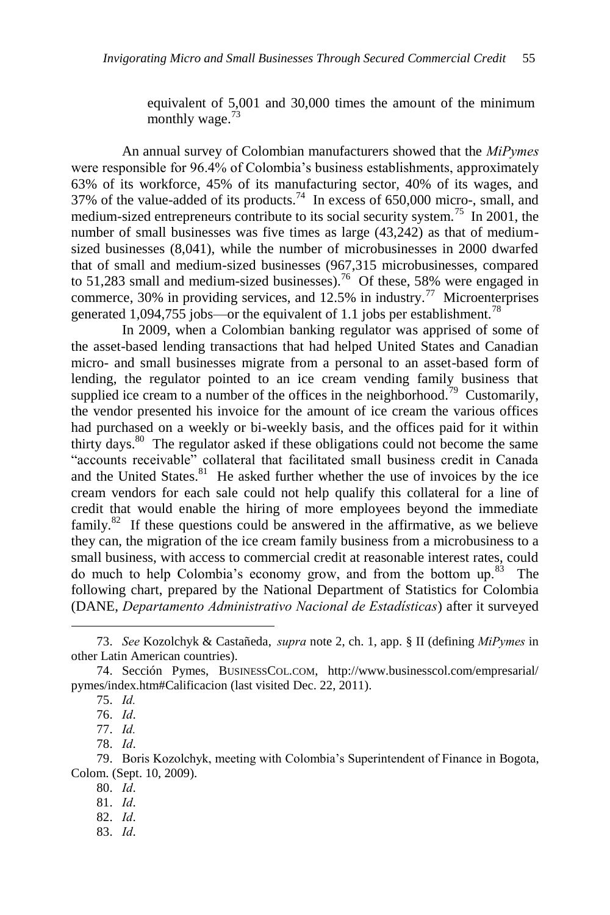equivalent of 5,001 and 30,000 times the amount of the minimum monthly wage.[73]

An annual survey of Colombian manufacturers showed that the *MiPymes* were responsible for 96.4% of Colombia's business establishments, approximately 63% of its workforce, 45% of its manufacturing sector, 40% of its wages, and 37% of the value-added of its products.[74] In excess of 650,000 micro-, small, and medium-sized entrepreneurs contribute to its social security system.[75] In 2001, the number of small businesses was five times as large (43,242) as that of medium-sized businesses (8,041), while the number of microbusinesses in 2000 dwarfed that of small and medium-sized businesses (967,315 microbusinesses, compared to 51,283 small and medium-sized businesses).[76] Of these, 58% were engaged in commerce, 30% in providing services, and 12.5% in industry.[77] Microenterprises generated 1,094,755 jobs—or the equivalent of 1.1 jobs per establishment.[78]

In 2009, when a Colombian banking regulator was apprised of some of the asset-based lending transactions that had helped United States and Canadian micro- and small businesses migrate from a personal to an asset-based form of lending, the regulator pointed to an ice cream vending family business that supplied ice cream to a number of the offices in the neighborhood.[79] Customarily, the vendor presented his invoice for the amount of ice cream the various offices had purchased on a weekly or bi-weekly basis, and the offices paid for it within thirty days.[80] The regulator asked if these obligations could not become the same "accounts receivable" collateral that facilitated small business credit in Canada and the United States.[81] He asked further whether the use of invoices by the ice cream vendors for each sale could not help qualify this collateral for a line of credit that would enable the hiring of more employees beyond the immediate family.[82] If these questions could be answered in the affirmative, as we believe they can, the migration of the ice cream family business from a microbusiness to a small business, with access to commercial credit at reasonable interest rates, could do much to help Colombia's economy grow, and from the bottom up.[83] The following chart, prepared by the National Department of Statistics for Colombia (DANE, *Departamento Administrativo Nacional de Estadísticas*) after it surveyed

---

73. *See* Kozolchyk & Castañeda, *supra* note 2, ch. 1, app. § II (defining *MiPymes* in other Latin American countries).

74. Sección Pymes, BUSINESSCOL.COM, http://www.businesscol.com/empresarial/pymes/index.htm#Calificacion (last visited Dec. 22, 2011).

75. *Id.*

76. *Id*.

77. *Id.*

78. *Id*.

79. Boris Kozolchyk, meeting with Colombia's Superintendent of Finance in Bogota, Colom. (Sept. 10, 2009).

80. *Id*.

81. *Id*.

82. *Id*.

83. *Id*.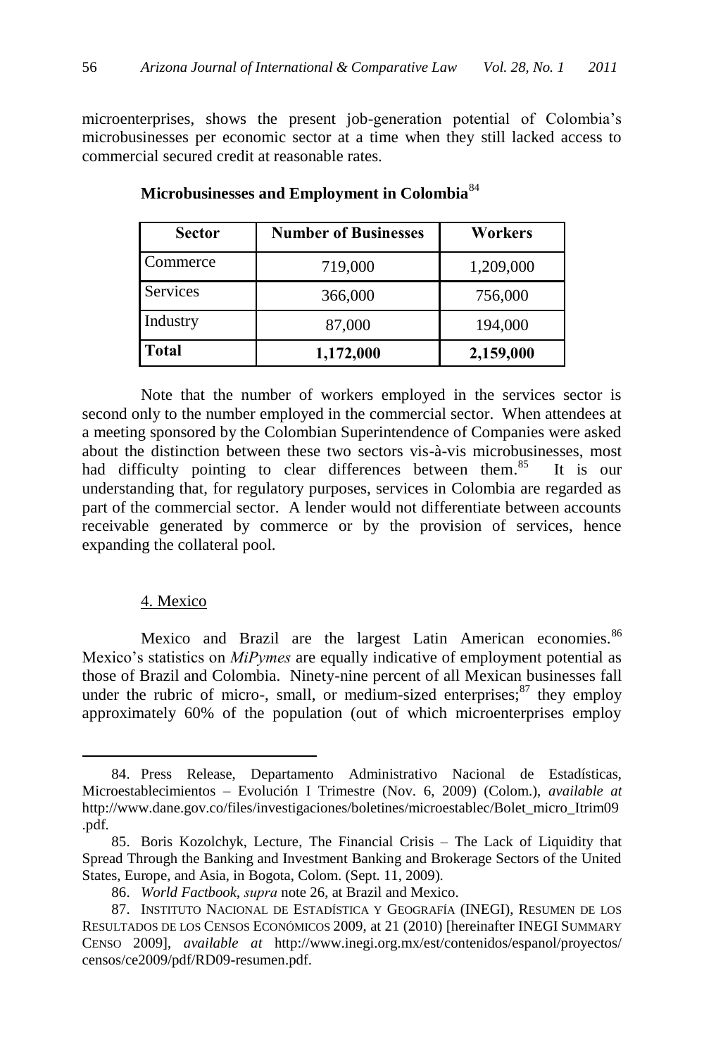microenterprises, shows the present job-generation potential of Colombia's microbusinesses per economic sector at a time when they still lacked access to commercial secured credit at reasonable rates.

**Microbusinesses and Employment in Colombia**[84]

| Sector | Number of Businesses | Workers |
|---|---|---|
| Commerce | 719,000 | 1,209,000 |
| Services | 366,000 | 756,000 |
| Industry | 87,000 | 194,000 |
| **Total** | **1,172,000** | **2,159,000** |

Note that the number of workers employed in the services sector is second only to the number employed in the commercial sector. When attendees at a meeting sponsored by the Colombian Superintendence of Companies were asked about the distinction between these two sectors vis-à-vis microbusinesses, most had difficulty pointing to clear differences between them.[85] It is our understanding that, for regulatory purposes, services in Colombia are regarded as part of the commercial sector. A lender would not differentiate between accounts receivable generated by commerce or by the provision of services, hence expanding the collateral pool.

4. Mexico

Mexico and Brazil are the largest Latin American economies.[86] Mexico's statistics on *MiPymes* are equally indicative of employment potential as those of Brazil and Colombia. Ninety-nine percent of all Mexican businesses fall under the rubric of micro-, small, or medium-sized enterprises;[87] they employ approximately 60% of the population (out of which microenterprises employ

---

84. Press Release, Departamento Administrativo Nacional de Estadísticas, Microestablecimientos – Evolución I Trimestre (Nov. 6, 2009) (Colom.), *available at* http://www.dane.gov.co/files/investigaciones/boletines/microestablec/Bolet_micro_Itrim09.pdf.

85. Boris Kozolchyk, Lecture, The Financial Crisis – The Lack of Liquidity that Spread Through the Banking and Investment Banking and Brokerage Sectors of the United States, Europe, and Asia, in Bogota, Colom. (Sept. 11, 2009).

86. *World Factbook*, *supra* note 26, at Brazil and Mexico.

87. INSTITUTO NACIONAL DE ESTADÍSTICA Y GEOGRAFÍA (INEGI), RESUMEN DE LOS RESULTADOS DE LOS CENSOS ECONÓMICOS 2009, at 21 (2010) [hereinafter INEGI SUMMARY CENSO 2009], *available at* http://www.inegi.org.mx/est/contenidos/espanol/proyectos/censos/ce2009/pdf/RD09-resumen.pdf.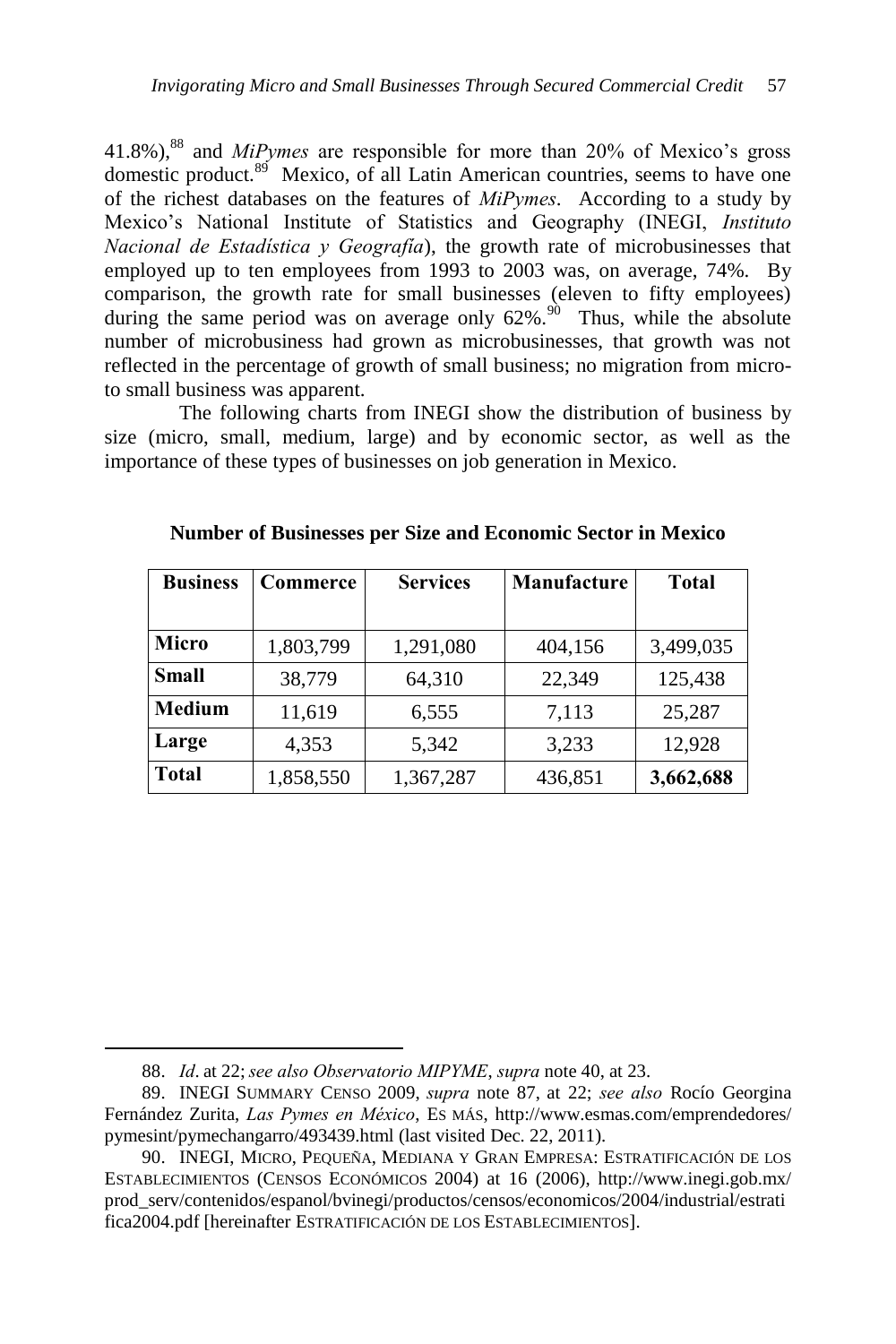41.8%),[88] and *MiPymes* are responsible for more than 20% of Mexico's gross domestic product.[89] Mexico, of all Latin American countries, seems to have one of the richest databases on the features of *MiPymes*. According to a study by Mexico's National Institute of Statistics and Geography (INEGI, *Instituto Nacional de Estadística y Geografía*), the growth rate of microbusinesses that employed up to ten employees from 1993 to 2003 was, on average, 74%. By comparison, the growth rate for small businesses (eleven to fifty employees) during the same period was on average only 62%.[90] Thus, while the absolute number of microbusiness had grown as microbusinesses, that growth was not reflected in the percentage of growth of small business; no migration from micro- to small business was apparent.

The following charts from INEGI show the distribution of business by size (micro, small, medium, large) and by economic sector, as well as the importance of these types of businesses on job generation in Mexico.

**Number of Businesses per Size and Economic Sector in Mexico**

| Business | Commerce | Services | Manufacture | Total |
|---|---|---|---|---|
| Micro | 1,803,799 | 1,291,080 | 404,156 | 3,499,035 |
| Small | 38,779 | 64,310 | 22,349 | 125,438 |
| Medium | 11,619 | 6,555 | 7,113 | 25,287 |
| Large | 4,353 | 5,342 | 3,233 | 12,928 |
| Total | 1,858,550 | 1,367,287 | 436,851 | **3,662,688** |

88. *Id*. at 22; *see also Observatorio MIPYME*, *supra* note 40, at 23.

89. INEGI SUMMARY CENSO 2009, *supra* note 87, at 22; *see also* Rocío Georgina Fernández Zurita, *Las Pymes en México*, ES MÁS, http://www.esmas.com/emprendedores/pymesint/pymechangarro/493439.html (last visited Dec. 22, 2011).

90. INEGI, MICRO, PEQUEÑA, MEDIANA Y GRAN EMPRESA: ESTRATIFICACIÓN DE LOS ESTABLECIMIENTOS (CENSOS ECONÓMICOS 2004) at 16 (2006), http://www.inegi.gob.mx/prod_serv/contenidos/espanol/bvinegi/productos/censos/economicos/2004/industrial/estratifica2004.pdf [hereinafter ESTRATIFICACIÓN DE LOS ESTABLECIMIENTOS].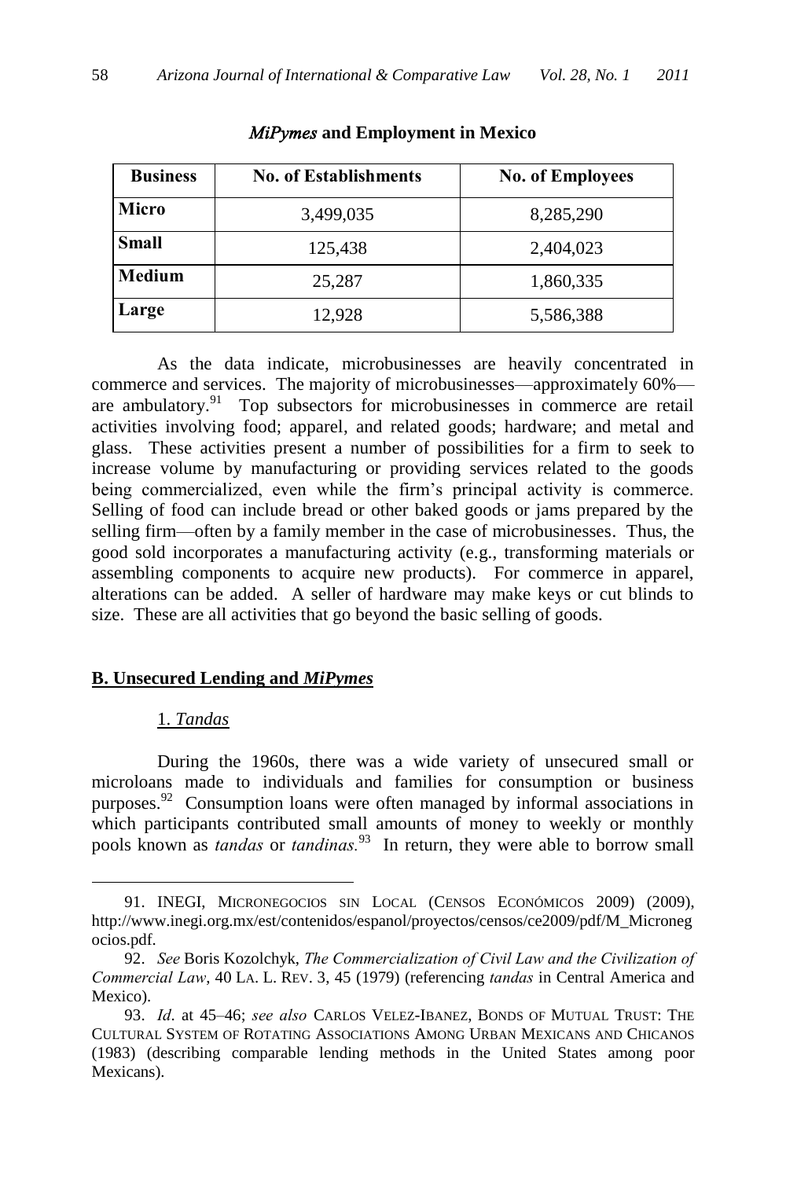***MiPymes* and Employment in Mexico**

| Business | No. of Establishments | No. of Employees |
|---|---|---|
| Micro | 3,499,035 | 8,285,290 |
| Small | 125,438 | 2,404,023 |
| Medium | 25,287 | 1,860,335 |
| Large | 12,928 | 5,586,388 |

As the data indicate, microbusinesses are heavily concentrated in commerce and services. The majority of microbusinesses—approximately 60%—are ambulatory.[91] Top subsectors for microbusinesses in commerce are retail activities involving food; apparel, and related goods; hardware; and metal and glass. These activities present a number of possibilities for a firm to seek to increase volume by manufacturing or providing services related to the goods being commercialized, even while the firm's principal activity is commerce. Selling of food can include bread or other baked goods or jams prepared by the selling firm—often by a family member in the case of microbusinesses. Thus, the good sold incorporates a manufacturing activity (e.g., transforming materials or assembling components to acquire new products). For commerce in apparel, alterations can be added. A seller of hardware may make keys or cut blinds to size. These are all activities that go beyond the basic selling of goods.

## B. Unsecured Lending and *MiPymes*

### 1. *Tandas*

During the 1960s, there was a wide variety of unsecured small or microloans made to individuals and families for consumption or business purposes.[92] Consumption loans were often managed by informal associations in which participants contributed small amounts of money to weekly or monthly pools known as *tandas* or *tandinas*.[93] In return, they were able to borrow small

---

91. INEGI, MICRONEGOCIOS SIN LOCAL (CENSOS ECONÓMICOS 2009) (2009), http://www.inegi.org.mx/est/contenidos/espanol/proyectos/censos/ce2009/pdf/M_Micronegocios.pdf.

92. *See* Boris Kozolchyk, *The Commercialization of Civil Law and the Civilization of Commercial Law*, 40 LA. L. REV. 3, 45 (1979) (referencing *tandas* in Central America and Mexico).

93. *Id*. at 45–46; *see also* CARLOS VELEZ-IBANEZ, BONDS OF MUTUAL TRUST: THE CULTURAL SYSTEM OF ROTATING ASSOCIATIONS AMONG URBAN MEXICANS AND CHICANOS (1983) (describing comparable lending methods in the United States among poor Mexicans).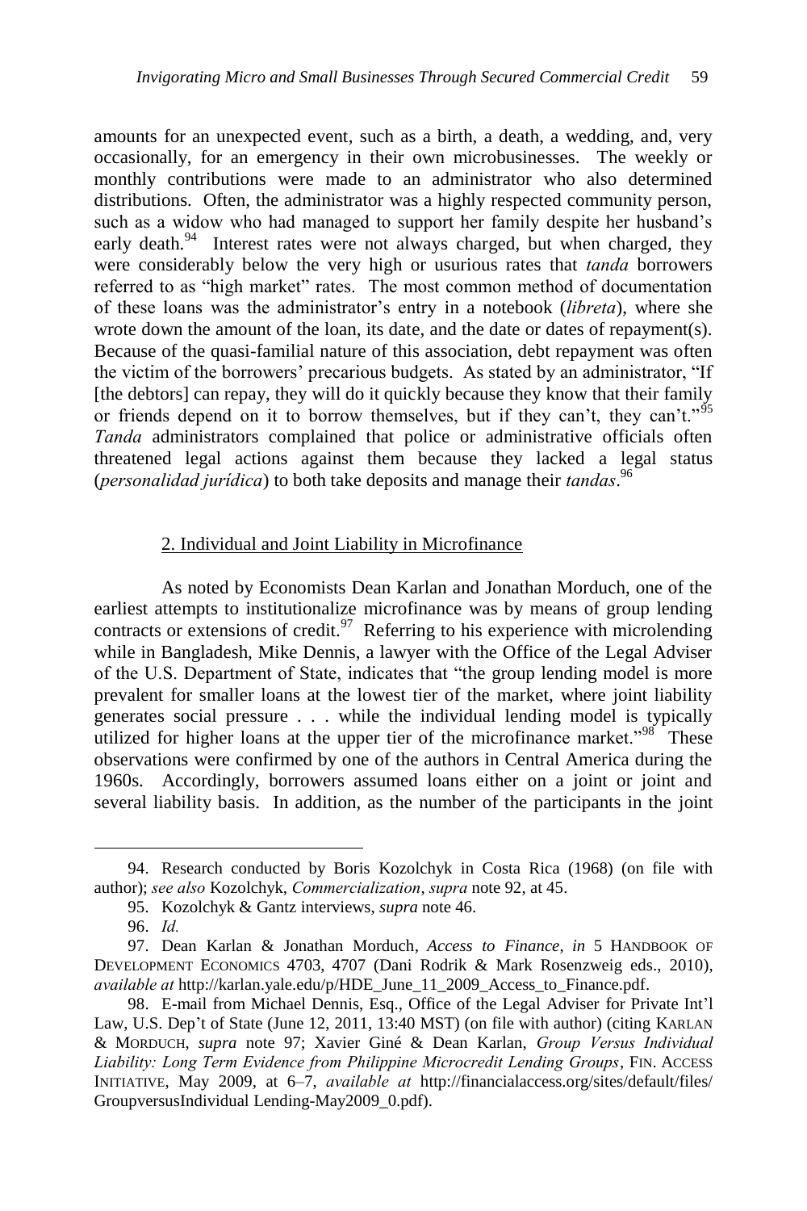amounts for an unexpected event, such as a birth, a death, a wedding, and, very occasionally, for an emergency in their own microbusinesses. The weekly or monthly contributions were made to an administrator who also determined distributions. Often, the administrator was a highly respected community person, such as a widow who had managed to support her family despite her husband's early death.[94] Interest rates were not always charged, but when charged, they were considerably below the very high or usurious rates that *tanda* borrowers referred to as "high market" rates. The most common method of documentation of these loans was the administrator's entry in a notebook (*libreta*), where she wrote down the amount of the loan, its date, and the date or dates of repayment(s). Because of the quasi-familial nature of this association, debt repayment was often the victim of the borrowers' precarious budgets. As stated by an administrator, "If [the debtors] can repay, they will do it quickly because they know that their family or friends depend on it to borrow themselves, but if they can't, they can't."[95] *Tanda* administrators complained that police or administrative officials often threatened legal actions against them because they lacked a legal status (*personalidad jurídica*) to both take deposits and manage their *tandas*.[96]

2. Individual and Joint Liability in Microfinance

As noted by Economists Dean Karlan and Jonathan Morduch, one of the earliest attempts to institutionalize microfinance was by means of group lending contracts or extensions of credit.[97] Referring to his experience with microlending while in Bangladesh, Mike Dennis, a lawyer with the Office of the Legal Adviser of the U.S. Department of State, indicates that "the group lending model is more prevalent for smaller loans at the lowest tier of the market, where joint liability generates social pressure . . . while the individual lending model is typically utilized for higher loans at the upper tier of the microfinance market."[98] These observations were confirmed by one of the authors in Central America during the 1960s. Accordingly, borrowers assumed loans either on a joint or joint and several liability basis. In addition, as the number of the participants in the joint

---

94. Research conducted by Boris Kozolchyk in Costa Rica (1968) (on file with author); *see also* Kozolchyk, *Commercialization*, *supra* note 92, at 45.

95. Kozolchyk & Gantz interviews, *supra* note 46.

96. *Id.*

97. Dean Karlan & Jonathan Morduch, *Access to Finance*, *in* 5 HANDBOOK OF DEVELOPMENT ECONOMICS 4703, 4707 (Dani Rodrik & Mark Rosenzweig eds., 2010), *available at* http://karlan.yale.edu/p/HDE_June_11_2009_Access_to_Finance.pdf.

98. E-mail from Michael Dennis, Esq., Office of the Legal Adviser for Private Int'l Law, U.S. Dep't of State (June 12, 2011, 13:40 MST) (on file with author) (citing KARLAN & MORDUCH, *supra* note 97; Xavier Giné & Dean Karlan, *Group Versus Individual Liability: Long Term Evidence from Philippine Microcredit Lending Groups*, FIN. ACCESS INITIATIVE, May 2009, at 6–7, *available at* http://financialaccess.org/sites/default/files/GroupversusIndividual Lending-May2009_0.pdf).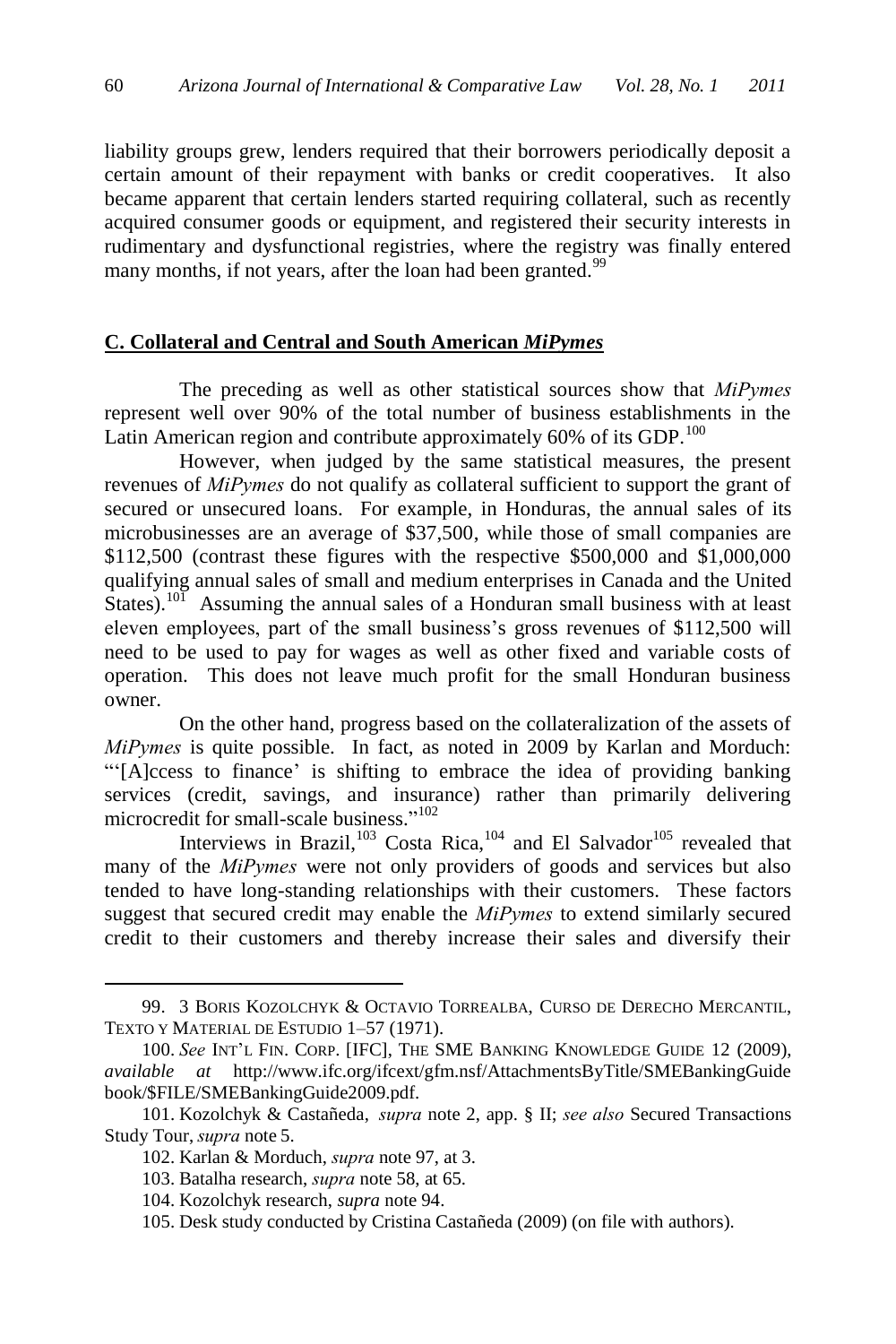liability groups grew, lenders required that their borrowers periodically deposit a certain amount of their repayment with banks or credit cooperatives. It also became apparent that certain lenders started requiring collateral, such as recently acquired consumer goods or equipment, and registered their security interests in rudimentary and dysfunctional registries, where the registry was finally entered many months, if not years, after the loan had been granted.[99]

## C. Collateral and Central and South American *MiPymes*

The preceding as well as other statistical sources show that *MiPymes* represent well over 90% of the total number of business establishments in the Latin American region and contribute approximately 60% of its GDP.[100]

However, when judged by the same statistical measures, the present revenues of *MiPymes* do not qualify as collateral sufficient to support the grant of secured or unsecured loans. For example, in Honduras, the annual sales of its microbusinesses are an average of $37,500, while those of small companies are $112,500 (contrast these figures with the respective $500,000 and $1,000,000 qualifying annual sales of small and medium enterprises in Canada and the United States).[101] Assuming the annual sales of a Honduran small business with at least eleven employees, part of the small business's gross revenues of $112,500 will need to be used to pay for wages as well as other fixed and variable costs of operation. This does not leave much profit for the small Honduran business owner.

On the other hand, progress based on the collateralization of the assets of *MiPymes* is quite possible. In fact, as noted in 2009 by Karlan and Morduch: "'[A]ccess to finance' is shifting to embrace the idea of providing banking services (credit, savings, and insurance) rather than primarily delivering microcredit for small-scale business."[102]

Interviews in Brazil,[103] Costa Rica,[104] and El Salvador[105] revealed that many of the *MiPymes* were not only providers of goods and services but also tended to have long-standing relationships with their customers. These factors suggest that secured credit may enable the *MiPymes* to extend similarly secured credit to their customers and thereby increase their sales and diversify their

---

99. 3 Boris Kozolchyk & Octavio Torrealba, Curso de Derecho Mercantil, Texto y Material de Estudio 1–57 (1971).

100. *See* Int'l Fin. Corp. [IFC], The SME Banking Knowledge Guide 12 (2009), *available at* http://www.ifc.org/ifcext/gfm.nsf/AttachmentsByTitle/SMEBankingGuidebook/$FILE/SMEBankingGuide2009.pdf.

101. Kozolchyk & Castañeda, *supra* note 2, app. § II; *see also* Secured Transactions Study Tour, *supra* note 5.

102. Karlan & Morduch, *supra* note 97, at 3.

103. Batalha research, *supra* note 58, at 65.

104. Kozolchyk research, *supra* note 94.

105. Desk study conducted by Cristina Castañeda (2009) (on file with authors).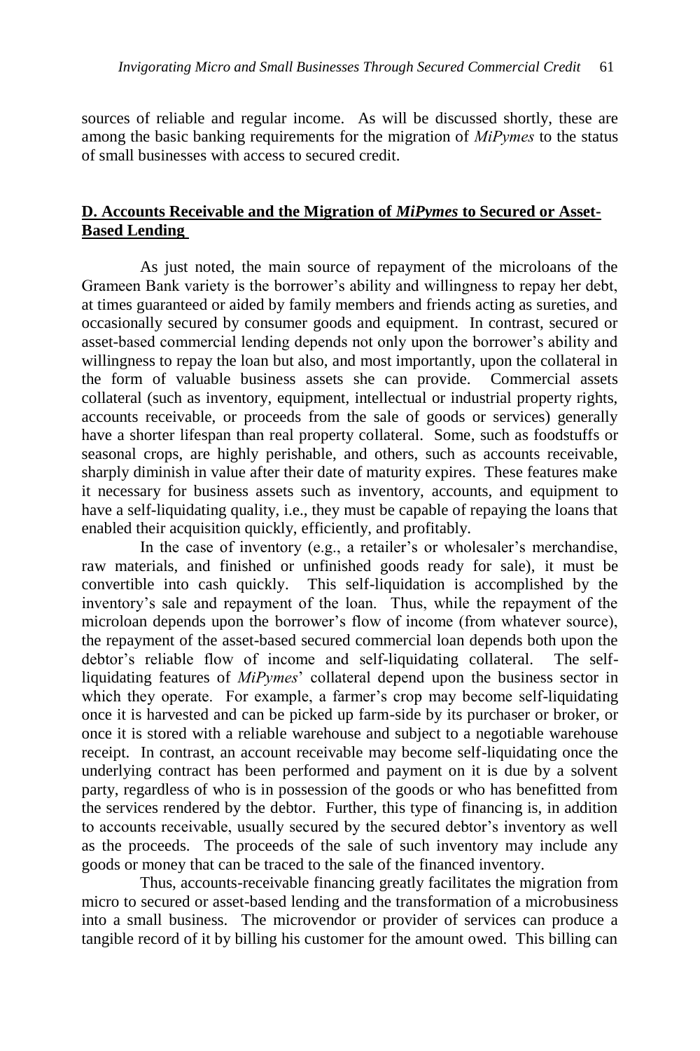sources of reliable and regular income. As will be discussed shortly, these are among the basic banking requirements for the migration of *MiPymes* to the status of small businesses with access to secured credit.

### **D. Accounts Receivable and the Migration of *MiPymes* to Secured or Asset-Based Lending**

As just noted, the main source of repayment of the microloans of the Grameen Bank variety is the borrower's ability and willingness to repay her debt, at times guaranteed or aided by family members and friends acting as sureties, and occasionally secured by consumer goods and equipment. In contrast, secured or asset-based commercial lending depends not only upon the borrower's ability and willingness to repay the loan but also, and most importantly, upon the collateral in the form of valuable business assets she can provide. Commercial assets collateral (such as inventory, equipment, intellectual or industrial property rights, accounts receivable, or proceeds from the sale of goods or services) generally have a shorter lifespan than real property collateral. Some, such as foodstuffs or seasonal crops, are highly perishable, and others, such as accounts receivable, sharply diminish in value after their date of maturity expires. These features make it necessary for business assets such as inventory, accounts, and equipment to have a self-liquidating quality, i.e., they must be capable of repaying the loans that enabled their acquisition quickly, efficiently, and profitably.

In the case of inventory (e.g., a retailer's or wholesaler's merchandise, raw materials, and finished or unfinished goods ready for sale), it must be convertible into cash quickly. This self-liquidation is accomplished by the inventory's sale and repayment of the loan. Thus, while the repayment of the microloan depends upon the borrower's flow of income (from whatever source), the repayment of the asset-based secured commercial loan depends both upon the debtor's reliable flow of income and self-liquidating collateral. The self-liquidating features of *MiPymes*' collateral depend upon the business sector in which they operate. For example, a farmer's crop may become self-liquidating once it is harvested and can be picked up farm-side by its purchaser or broker, or once it is stored with a reliable warehouse and subject to a negotiable warehouse receipt. In contrast, an account receivable may become self-liquidating once the underlying contract has been performed and payment on it is due by a solvent party, regardless of who is in possession of the goods or who has benefitted from the services rendered by the debtor. Further, this type of financing is, in addition to accounts receivable, usually secured by the secured debtor's inventory as well as the proceeds. The proceeds of the sale of such inventory may include any goods or money that can be traced to the sale of the financed inventory.

Thus, accounts-receivable financing greatly facilitates the migration from micro to secured or asset-based lending and the transformation of a microbusiness into a small business. The microvendor or provider of services can produce a tangible record of it by billing his customer for the amount owed. This billing can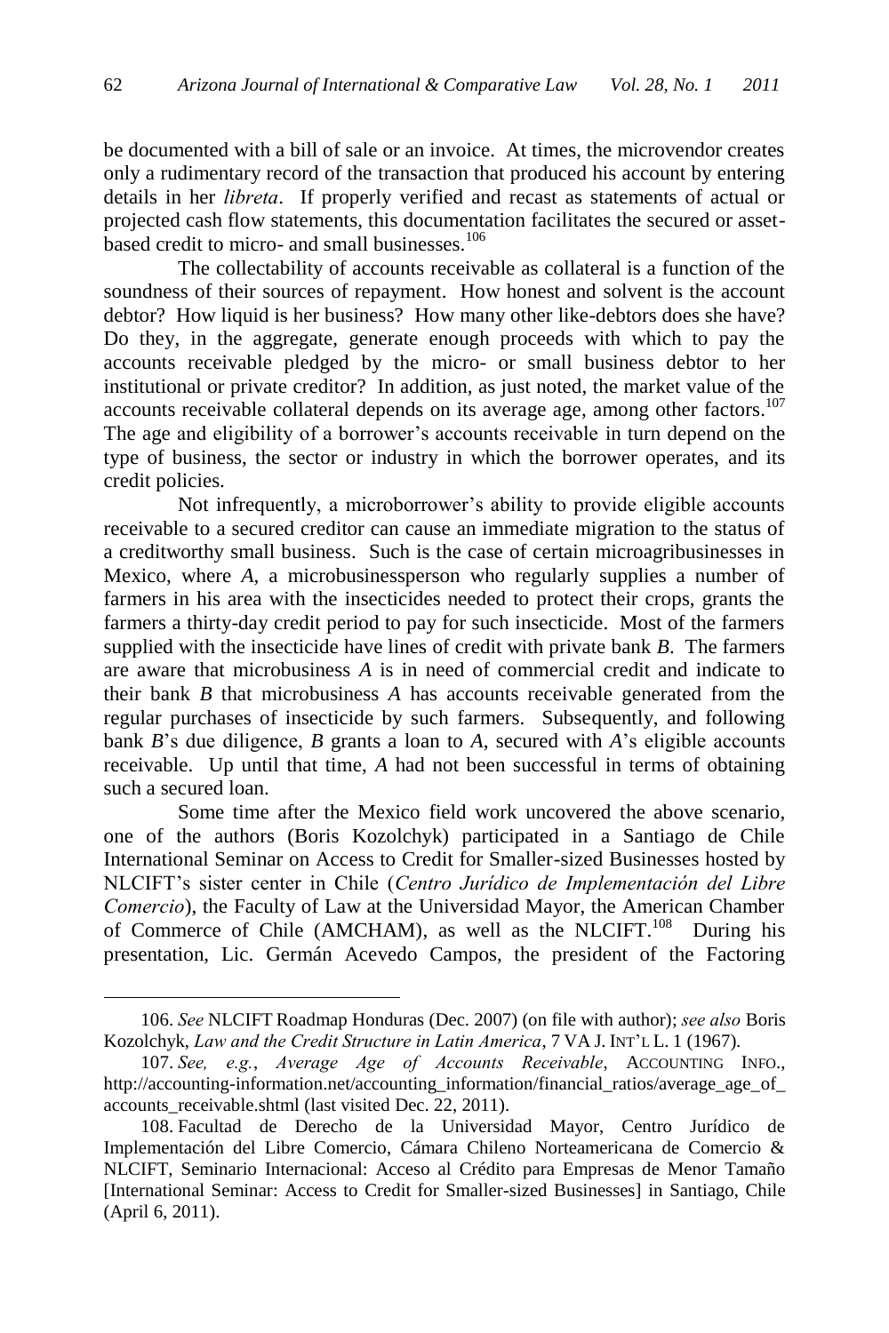be documented with a bill of sale or an invoice. At times, the microvendor creates only a rudimentary record of the transaction that produced his account by entering details in her *libreta*. If properly verified and recast as statements of actual or projected cash flow statements, this documentation facilitates the secured or asset-based credit to micro- and small businesses.[106]

The collectability of accounts receivable as collateral is a function of the soundness of their sources of repayment. How honest and solvent is the account debtor? How liquid is her business? How many other like-debtors does she have? Do they, in the aggregate, generate enough proceeds with which to pay the accounts receivable pledged by the micro- or small business debtor to her institutional or private creditor? In addition, as just noted, the market value of the accounts receivable collateral depends on its average age, among other factors.[107] The age and eligibility of a borrower's accounts receivable in turn depend on the type of business, the sector or industry in which the borrower operates, and its credit policies.

Not infrequently, a microborrower's ability to provide eligible accounts receivable to a secured creditor can cause an immediate migration to the status of a creditworthy small business. Such is the case of certain microagribusinesses in Mexico, where *A*, a microbusinessperson who regularly supplies a number of farmers in his area with the insecticides needed to protect their crops, grants the farmers a thirty-day credit period to pay for such insecticide. Most of the farmers supplied with the insecticide have lines of credit with private bank *B*. The farmers are aware that microbusiness *A* is in need of commercial credit and indicate to their bank *B* that microbusiness *A* has accounts receivable generated from the regular purchases of insecticide by such farmers. Subsequently, and following bank *B*'s due diligence, *B* grants a loan to *A*, secured with *A*'s eligible accounts receivable. Up until that time, *A* had not been successful in terms of obtaining such a secured loan.

Some time after the Mexico field work uncovered the above scenario, one of the authors (Boris Kozolchyk) participated in a Santiago de Chile International Seminar on Access to Credit for Smaller-sized Businesses hosted by NLCIFT's sister center in Chile (*Centro Jurídico de Implementación del Libre Comercio*), the Faculty of Law at the Universidad Mayor, the American Chamber of Commerce of Chile (AMCHAM), as well as the NLCIFT.[108] During his presentation, Lic. Germán Acevedo Campos, the president of the Factoring

---

106. *See* NLCIFT Roadmap Honduras (Dec. 2007) (on file with author); *see also* Boris Kozolchyk, *Law and the Credit Structure in Latin America*, 7 VA J. INT'L L. 1 (1967).

107. *See, e.g.*, *Average Age of Accounts Receivable*, ACCOUNTING INFO., http://accounting-information.net/accounting_information/financial_ratios/average_age_of_accounts_receivable.shtml (last visited Dec. 22, 2011).

108. Facultad de Derecho de la Universidad Mayor, Centro Jurídico de Implementación del Libre Comercio, Cámara Chileno Norteamericana de Comercio & NLCIFT, Seminario Internacional: Acceso al Crédito para Empresas de Menor Tamaño [International Seminar: Access to Credit for Smaller-sized Businesses] in Santiago, Chile (April 6, 2011).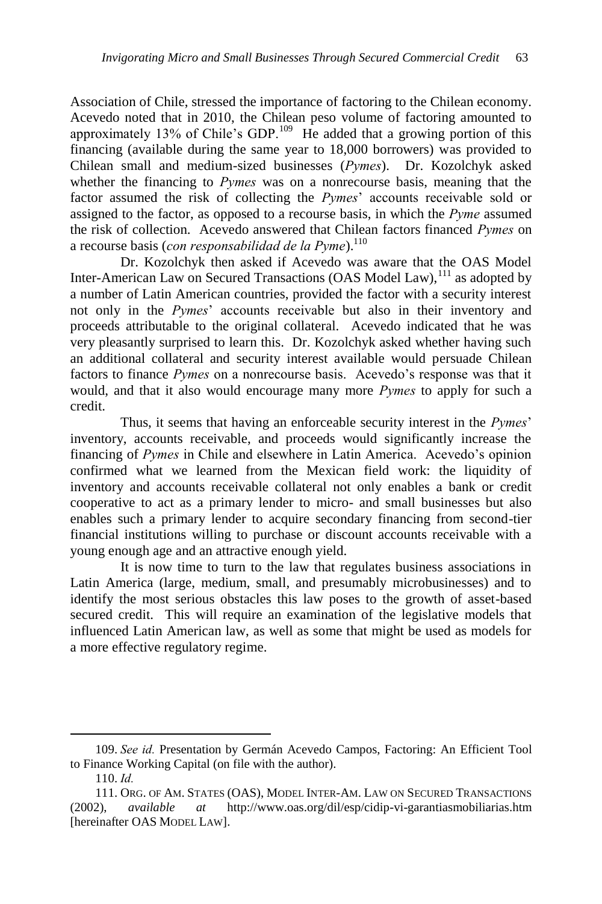Association of Chile, stressed the importance of factoring to the Chilean economy. Acevedo noted that in 2010, the Chilean peso volume of factoring amounted to approximately 13% of Chile's GDP.[109] He added that a growing portion of this financing (available during the same year to 18,000 borrowers) was provided to Chilean small and medium-sized businesses (*Pymes*). Dr. Kozolchyk asked whether the financing to *Pymes* was on a nonrecourse basis, meaning that the factor assumed the risk of collecting the *Pymes*' accounts receivable sold or assigned to the factor, as opposed to a recourse basis, in which the *Pyme* assumed the risk of collection. Acevedo answered that Chilean factors financed *Pymes* on a recourse basis (*con responsabilidad de la Pyme*).[110]

Dr. Kozolchyk then asked if Acevedo was aware that the OAS Model Inter-American Law on Secured Transactions (OAS Model Law),[111] as adopted by a number of Latin American countries, provided the factor with a security interest not only in the *Pymes*' accounts receivable but also in their inventory and proceeds attributable to the original collateral. Acevedo indicated that he was very pleasantly surprised to learn this. Dr. Kozolchyk asked whether having such an additional collateral and security interest available would persuade Chilean factors to finance *Pymes* on a nonrecourse basis. Acevedo's response was that it would, and that it also would encourage many more *Pymes* to apply for such a credit.

Thus, it seems that having an enforceable security interest in the *Pymes*' inventory, accounts receivable, and proceeds would significantly increase the financing of *Pymes* in Chile and elsewhere in Latin America. Acevedo's opinion confirmed what we learned from the Mexican field work: the liquidity of inventory and accounts receivable collateral not only enables a bank or credit cooperative to act as a primary lender to micro- and small businesses but also enables such a primary lender to acquire secondary financing from second-tier financial institutions willing to purchase or discount accounts receivable with a young enough age and an attractive enough yield.

It is now time to turn to the law that regulates business associations in Latin America (large, medium, small, and presumably microbusinesses) and to identify the most serious obstacles this law poses to the growth of asset-based secured credit. This will require an examination of the legislative models that influenced Latin American law, as well as some that might be used as models for a more effective regulatory regime.

---

109. *See id.* Presentation by Germán Acevedo Campos, Factoring: An Efficient Tool to Finance Working Capital (on file with the author).

110. *Id.*

111. ORG. OF AM. STATES (OAS), MODEL INTER-AM. LAW ON SECURED TRANSACTIONS (2002), *available at* http://www.oas.org/dil/esp/cidip-vi-garantiasmobiliarias.htm [hereinafter OAS MODEL LAW].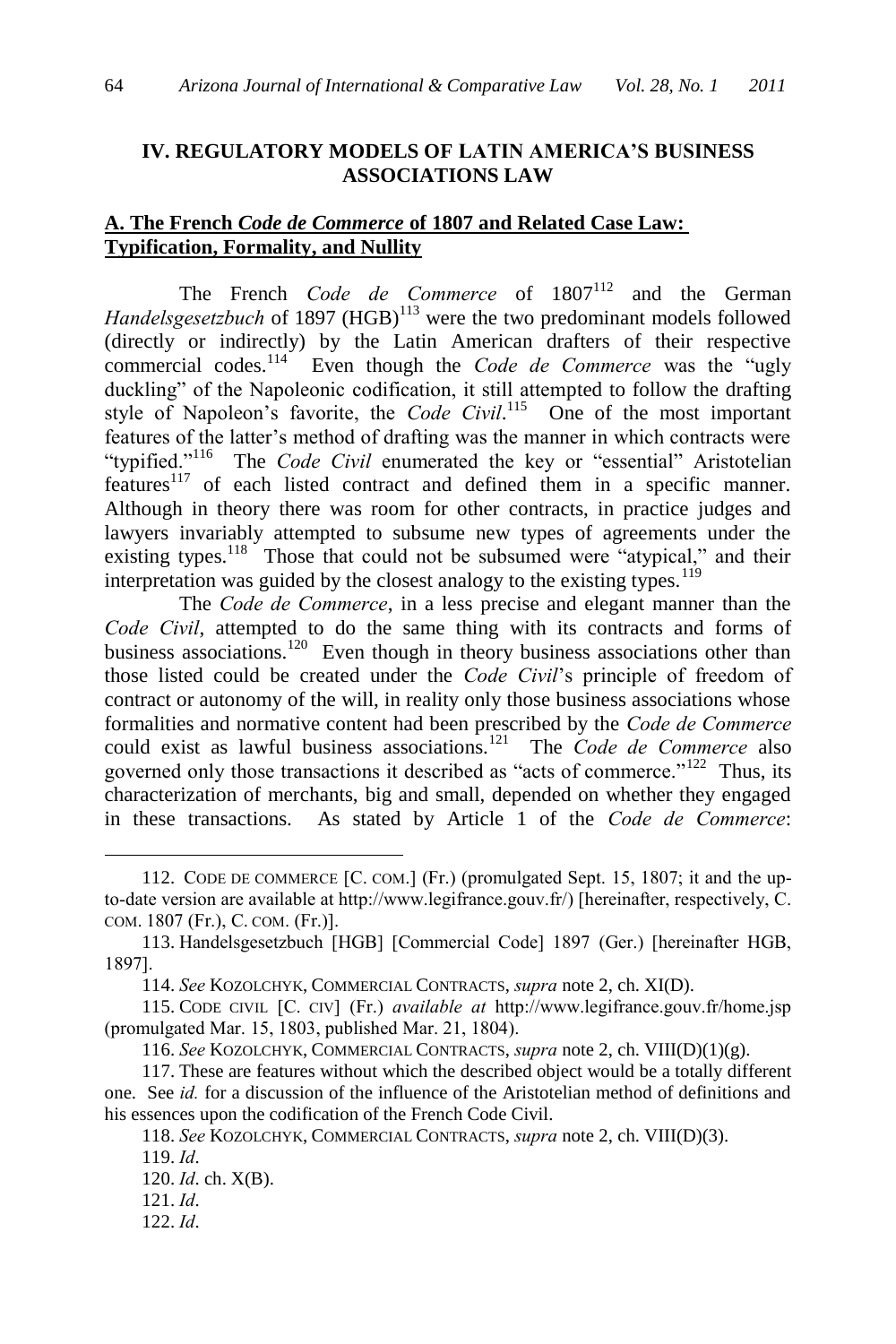## IV. REGULATORY MODELS OF LATIN AMERICA'S BUSINESS ASSOCIATIONS LAW

### A. The French *Code de Commerce* of 1807 and Related Case Law: Typification, Formality, and Nullity

The French *Code de Commerce* of 1807[112] and the German *Handelsgesetzbuch* of 1897 (HGB)[113] were the two predominant models followed (directly or indirectly) by the Latin American drafters of their respective commercial codes.[114] Even though the *Code de Commerce* was the "ugly duckling" of the Napoleonic codification, it still attempted to follow the drafting style of Napoleon's favorite, the *Code Civil*.[115] One of the most important features of the latter's method of drafting was the manner in which contracts were "typified."[116] The *Code Civil* enumerated the key or "essential" Aristotelian features[117] of each listed contract and defined them in a specific manner. Although in theory there was room for other contracts, in practice judges and lawyers invariably attempted to subsume new types of agreements under the existing types.[118] Those that could not be subsumed were "atypical," and their interpretation was guided by the closest analogy to the existing types.[119]

The *Code de Commerce*, in a less precise and elegant manner than the *Code Civil*, attempted to do the same thing with its contracts and forms of business associations.[120] Even though in theory business associations other than those listed could be created under the *Code Civil*'s principle of freedom of contract or autonomy of the will, in reality only those business associations whose formalities and normative content had been prescribed by the *Code de Commerce* could exist as lawful business associations.[121] The *Code de Commerce* also governed only those transactions it described as "acts of commerce."[122] Thus, its characterization of merchants, big and small, depended on whether they engaged in these transactions. As stated by Article 1 of the *Code de Commerce*:

---

112. CODE DE COMMERCE [C. COM.] (Fr.) (promulgated Sept. 15, 1807; it and the up-to-date version are available at http://www.legifrance.gouv.fr/) [hereinafter, respectively, C. COM. 1807 (Fr.), C. COM. (Fr.)].

113. Handelsgesetzbuch [HGB] [Commercial Code] 1897 (Ger.) [hereinafter HGB, 1897].

114. *See* KOZOLCHYK, COMMERCIAL CONTRACTS, *supra* note 2, ch. XI(D).

115. CODE CIVIL [C. CIV] (Fr.) *available at* http://www.legifrance.gouv.fr/home.jsp (promulgated Mar. 15, 1803, published Mar. 21, 1804).

116. *See* KOZOLCHYK, COMMERCIAL CONTRACTS, *supra* note 2, ch. VIII(D)(1)(g).

117. These are features without which the described object would be a totally different one. See *id.* for a discussion of the influence of the Aristotelian method of definitions and his essences upon the codification of the French Code Civil.

118. *See* KOZOLCHYK, COMMERCIAL CONTRACTS, *supra* note 2, ch. VIII(D)(3).

119. *Id*.

120. *Id*. ch. X(B).

121. *Id*.

122. *Id*.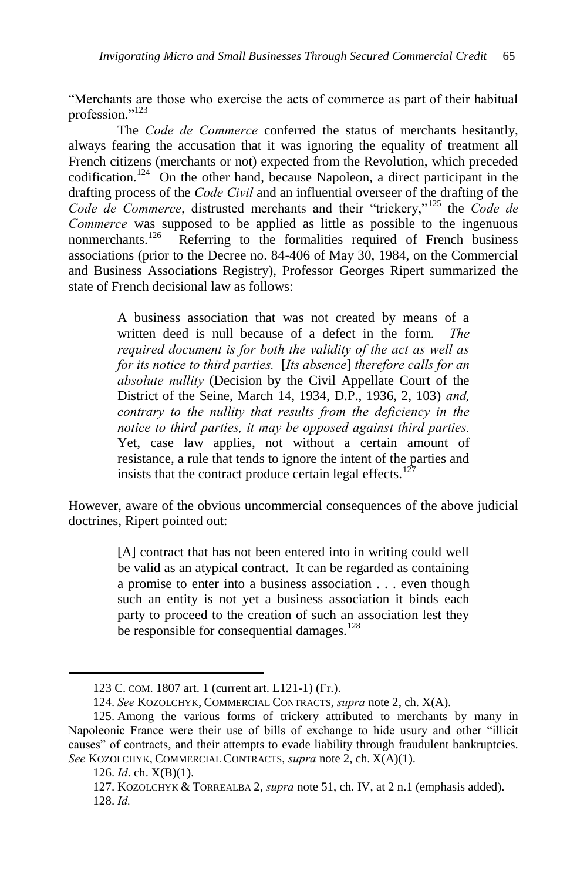"Merchants are those who exercise the acts of commerce as part of their habitual profession."[123]

The *Code de Commerce* conferred the status of merchants hesitantly, always fearing the accusation that it was ignoring the equality of treatment all French citizens (merchants or not) expected from the Revolution, which preceded codification.[124] On the other hand, because Napoleon, a direct participant in the drafting process of the *Code Civil* and an influential overseer of the drafting of the *Code de Commerce*, distrusted merchants and their "trickery,"[125] the *Code de Commerce* was supposed to be applied as little as possible to the ingenuous nonmerchants.[126] Referring to the formalities required of French business associations (prior to the Decree no. 84-406 of May 30, 1984, on the Commercial and Business Associations Registry), Professor Georges Ripert summarized the state of French decisional law as follows:

> A business association that was not created by means of a written deed is null because of a defect in the form. *The required document is for both the validity of the act as well as for its notice to third parties.* [*Its absence*] *therefore calls for an absolute nullity* (Decision by the Civil Appellate Court of the District of the Seine, March 14, 1934, D.P., 1936, 2, 103) *and, contrary to the nullity that results from the deficiency in the notice to third parties, it may be opposed against third parties.* Yet, case law applies, not without a certain amount of resistance, a rule that tends to ignore the intent of the parties and insists that the contract produce certain legal effects.[127]

However, aware of the obvious uncommercial consequences of the above judicial doctrines, Ripert pointed out:

> [A] contract that has not been entered into in writing could well be valid as an atypical contract. It can be regarded as containing a promise to enter into a business association . . . even though such an entity is not yet a business association it binds each party to proceed to the creation of such an association lest they be responsible for consequential damages.[128]

---

123 C. COM. 1807 art. 1 (current art. L121-1) (Fr.).

124. *See* KOZOLCHYK, COMMERCIAL CONTRACTS, *supra* note 2, ch. X(A).

125. Among the various forms of trickery attributed to merchants by many in Napoleonic France were their use of bills of exchange to hide usury and other "illicit causes" of contracts, and their attempts to evade liability through fraudulent bankruptcies. *See* KOZOLCHYK, COMMERCIAL CONTRACTS, *supra* note 2, ch. X(A)(1).

126. *Id*. ch. X(B)(1).

127. KOZOLCHYK & TORREALBA 2, *supra* note 51, ch. IV, at 2 n.1 (emphasis added).

128. *Id.*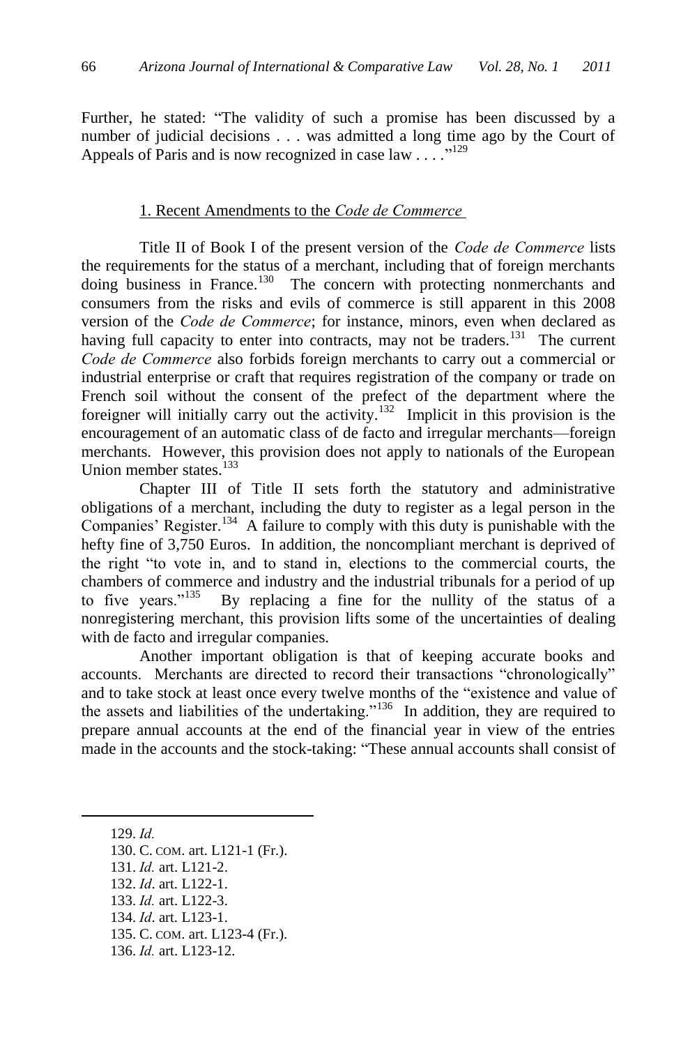Further, he stated: "The validity of such a promise has been discussed by a number of judicial decisions . . . was admitted a long time ago by the Court of Appeals of Paris and is now recognized in case law . . . ."[129]

### 1. Recent Amendments to the *Code de Commerce*

Title II of Book I of the present version of the *Code de Commerce* lists the requirements for the status of a merchant, including that of foreign merchants doing business in France.[130] The concern with protecting nonmerchants and consumers from the risks and evils of commerce is still apparent in this 2008 version of the *Code de Commerce*; for instance, minors, even when declared as having full capacity to enter into contracts, may not be traders.[131] The current *Code de Commerce* also forbids foreign merchants to carry out a commercial or industrial enterprise or craft that requires registration of the company or trade on French soil without the consent of the prefect of the department where the foreigner will initially carry out the activity.[132] Implicit in this provision is the encouragement of an automatic class of de facto and irregular merchants—foreign merchants. However, this provision does not apply to nationals of the European Union member states.[133]

Chapter III of Title II sets forth the statutory and administrative obligations of a merchant, including the duty to register as a legal person in the Companies' Register.[134] A failure to comply with this duty is punishable with the hefty fine of 3,750 Euros. In addition, the noncompliant merchant is deprived of the right "to vote in, and to stand in, elections to the commercial courts, the chambers of commerce and industry and the industrial tribunals for a period of up to five years."[135] By replacing a fine for the nullity of the status of a nonregistering merchant, this provision lifts some of the uncertainties of dealing with de facto and irregular companies.

Another important obligation is that of keeping accurate books and accounts. Merchants are directed to record their transactions "chronologically" and to take stock at least once every twelve months of the "existence and value of the assets and liabilities of the undertaking."[136] In addition, they are required to prepare annual accounts at the end of the financial year in view of the entries made in the accounts and the stock-taking: "These annual accounts shall consist of

---

129. *Id.*

130. C. COM. art. L121-1 (Fr.).

131. *Id.* art. L121-2.

132. *Id*. art. L122-1.

133. *Id.* art. L122-3.

134. *Id*. art. L123-1.

135. C. COM. art. L123-4 (Fr.).

136. *Id.* art. L123-12.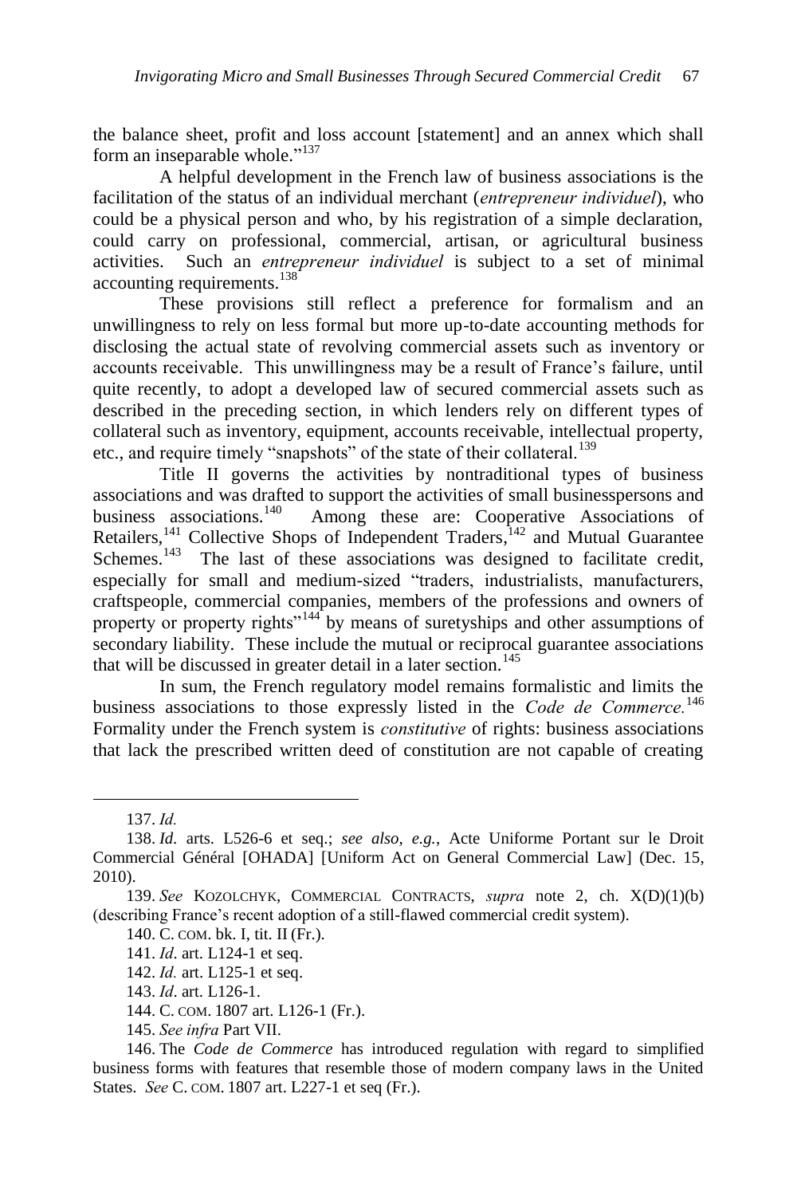the balance sheet, profit and loss account [statement] and an annex which shall form an inseparable whole."[137]

A helpful development in the French law of business associations is the facilitation of the status of an individual merchant (*entrepreneur individuel*), who could be a physical person and who, by his registration of a simple declaration, could carry on professional, commercial, artisan, or agricultural business activities. Such an *entrepreneur individuel* is subject to a set of minimal accounting requirements.[138]

These provisions still reflect a preference for formalism and an unwillingness to rely on less formal but more up-to-date accounting methods for disclosing the actual state of revolving commercial assets such as inventory or accounts receivable. This unwillingness may be a result of France's failure, until quite recently, to adopt a developed law of secured commercial assets such as described in the preceding section, in which lenders rely on different types of collateral such as inventory, equipment, accounts receivable, intellectual property, etc., and require timely "snapshots" of the state of their collateral.[139]

Title II governs the activities by nontraditional types of business associations and was drafted to support the activities of small businesspersons and business associations.[140] Among these are: Cooperative Associations of Retailers,[141] Collective Shops of Independent Traders,[142] and Mutual Guarantee Schemes.[143] The last of these associations was designed to facilitate credit, especially for small and medium-sized "traders, industrialists, manufacturers, craftspeople, commercial companies, members of the professions and owners of property or property rights"[144] by means of suretyships and other assumptions of secondary liability. These include the mutual or reciprocal guarantee associations that will be discussed in greater detail in a later section.[145]

In sum, the French regulatory model remains formalistic and limits the business associations to those expressly listed in the *Code de Commerce.*[146] Formality under the French system is *constitutive* of rights: business associations that lack the prescribed written deed of constitution are not capable of creating

---

137. *Id.*

138. *Id.* arts. L526-6 et seq.; *see also, e.g.*, Acte Uniforme Portant sur le Droit Commercial Général [OHADA] [Uniform Act on General Commercial Law] (Dec. 15, 2010).

139. *See* KOZOLCHYK, COMMERCIAL CONTRACTS, *supra* note 2, ch. X(D)(1)(b) (describing France's recent adoption of a still-flawed commercial credit system).

140. C. COM. bk. I, tit. II (Fr.).

141. *Id*. art. L124-1 et seq.

142. *Id.* art. L125-1 et seq.

143. *Id*. art. L126-1.

144. C. COM. 1807 art. L126-1 (Fr.).

145. *See infra* Part VII.

146. The *Code de Commerce* has introduced regulation with regard to simplified business forms with features that resemble those of modern company laws in the United States. *See* C. COM. 1807 art. L227-1 et seq (Fr.).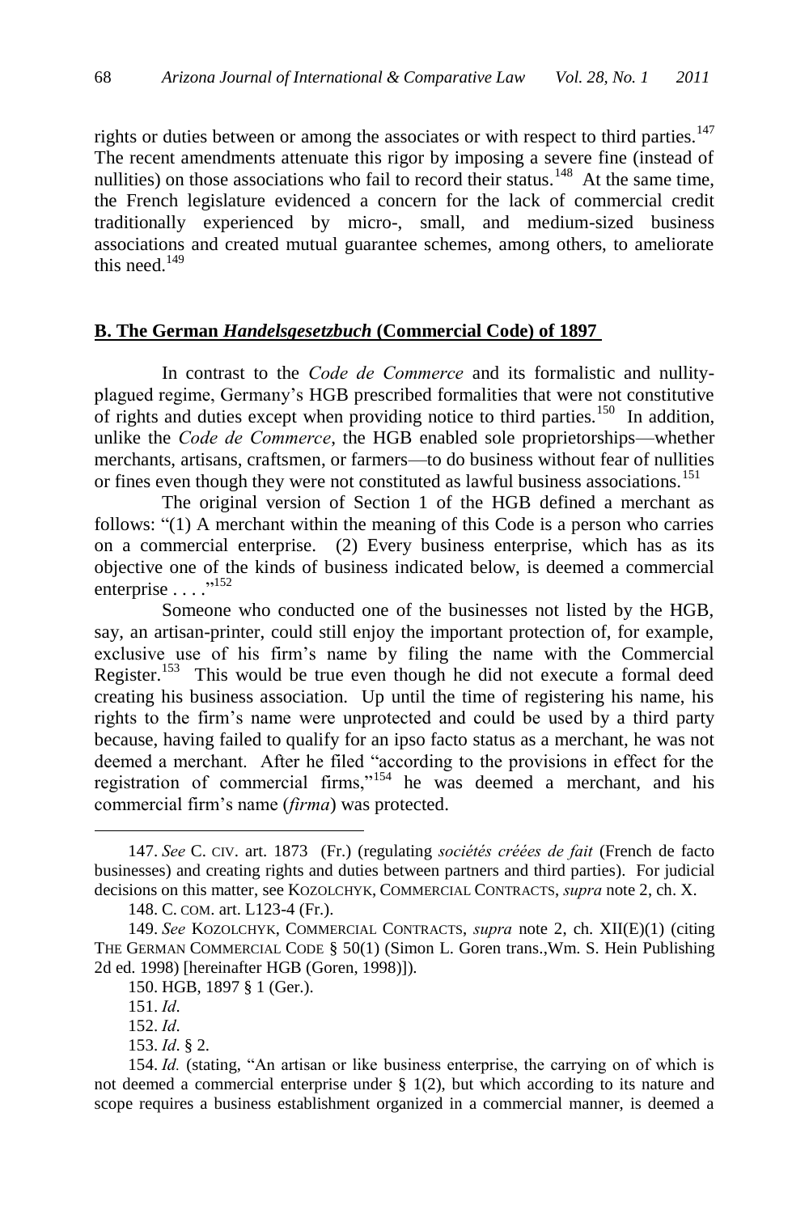rights or duties between or among the associates or with respect to third parties.[147] The recent amendments attenuate this rigor by imposing a severe fine (instead of nullities) on those associations who fail to record their status.[148] At the same time, the French legislature evidenced a concern for the lack of commercial credit traditionally experienced by micro-, small, and medium-sized business associations and created mutual guarantee schemes, among others, to ameliorate this need.[149]

## B. The German *Handelsgesetzbuch* (Commercial Code) of 1897

In contrast to the *Code de Commerce* and its formalistic and nullity-plagued regime, Germany's HGB prescribed formalities that were not constitutive of rights and duties except when providing notice to third parties.[150] In addition, unlike the *Code de Commerce*, the HGB enabled sole proprietorships—whether merchants, artisans, craftsmen, or farmers—to do business without fear of nullities or fines even though they were not constituted as lawful business associations.[151]

The original version of Section 1 of the HGB defined a merchant as follows: "(1) A merchant within the meaning of this Code is a person who carries on a commercial enterprise. (2) Every business enterprise, which has as its objective one of the kinds of business indicated below, is deemed a commercial enterprise . . . ."[152]

Someone who conducted one of the businesses not listed by the HGB, say, an artisan-printer, could still enjoy the important protection of, for example, exclusive use of his firm's name by filing the name with the Commercial Register.[153] This would be true even though he did not execute a formal deed creating his business association. Up until the time of registering his name, his rights to the firm's name were unprotected and could be used by a third party because, having failed to qualify for an ipso facto status as a merchant, he was not deemed a merchant. After he filed "according to the provisions in effect for the registration of commercial firms,"[154] he was deemed a merchant, and his commercial firm's name (*firma*) was protected.

---

147. *See* C. CIV. art. 1873 (Fr.) (regulating *sociétés créées de fait* (French de facto businesses) and creating rights and duties between partners and third parties). For judicial decisions on this matter, see KOZOLCHYK, COMMERCIAL CONTRACTS, *supra* note 2, ch. X.

148. C. COM. art. L123-4 (Fr.).

149. *See* KOZOLCHYK, COMMERCIAL CONTRACTS, *supra* note 2, ch. XII(E)(1) (citing THE GERMAN COMMERCIAL CODE § 50(1) (Simon L. Goren trans.,Wm. S. Hein Publishing 2d ed. 1998) [hereinafter HGB (Goren, 1998)]).

150. HGB, 1897 § 1 (Ger.).

151. *Id*.

152. *Id*.

153. *Id*. § 2.

154. *Id.* (stating, "An artisan or like business enterprise, the carrying on of which is not deemed a commercial enterprise under § 1(2), but which according to its nature and scope requires a business establishment organized in a commercial manner, is deemed a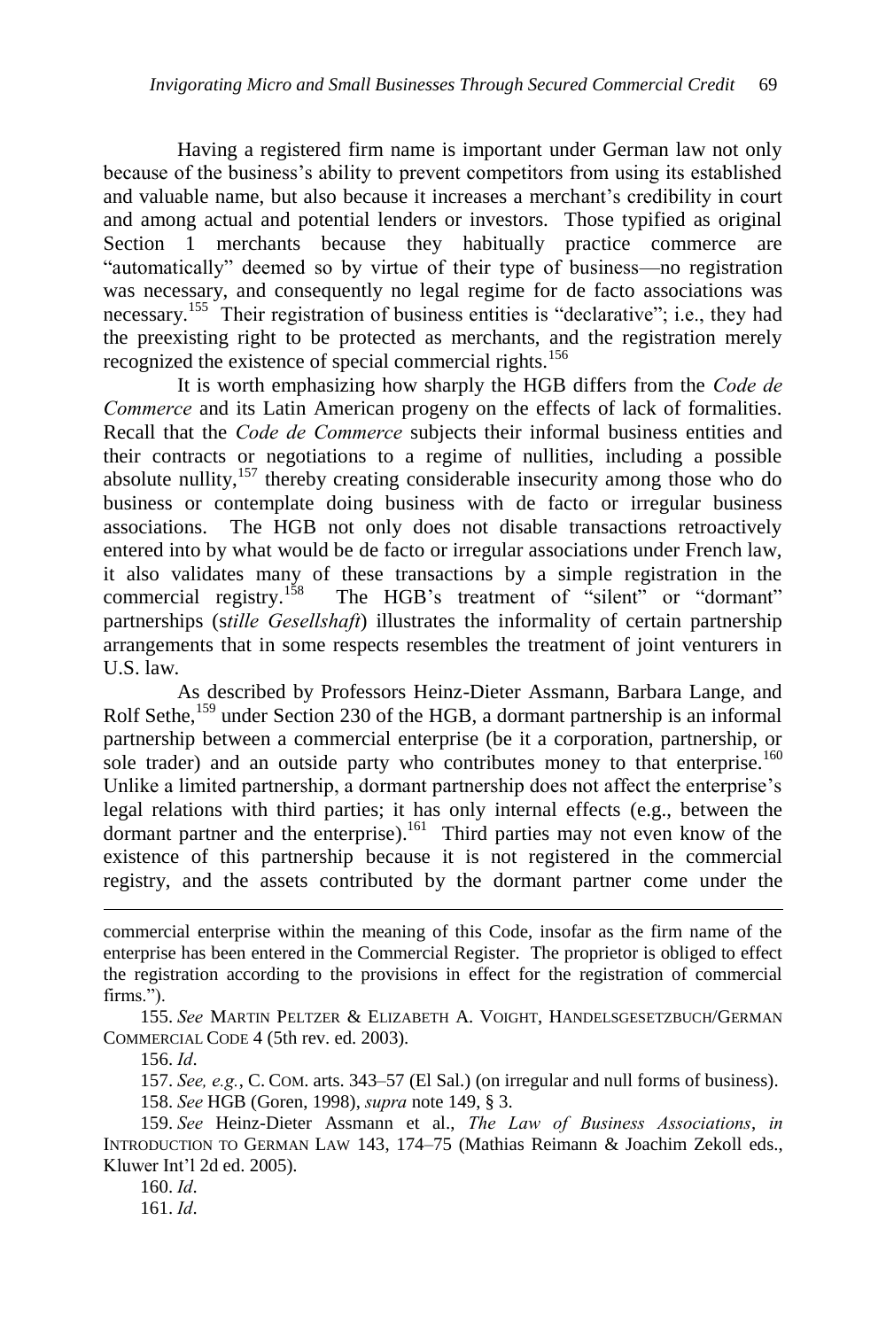Having a registered firm name is important under German law not only because of the business's ability to prevent competitors from using its established and valuable name, but also because it increases a merchant's credibility in court and among actual and potential lenders or investors. Those typified as original Section 1 merchants because they habitually practice commerce are "automatically" deemed so by virtue of their type of business—no registration was necessary, and consequently no legal regime for de facto associations was necessary.[155] Their registration of business entities is "declarative"; i.e., they had the preexisting right to be protected as merchants, and the registration merely recognized the existence of special commercial rights.[156]

It is worth emphasizing how sharply the HGB differs from the *Code de Commerce* and its Latin American progeny on the effects of lack of formalities. Recall that the *Code de Commerce* subjects their informal business entities and their contracts or negotiations to a regime of nullities, including a possible absolute nullity,[157] thereby creating considerable insecurity among those who do business or contemplate doing business with de facto or irregular business associations. The HGB not only does not disable transactions retroactively entered into by what would be de facto or irregular associations under French law, it also validates many of these transactions by a simple registration in the commercial registry.[158] The HGB's treatment of "silent" or "dormant" partnerships (s*tille Gesellshaft*) illustrates the informality of certain partnership arrangements that in some respects resembles the treatment of joint venturers in U.S. law.

As described by Professors Heinz-Dieter Assmann, Barbara Lange, and Rolf Sethe,[159] under Section 230 of the HGB, a dormant partnership is an informal partnership between a commercial enterprise (be it a corporation, partnership, or sole trader) and an outside party who contributes money to that enterprise.[160] Unlike a limited partnership, a dormant partnership does not affect the enterprise's legal relations with third parties; it has only internal effects (e.g., between the dormant partner and the enterprise).[161] Third parties may not even know of the existence of this partnership because it is not registered in the commercial registry, and the assets contributed by the dormant partner come under the

---

commercial enterprise within the meaning of this Code, insofar as the firm name of the enterprise has been entered in the Commercial Register. The proprietor is obliged to effect the registration according to the provisions in effect for the registration of commercial firms.").

155. *See* MARTIN PELTZER & ELIZABETH A. VOIGHT, HANDELSGESETZBUCH/GERMAN COMMERCIAL CODE 4 (5th rev. ed. 2003).

156. *Id*.

157. *See, e.g.*, C. COM. arts. 343–57 (El Sal.) (on irregular and null forms of business).

158. *See* HGB (Goren, 1998), *supra* note 149, § 3.

159. *See* Heinz-Dieter Assmann et al., *The Law of Business Associations*, *in* INTRODUCTION TO GERMAN LAW 143, 174–75 (Mathias Reimann & Joachim Zekoll eds., Kluwer Int'l 2d ed. 2005).

160. *Id*.

161. *Id*.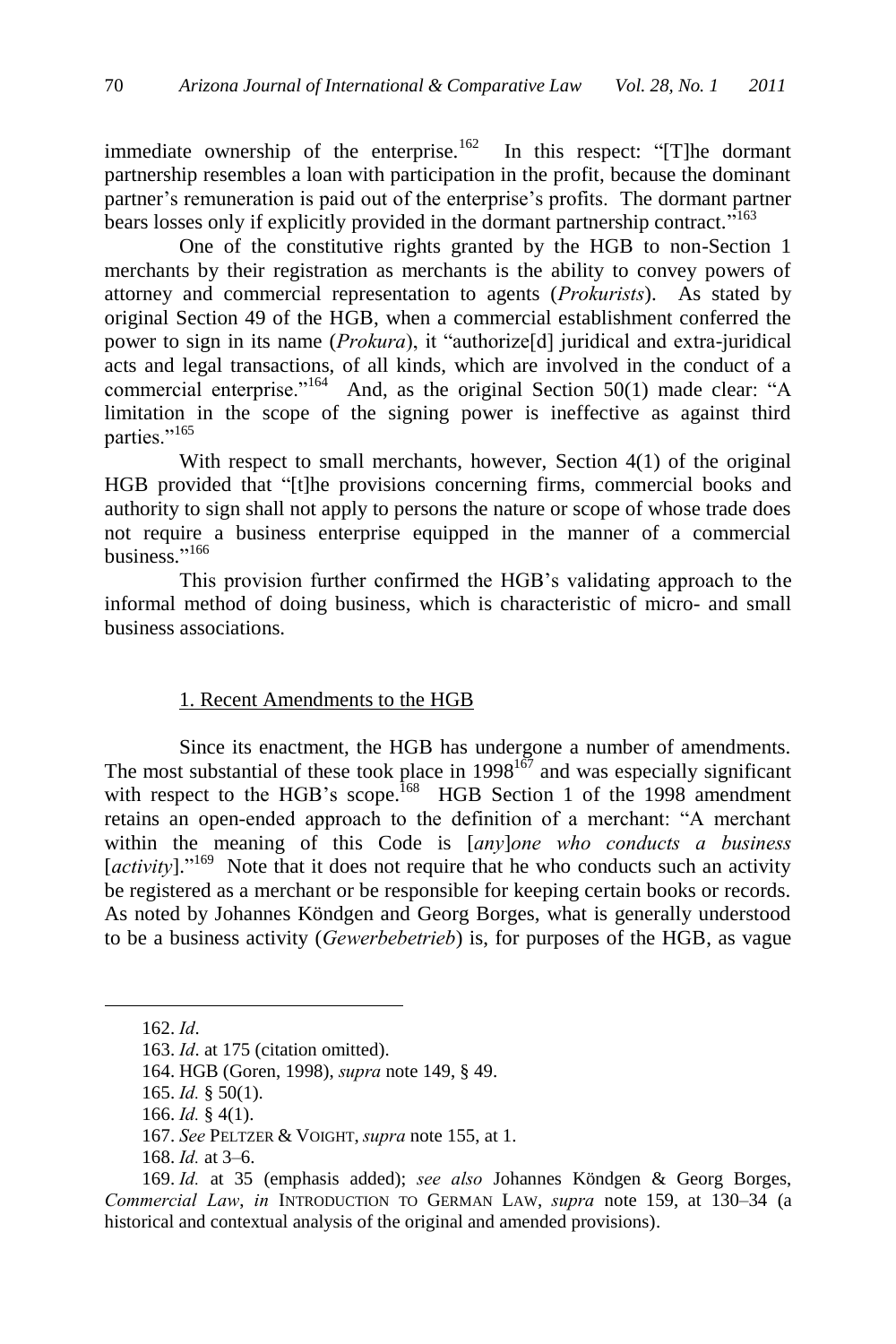immediate ownership of the enterprise.[162] In this respect: "[T]he dormant partnership resembles a loan with participation in the profit, because the dominant partner's remuneration is paid out of the enterprise's profits. The dormant partner bears losses only if explicitly provided in the dormant partnership contract."[163]

One of the constitutive rights granted by the HGB to non-Section 1 merchants by their registration as merchants is the ability to convey powers of attorney and commercial representation to agents (*Prokurists*). As stated by original Section 49 of the HGB, when a commercial establishment conferred the power to sign in its name (*Prokura*), it "authorize[d] juridical and extra-juridical acts and legal transactions, of all kinds, which are involved in the conduct of a commercial enterprise."[164] And, as the original Section 50(1) made clear: "A limitation in the scope of the signing power is ineffective as against third parties."[165]

With respect to small merchants, however, Section 4(1) of the original HGB provided that "[t]he provisions concerning firms, commercial books and authority to sign shall not apply to persons the nature or scope of whose trade does not require a business enterprise equipped in the manner of a commercial business."[166]

This provision further confirmed the HGB's validating approach to the informal method of doing business, which is characteristic of micro- and small business associations.

### 1. Recent Amendments to the HGB

Since its enactment, the HGB has undergone a number of amendments. The most substantial of these took place in 1998[167] and was especially significant with respect to the HGB's scope.[168] HGB Section 1 of the 1998 amendment retains an open-ended approach to the definition of a merchant: "A merchant within the meaning of this Code is [*any*]*one who conducts a business* [*activity*]."[169] Note that it does not require that he who conducts such an activity be registered as a merchant or be responsible for keeping certain books or records. As noted by Johannes Köndgen and Georg Borges, what is generally understood to be a business activity (*Gewerbebetrieb*) is, for purposes of the HGB, as vague

---

162. *Id*.

163. *Id*. at 175 (citation omitted).

164. HGB (Goren, 1998), *supra* note 149, § 49.

165. *Id.* § 50(1).

166. *Id.* § 4(1).

167. *See* PELTZER & VOIGHT, *supra* note 155, at 1.

168. *Id.* at 3–6.

169. *Id.* at 35 (emphasis added); *see also* Johannes Köndgen & Georg Borges, *Commercial Law*, *in* INTRODUCTION TO GERMAN LAW, *supra* note 159, at 130–34 (a historical and contextual analysis of the original and amended provisions).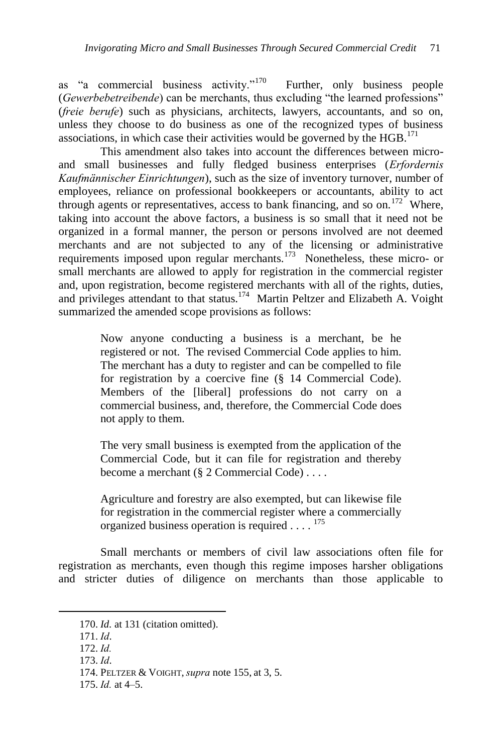as "a commercial business activity."[170] Further, only business people (*Gewerbebetreibende*) can be merchants, thus excluding "the learned professions" (*freie berufe*) such as physicians, architects, lawyers, accountants, and so on, unless they choose to do business as one of the recognized types of business associations, in which case their activities would be governed by the HGB.[171]

This amendment also takes into account the differences between micro- and small businesses and fully fledged business enterprises (*Erfordernis Kaufmännischer Einrichtungen*), such as the size of inventory turnover, number of employees, reliance on professional bookkeepers or accountants, ability to act through agents or representatives, access to bank financing, and so on.[172] Where, taking into account the above factors, a business is so small that it need not be organized in a formal manner, the person or persons involved are not deemed merchants and are not subjected to any of the licensing or administrative requirements imposed upon regular merchants.[173] Nonetheless, these micro- or small merchants are allowed to apply for registration in the commercial register and, upon registration, become registered merchants with all of the rights, duties, and privileges attendant to that status.[174] Martin Peltzer and Elizabeth A. Voight summarized the amended scope provisions as follows:

> Now anyone conducting a business is a merchant, be he registered or not. The revised Commercial Code applies to him. The merchant has a duty to register and can be compelled to file for registration by a coercive fine (§ 14 Commercial Code). Members of the [liberal] professions do not carry on a commercial business, and, therefore, the Commercial Code does not apply to them.
>
> The very small business is exempted from the application of the Commercial Code, but it can file for registration and thereby become a merchant (§ 2 Commercial Code) . . . .
>
> Agriculture and forestry are also exempted, but can likewise file for registration in the commercial register where a commercially organized business operation is required . . . . [175]

Small merchants or members of civil law associations often file for registration as merchants, even though this regime imposes harsher obligations and stricter duties of diligence on merchants than those applicable to

---

170. *Id.* at 131 (citation omitted).

171. *Id*.

172. *Id.*

173. *Id*.

174. PELTZER & VOIGHT, *supra* note 155, at 3, 5.

175. *Id.* at 4–5.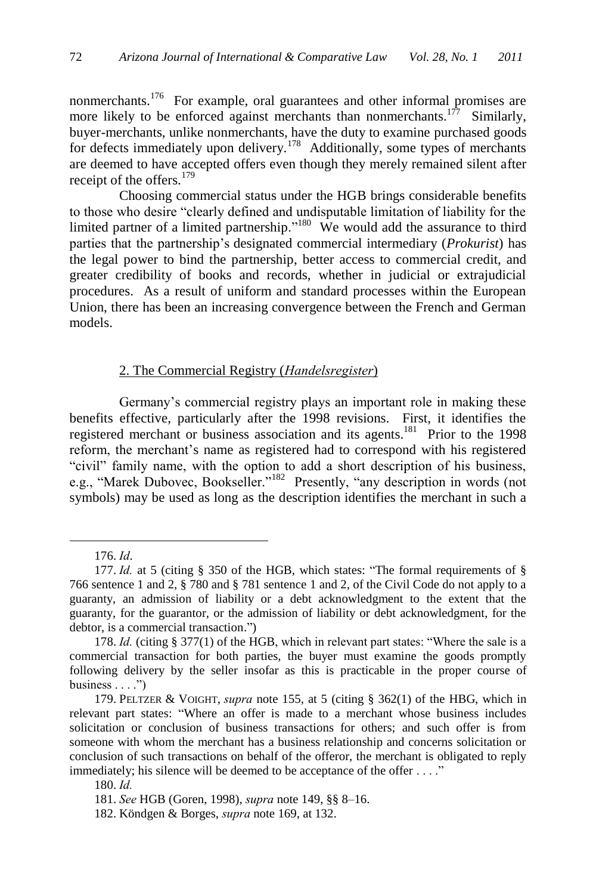nonmerchants.[176] For example, oral guarantees and other informal promises are more likely to be enforced against merchants than nonmerchants.[177] Similarly, buyer-merchants, unlike nonmerchants, have the duty to examine purchased goods for defects immediately upon delivery.[178] Additionally, some types of merchants are deemed to have accepted offers even though they merely remained silent after receipt of the offers.[179]

Choosing commercial status under the HGB brings considerable benefits to those who desire "clearly defined and undisputable limitation of liability for the limited partner of a limited partnership."[180] We would add the assurance to third parties that the partnership's designated commercial intermediary (*Prokurist*) has the legal power to bind the partnership, better access to commercial credit, and greater credibility of books and records, whether in judicial or extrajudicial procedures. As a result of uniform and standard processes within the European Union, there has been an increasing convergence between the French and German models.

### 2. The Commercial Registry (*Handelsregister*)

Germany's commercial registry plays an important role in making these benefits effective, particularly after the 1998 revisions. First, it identifies the registered merchant or business association and its agents.[181] Prior to the 1998 reform, the merchant's name as registered had to correspond with his registered "civil" family name, with the option to add a short description of his business, e.g., "Marek Dubovec, Bookseller."[182] Presently, "any description in words (not symbols) may be used as long as the description identifies the merchant in such a

---

176. *Id*.

177. *Id.* at 5 (citing § 350 of the HGB, which states: "The formal requirements of § 766 sentence 1 and 2, § 780 and § 781 sentence 1 and 2, of the Civil Code do not apply to a guaranty, an admission of liability or a debt acknowledgment to the extent that the guaranty, for the guarantor, or the admission of liability or debt acknowledgment, for the debtor, is a commercial transaction.")

178. *Id.* (citing § 377(1) of the HGB, which in relevant part states: "Where the sale is a commercial transaction for both parties, the buyer must examine the goods promptly following delivery by the seller insofar as this is practicable in the proper course of business . . . .")

179. PELTZER & VOIGHT, *supra* note 155, at 5 (citing § 362(1) of the HBG, which in relevant part states: "Where an offer is made to a merchant whose business includes solicitation or conclusion of business transactions for others; and such offer is from someone with whom the merchant has a business relationship and concerns solicitation or conclusion of such transactions on behalf of the offeror, the merchant is obligated to reply immediately; his silence will be deemed to be acceptance of the offer . . . ."

180. *Id.*

181. *See* HGB (Goren, 1998), *supra* note 149, §§ 8–16.

182. Köndgen & Borges, *supra* note 169, at 132.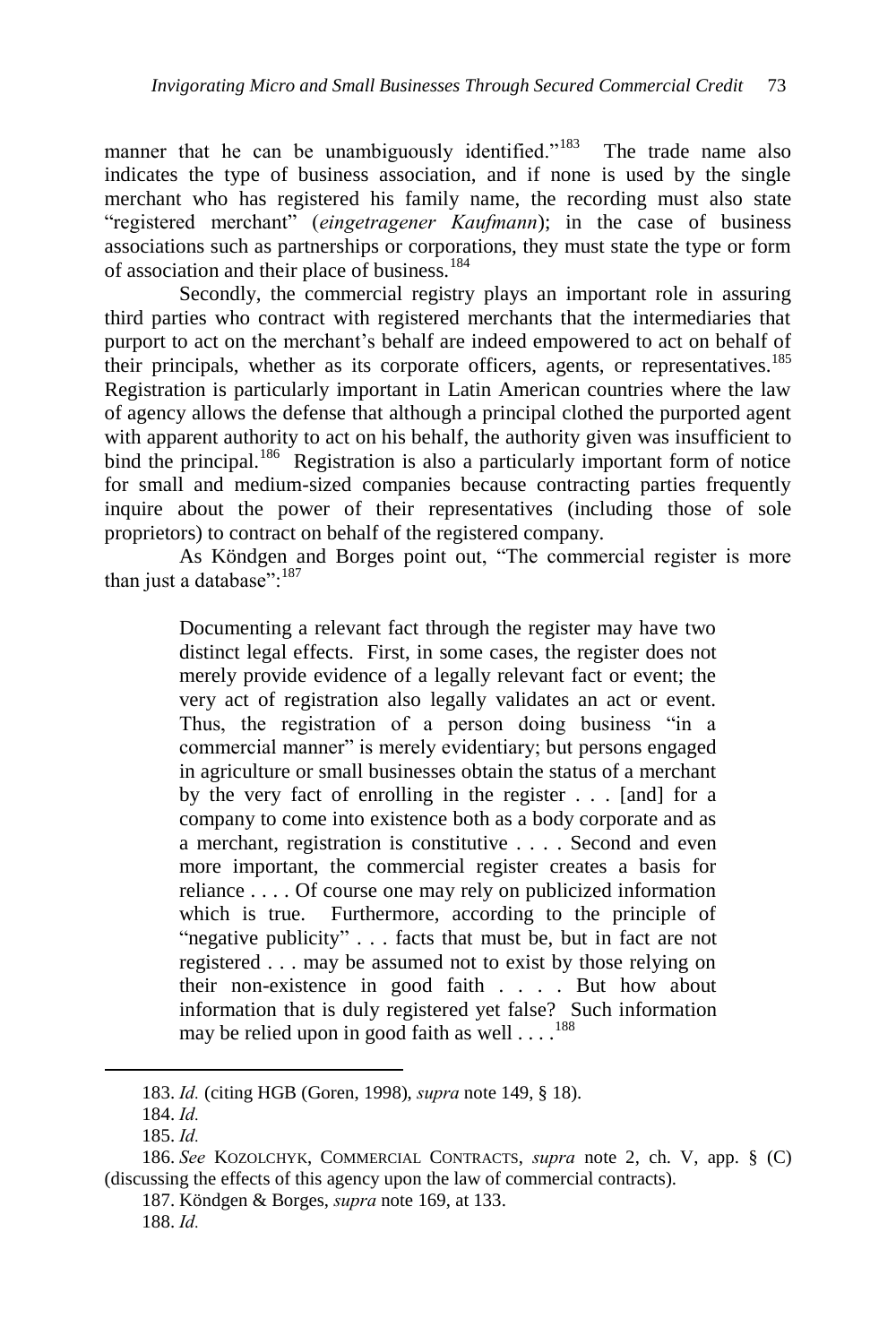manner that he can be unambiguously identified."[183] The trade name also indicates the type of business association, and if none is used by the single merchant who has registered his family name, the recording must also state "registered merchant" (*eingetragener Kaufmann*); in the case of business associations such as partnerships or corporations, they must state the type or form of association and their place of business.[184]

Secondly, the commercial registry plays an important role in assuring third parties who contract with registered merchants that the intermediaries that purport to act on the merchant's behalf are indeed empowered to act on behalf of their principals, whether as its corporate officers, agents, or representatives.[185] Registration is particularly important in Latin American countries where the law of agency allows the defense that although a principal clothed the purported agent with apparent authority to act on his behalf, the authority given was insufficient to bind the principal.[186] Registration is also a particularly important form of notice for small and medium-sized companies because contracting parties frequently inquire about the power of their representatives (including those of sole proprietors) to contract on behalf of the registered company.

As Köndgen and Borges point out, "The commercial register is more than just a database":[187]

> Documenting a relevant fact through the register may have two distinct legal effects. First, in some cases, the register does not merely provide evidence of a legally relevant fact or event; the very act of registration also legally validates an act or event. Thus, the registration of a person doing business "in a commercial manner" is merely evidentiary; but persons engaged in agriculture or small businesses obtain the status of a merchant by the very fact of enrolling in the register . . . [and] for a company to come into existence both as a body corporate and as a merchant, registration is constitutive . . . . Second and even more important, the commercial register creates a basis for reliance . . . . Of course one may rely on publicized information which is true. Furthermore, according to the principle of "negative publicity" . . . facts that must be, but in fact are not registered . . . may be assumed not to exist by those relying on their non-existence in good faith . . . . But how about information that is duly registered yet false? Such information may be relied upon in good faith as well . . . .[188]

---

183. *Id.* (citing HGB (Goren, 1998), *supra* note 149, § 18).

184. *Id.*

185. *Id.*

186. *See* KOZOLCHYK, COMMERCIAL CONTRACTS, *supra* note 2, ch. V, app. § (C) (discussing the effects of this agency upon the law of commercial contracts).

187. Köndgen & Borges, *supra* note 169, at 133.

188. *Id.*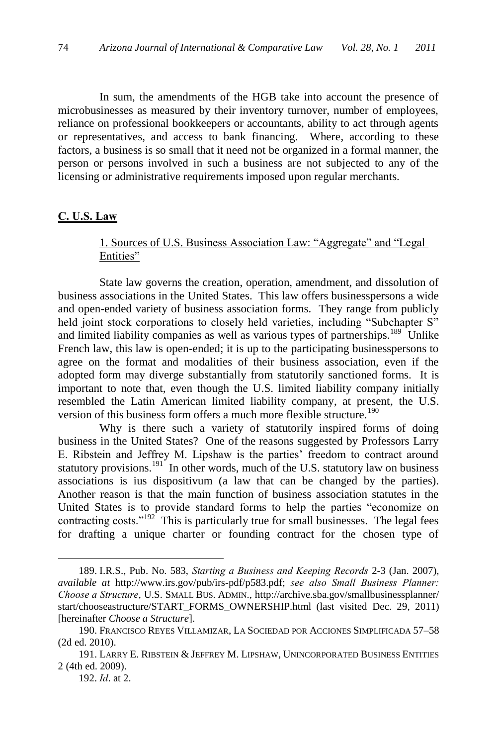In sum, the amendments of the HGB take into account the presence of microbusinesses as measured by their inventory turnover, number of employees, reliance on professional bookkeepers or accountants, ability to act through agents or representatives, and access to bank financing. Where, according to these factors, a business is so small that it need not be organized in a formal manner, the person or persons involved in such a business are not subjected to any of the licensing or administrative requirements imposed upon regular merchants.

## C. U.S. Law

### 1. Sources of U.S. Business Association Law: "Aggregate" and "Legal Entities"

State law governs the creation, operation, amendment, and dissolution of business associations in the United States. This law offers businesspersons a wide and open-ended variety of business association forms. They range from publicly held joint stock corporations to closely held varieties, including "Subchapter S" and limited liability companies as well as various types of partnerships.[189] Unlike French law, this law is open-ended; it is up to the participating businesspersons to agree on the format and modalities of their business association, even if the adopted form may diverge substantially from statutorily sanctioned forms. It is important to note that, even though the U.S. limited liability company initially resembled the Latin American limited liability company, at present, the U.S. version of this business form offers a much more flexible structure.[190]

Why is there such a variety of statutorily inspired forms of doing business in the United States? One of the reasons suggested by Professors Larry E. Ribstein and Jeffrey M. Lipshaw is the parties' freedom to contract around statutory provisions.[191] In other words, much of the U.S. statutory law on business associations is ius dispositivum (a law that can be changed by the parties). Another reason is that the main function of business association statutes in the United States is to provide standard forms to help the parties "economize on contracting costs."[192] This is particularly true for small businesses. The legal fees for drafting a unique charter or founding contract for the chosen type of

---

189. I.R.S., Pub. No. 583, *Starting a Business and Keeping Records* 2-3 (Jan. 2007), *available at* http://www.irs.gov/pub/irs-pdf/p583.pdf; *see also Small Business Planner: Choose a Structure*, U.S. SMALL BUS. ADMIN., http://archive.sba.gov/smallbusinessplanner/start/chooseastructure/START_FORMS_OWNERSHIP.html (last visited Dec. 29, 2011) [hereinafter *Choose a Structure*].

190. FRANCISCO REYES VILLAMIZAR, LA SOCIEDAD POR ACCIONES SIMPLIFICADA 57–58 (2d ed. 2010).

191. LARRY E. RIBSTEIN & JEFFREY M. LIPSHAW, UNINCORPORATED BUSINESS ENTITIES 2 (4th ed. 2009).

192. *Id*. at 2.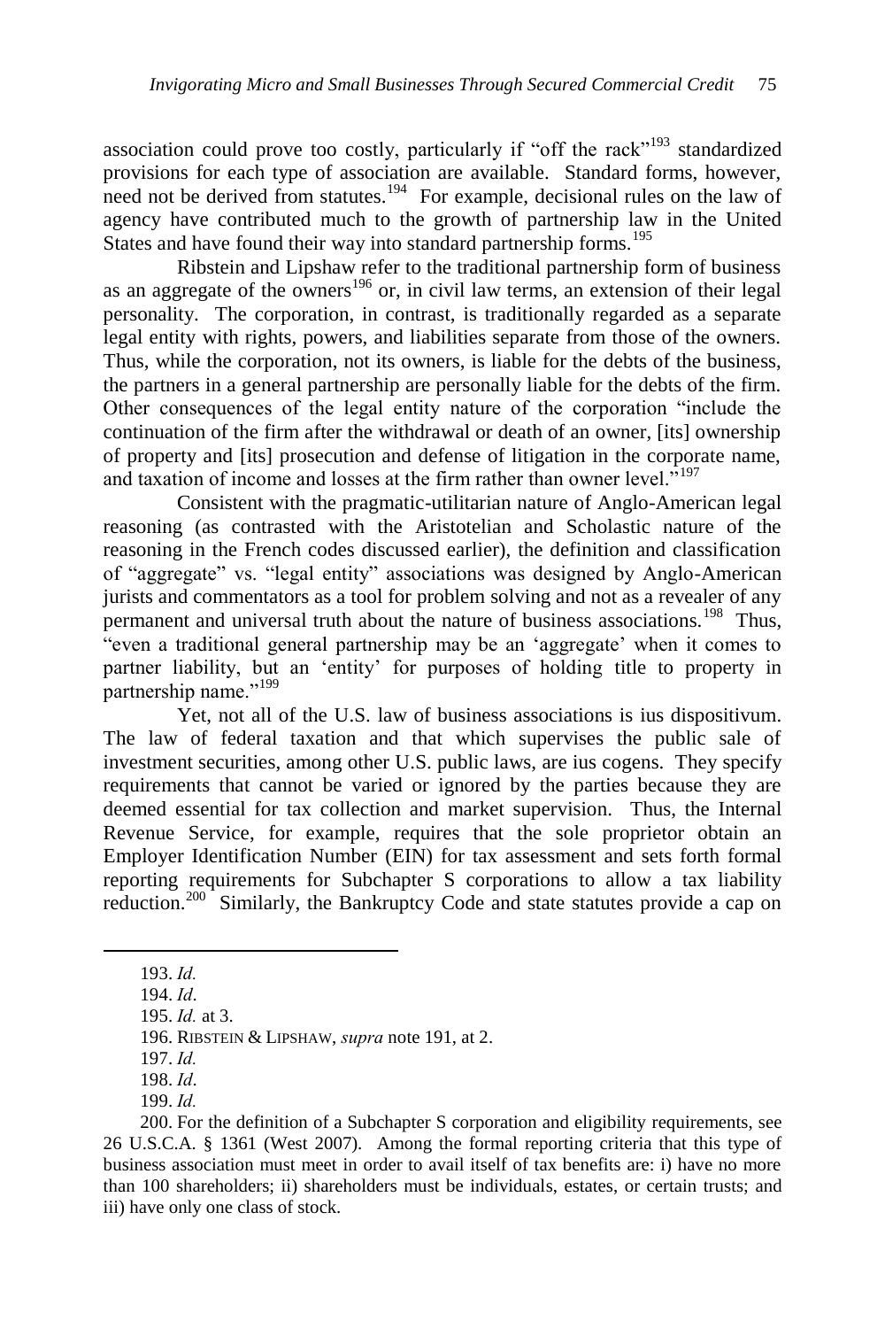association could prove too costly, particularly if "off the rack"[193] standardized provisions for each type of association are available. Standard forms, however, need not be derived from statutes.[194] For example, decisional rules on the law of agency have contributed much to the growth of partnership law in the United States and have found their way into standard partnership forms.[195]

Ribstein and Lipshaw refer to the traditional partnership form of business as an aggregate of the owners[196] or, in civil law terms, an extension of their legal personality. The corporation, in contrast, is traditionally regarded as a separate legal entity with rights, powers, and liabilities separate from those of the owners. Thus, while the corporation, not its owners, is liable for the debts of the business, the partners in a general partnership are personally liable for the debts of the firm. Other consequences of the legal entity nature of the corporation "include the continuation of the firm after the withdrawal or death of an owner, [its] ownership of property and [its] prosecution and defense of litigation in the corporate name, and taxation of income and losses at the firm rather than owner level."[197]

Consistent with the pragmatic-utilitarian nature of Anglo-American legal reasoning (as contrasted with the Aristotelian and Scholastic nature of the reasoning in the French codes discussed earlier), the definition and classification of "aggregate" vs. "legal entity" associations was designed by Anglo-American jurists and commentators as a tool for problem solving and not as a revealer of any permanent and universal truth about the nature of business associations.[198] Thus, "even a traditional general partnership may be an 'aggregate' when it comes to partner liability, but an 'entity' for purposes of holding title to property in partnership name."[199]

Yet, not all of the U.S. law of business associations is ius dispositivum. The law of federal taxation and that which supervises the public sale of investment securities, among other U.S. public laws, are ius cogens. They specify requirements that cannot be varied or ignored by the parties because they are deemed essential for tax collection and market supervision. Thus, the Internal Revenue Service, for example, requires that the sole proprietor obtain an Employer Identification Number (EIN) for tax assessment and sets forth formal reporting requirements for Subchapter S corporations to allow a tax liability reduction.[200] Similarly, the Bankruptcy Code and state statutes provide a cap on

---

193. *Id.*

194. *Id*.

195. *Id.* at 3.

196. RIBSTEIN & LIPSHAW, *supra* note 191, at 2.

197. *Id.*

198. *Id*.

199. *Id.*

200. For the definition of a Subchapter S corporation and eligibility requirements, see 26 U.S.C.A. § 1361 (West 2007). Among the formal reporting criteria that this type of business association must meet in order to avail itself of tax benefits are: i) have no more than 100 shareholders; ii) shareholders must be individuals, estates, or certain trusts; and iii) have only one class of stock.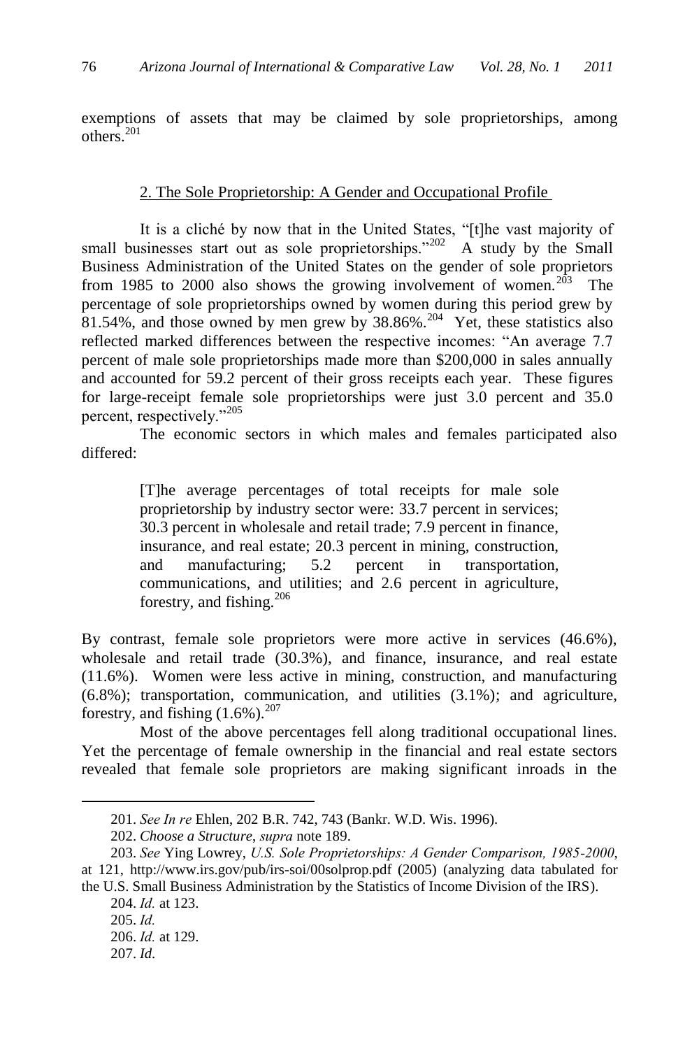exemptions of assets that may be claimed by sole proprietorships, among others.[201]

### 2. The Sole Proprietorship: A Gender and Occupational Profile

It is a cliché by now that in the United States, "[t]he vast majority of small businesses start out as sole proprietorships."[202] A study by the Small Business Administration of the United States on the gender of sole proprietors from 1985 to 2000 also shows the growing involvement of women.[203] The percentage of sole proprietorships owned by women during this period grew by 81.54%, and those owned by men grew by 38.86%.[204] Yet, these statistics also reflected marked differences between the respective incomes: "An average 7.7 percent of male sole proprietorships made more than $200,000 in sales annually and accounted for 59.2 percent of their gross receipts each year. These figures for large-receipt female sole proprietorships were just 3.0 percent and 35.0 percent, respectively."[205]

The economic sectors in which males and females participated also differed:

> [T]he average percentages of total receipts for male sole proprietorship by industry sector were: 33.7 percent in services; 30.3 percent in wholesale and retail trade; 7.9 percent in finance, insurance, and real estate; 20.3 percent in mining, construction, and manufacturing; 5.2 percent in transportation, communications, and utilities; and 2.6 percent in agriculture, forestry, and fishing.[206]

By contrast, female sole proprietors were more active in services (46.6%), wholesale and retail trade (30.3%), and finance, insurance, and real estate (11.6%). Women were less active in mining, construction, and manufacturing (6.8%); transportation, communication, and utilities (3.1%); and agriculture, forestry, and fishing (1.6%).[207]

Most of the above percentages fell along traditional occupational lines. Yet the percentage of female ownership in the financial and real estate sectors revealed that female sole proprietors are making significant inroads in the

---

201. *See In re* Ehlen, 202 B.R. 742, 743 (Bankr. W.D. Wis. 1996).

202. *Choose a Structure*, *supra* note 189.

203. *See* Ying Lowrey, *U.S. Sole Proprietorships: A Gender Comparison, 1985-2000*, at 121, http://www.irs.gov/pub/irs-soi/00solprop.pdf (2005) (analyzing data tabulated for the U.S. Small Business Administration by the Statistics of Income Division of the IRS).

204. *Id.* at 123.

205. *Id.*

206. *Id.* at 129.

207. *Id*.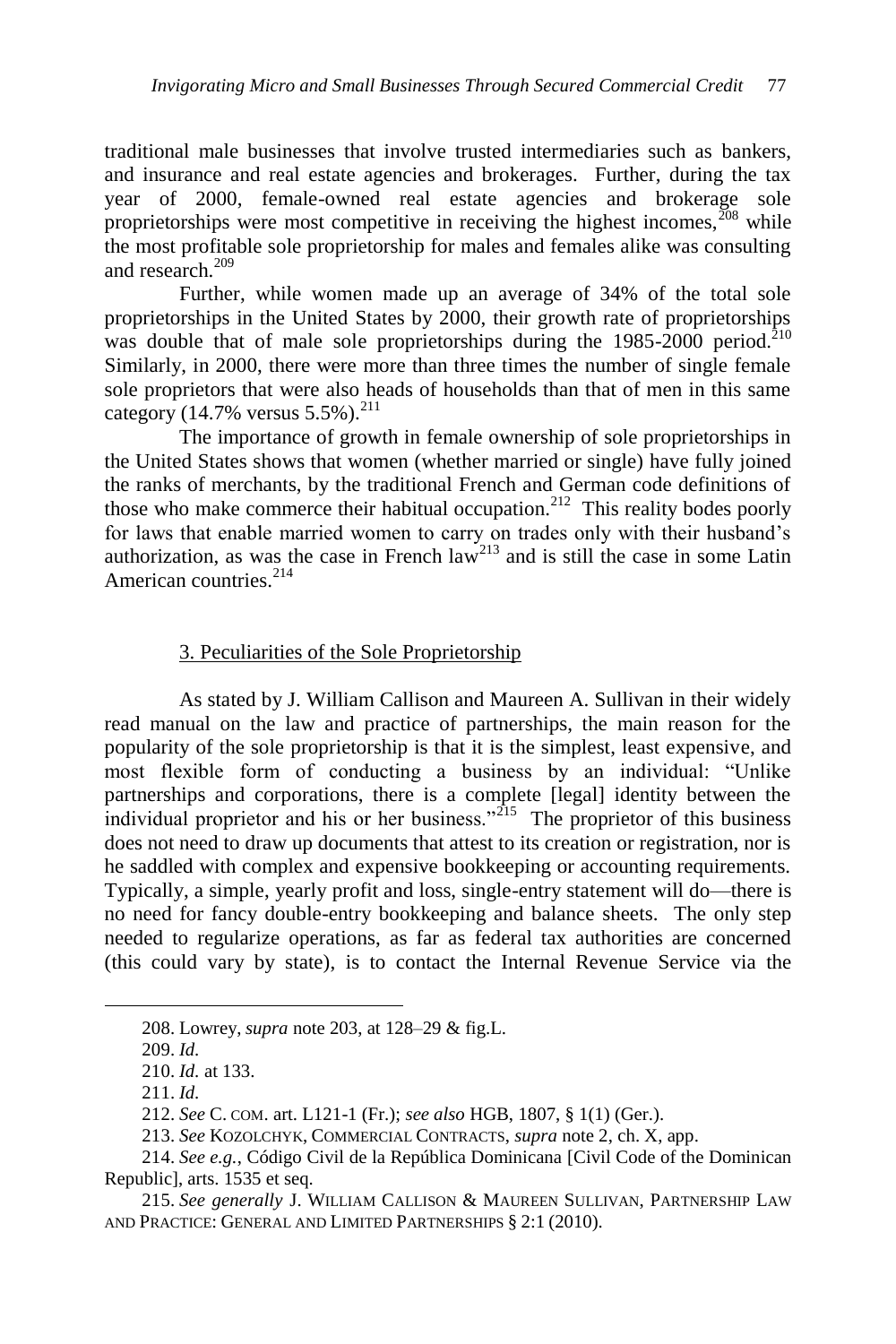traditional male businesses that involve trusted intermediaries such as bankers, and insurance and real estate agencies and brokerages. Further, during the tax year of 2000, female-owned real estate agencies and brokerage sole proprietorships were most competitive in receiving the highest incomes,[208] while the most profitable sole proprietorship for males and females alike was consulting and research.[209]

Further, while women made up an average of 34% of the total sole proprietorships in the United States by 2000, their growth rate of proprietorships was double that of male sole proprietorships during the 1985-2000 period.[210] Similarly, in 2000, there were more than three times the number of single female sole proprietors that were also heads of households than that of men in this same category (14.7% versus 5.5%).[211]

The importance of growth in female ownership of sole proprietorships in the United States shows that women (whether married or single) have fully joined the ranks of merchants, by the traditional French and German code definitions of those who make commerce their habitual occupation.[212] This reality bodes poorly for laws that enable married women to carry on trades only with their husband's authorization, as was the case in French law[213] and is still the case in some Latin American countries.[214]

### 3. Peculiarities of the Sole Proprietorship

As stated by J. William Callison and Maureen A. Sullivan in their widely read manual on the law and practice of partnerships, the main reason for the popularity of the sole proprietorship is that it is the simplest, least expensive, and most flexible form of conducting a business by an individual: "Unlike partnerships and corporations, there is a complete [legal] identity between the individual proprietor and his or her business."[215] The proprietor of this business does not need to draw up documents that attest to its creation or registration, nor is he saddled with complex and expensive bookkeeping or accounting requirements. Typically, a simple, yearly profit and loss, single-entry statement will do—there is no need for fancy double-entry bookkeeping and balance sheets. The only step needed to regularize operations, as far as federal tax authorities are concerned (this could vary by state), is to contact the Internal Revenue Service via the

---

208. Lowrey, *supra* note 203, at 128–29 & fig.L.

209. *Id.*

210. *Id.* at 133.

211. *Id.*

212. *See* C. COM. art. L121-1 (Fr.); *see also* HGB, 1807, § 1(1) (Ger.).

213. *See* KOZOLCHYK, COMMERCIAL CONTRACTS, *supra* note 2, ch. X, app.

214. *See e.g.*, Código Civil de la República Dominicana [Civil Code of the Dominican Republic], arts. 1535 et seq.

215. *See generally* J. WILLIAM CALLISON & MAUREEN SULLIVAN, PARTNERSHIP LAW AND PRACTICE: GENERAL AND LIMITED PARTNERSHIPS § 2:1 (2010).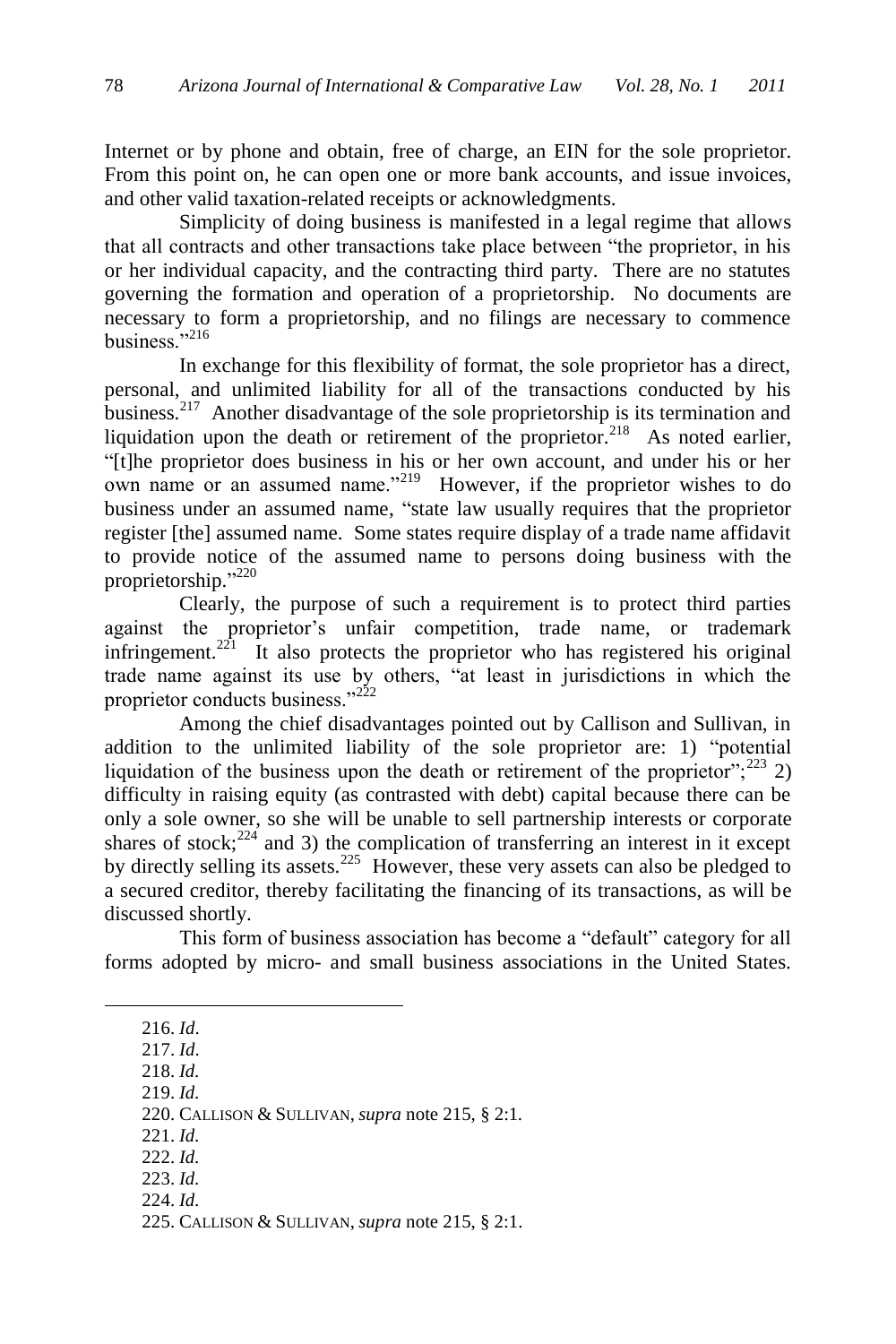Internet or by phone and obtain, free of charge, an EIN for the sole proprietor. From this point on, he can open one or more bank accounts, and issue invoices, and other valid taxation-related receipts or acknowledgments.

Simplicity of doing business is manifested in a legal regime that allows that all contracts and other transactions take place between "the proprietor, in his or her individual capacity, and the contracting third party. There are no statutes governing the formation and operation of a proprietorship. No documents are necessary to form a proprietorship, and no filings are necessary to commence business."[216]

In exchange for this flexibility of format, the sole proprietor has a direct, personal, and unlimited liability for all of the transactions conducted by his business.[217] Another disadvantage of the sole proprietorship is its termination and liquidation upon the death or retirement of the proprietor.[218] As noted earlier, "[t]he proprietor does business in his or her own account, and under his or her own name or an assumed name."[219] However, if the proprietor wishes to do business under an assumed name, "state law usually requires that the proprietor register [the] assumed name. Some states require display of a trade name affidavit to provide notice of the assumed name to persons doing business with the proprietorship."[220]

Clearly, the purpose of such a requirement is to protect third parties against the proprietor's unfair competition, trade name, or trademark infringement.[221] It also protects the proprietor who has registered his original trade name against its use by others, "at least in jurisdictions in which the proprietor conducts business."[222]

Among the chief disadvantages pointed out by Callison and Sullivan, in addition to the unlimited liability of the sole proprietor are: 1) "potential liquidation of the business upon the death or retirement of the proprietor";[223] 2) difficulty in raising equity (as contrasted with debt) capital because there can be only a sole owner, so she will be unable to sell partnership interests or corporate shares of stock;[224] and 3) the complication of transferring an interest in it except by directly selling its assets.[225] However, these very assets can also be pledged to a secured creditor, thereby facilitating the financing of its transactions, as will be discussed shortly.

This form of business association has become a "default" category for all forms adopted by micro- and small business associations in the United States.

---

216. *Id.*

217. *Id.*

218. *Id.*

219. *Id.*

220. CALLISON & SULLIVAN, *supra* note 215, § 2:1.

221. *Id.*

222. *Id.*

223. *Id.*

224. *Id.*

225. CALLISON & SULLIVAN, *supra* note 215, § 2:1.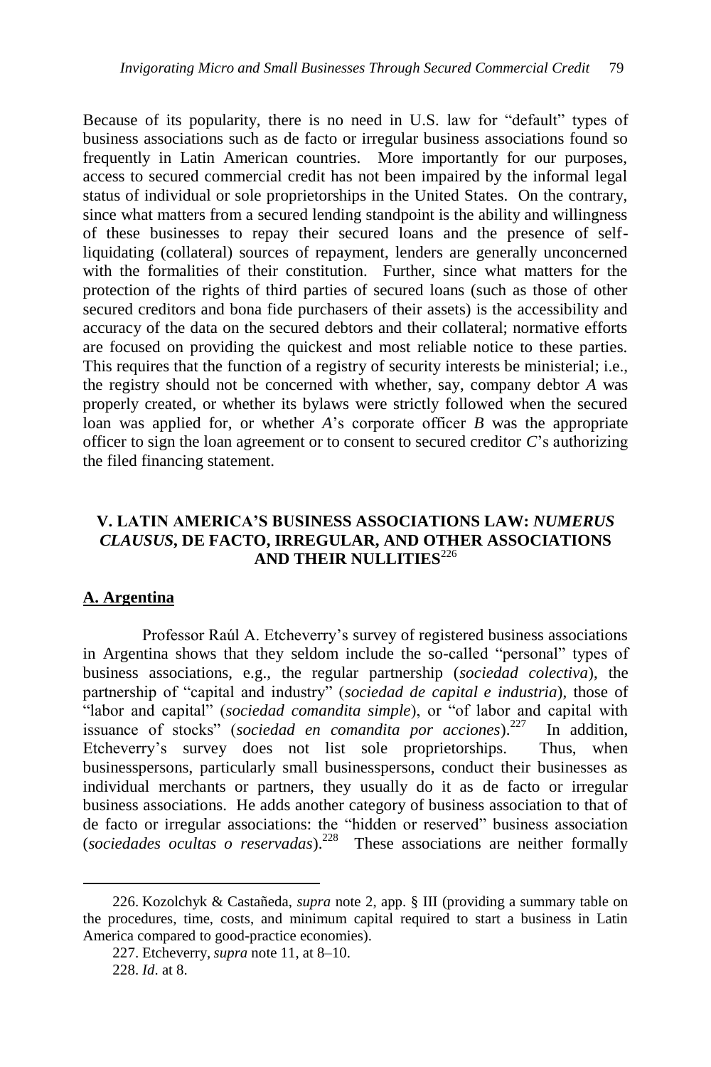Because of its popularity, there is no need in U.S. law for "default" types of business associations such as de facto or irregular business associations found so frequently in Latin American countries. More importantly for our purposes, access to secured commercial credit has not been impaired by the informal legal status of individual or sole proprietorships in the United States. On the contrary, since what matters from a secured lending standpoint is the ability and willingness of these businesses to repay their secured loans and the presence of self-liquidating (collateral) sources of repayment, lenders are generally unconcerned with the formalities of their constitution. Further, since what matters for the protection of the rights of third parties of secured loans (such as those of other secured creditors and bona fide purchasers of their assets) is the accessibility and accuracy of the data on the secured debtors and their collateral; normative efforts are focused on providing the quickest and most reliable notice to these parties. This requires that the function of a registry of security interests be ministerial; i.e., the registry should not be concerned with whether, say, company debtor *A* was properly created, or whether its bylaws were strictly followed when the secured loan was applied for, or whether *A*'s corporate officer *B* was the appropriate officer to sign the loan agreement or to consent to secured creditor *C*'s authorizing the filed financing statement.

## V. LATIN AMERICA'S BUSINESS ASSOCIATIONS LAW: *NUMERUS CLAUSUS*, DE FACTO, IRREGULAR, AND OTHER ASSOCIATIONS AND THEIR NULLITIES[226]

### A. Argentina

Professor Raúl A. Etcheverry's survey of registered business associations in Argentina shows that they seldom include the so-called "personal" types of business associations, e.g., the regular partnership (*sociedad colectiva*), the partnership of "capital and industry" (*sociedad de capital e industria*), those of "labor and capital" (*sociedad comandita simple*), or "of labor and capital with issuance of stocks" (*sociedad en comandita por acciones*).[227] In addition, Etcheverry's survey does not list sole proprietorships. Thus, when businesspersons, particularly small businesspersons, conduct their businesses as individual merchants or partners, they usually do it as de facto or irregular business associations. He adds another category of business association to that of de facto or irregular associations: the "hidden or reserved" business association (*sociedades ocultas o reservadas*).[228] These associations are neither formally

---

226. Kozolchyk & Castañeda, *supra* note 2, app. § III (providing a summary table on the procedures, time, costs, and minimum capital required to start a business in Latin America compared to good-practice economies).

227. Etcheverry, *supra* note 11, at 8–10.

228. *Id*. at 8.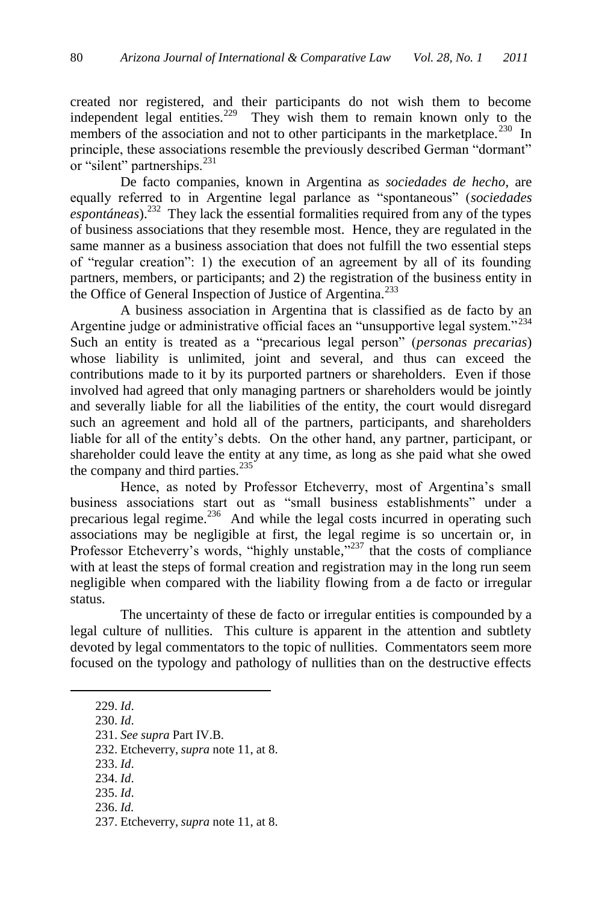created nor registered, and their participants do not wish them to become independent legal entities.[229] They wish them to remain known only to the members of the association and not to other participants in the marketplace.[230] In principle, these associations resemble the previously described German "dormant" or "silent" partnerships.[231]

De facto companies, known in Argentina as *sociedades de hecho*, are equally referred to in Argentine legal parlance as "spontaneous" (*sociedades espontáneas*).[232] They lack the essential formalities required from any of the types of business associations that they resemble most. Hence, they are regulated in the same manner as a business association that does not fulfill the two essential steps of "regular creation": 1) the execution of an agreement by all of its founding partners, members, or participants; and 2) the registration of the business entity in the Office of General Inspection of Justice of Argentina.[233]

A business association in Argentina that is classified as de facto by an Argentine judge or administrative official faces an "unsupportive legal system."[234] Such an entity is treated as a "precarious legal person" (*personas precarias*) whose liability is unlimited, joint and several, and thus can exceed the contributions made to it by its purported partners or shareholders. Even if those involved had agreed that only managing partners or shareholders would be jointly and severally liable for all the liabilities of the entity, the court would disregard such an agreement and hold all of the partners, participants, and shareholders liable for all of the entity's debts. On the other hand, any partner, participant, or shareholder could leave the entity at any time, as long as she paid what she owed the company and third parties.[235]

Hence, as noted by Professor Etcheverry, most of Argentina's small business associations start out as "small business establishments" under a precarious legal regime.[236] And while the legal costs incurred in operating such associations may be negligible at first, the legal regime is so uncertain or, in Professor Etcheverry's words, "highly unstable,"[237] that the costs of compliance with at least the steps of formal creation and registration may in the long run seem negligible when compared with the liability flowing from a de facto or irregular status.

The uncertainty of these de facto or irregular entities is compounded by a legal culture of nullities. This culture is apparent in the attention and subtlety devoted by legal commentators to the topic of nullities. Commentators seem more focused on the typology and pathology of nullities than on the destructive effects

229. *Id*.
230. *Id*.
231. *See supra* Part IV.B.
232. Etcheverry, *supra* note 11, at 8.
233. *Id*.
234. *Id*.
235. *Id*.
236. *Id.*
237. Etcheverry, *supra* note 11, at 8.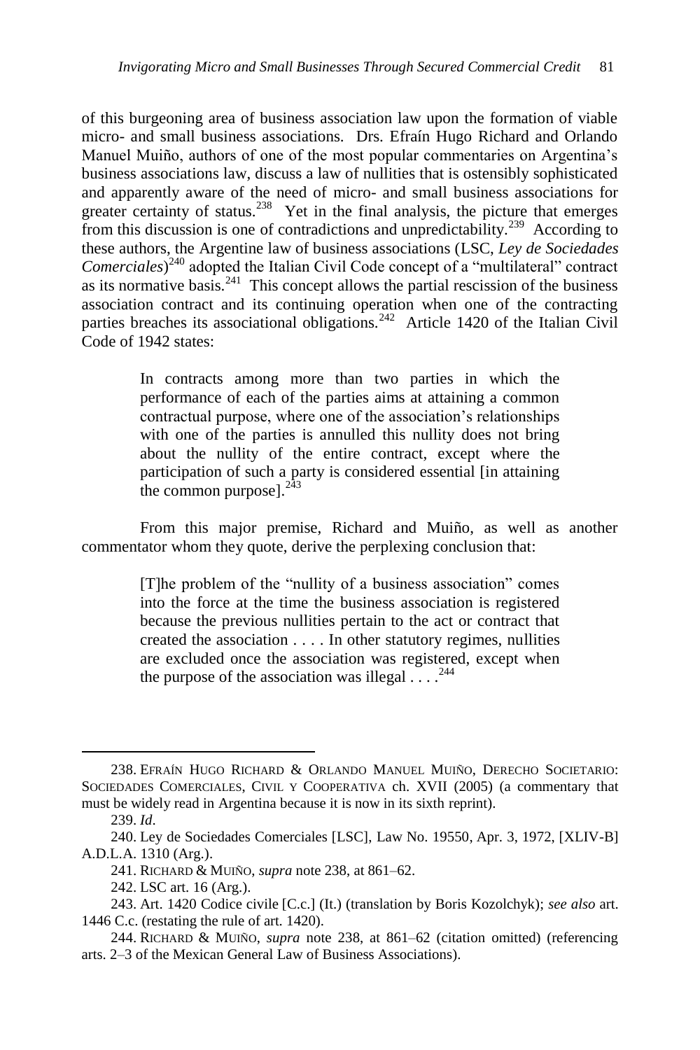of this burgeoning area of business association law upon the formation of viable micro- and small business associations. Drs. Efraín Hugo Richard and Orlando Manuel Muiño, authors of one of the most popular commentaries on Argentina's business associations law, discuss a law of nullities that is ostensibly sophisticated and apparently aware of the need of micro- and small business associations for greater certainty of status.[238] Yet in the final analysis, the picture that emerges from this discussion is one of contradictions and unpredictability.[239] According to these authors, the Argentine law of business associations (LSC, *Ley de Sociedades Comerciales*)[240] adopted the Italian Civil Code concept of a "multilateral" contract as its normative basis.[241] This concept allows the partial rescission of the business association contract and its continuing operation when one of the contracting parties breaches its associational obligations.[242] Article 1420 of the Italian Civil Code of 1942 states:

> In contracts among more than two parties in which the performance of each of the parties aims at attaining a common contractual purpose, where one of the association's relationships with one of the parties is annulled this nullity does not bring about the nullity of the entire contract, except where the participation of such a party is considered essential [in attaining the common purpose].[243]

From this major premise, Richard and Muiño, as well as another commentator whom they quote, derive the perplexing conclusion that:

> [T]he problem of the "nullity of a business association" comes into the force at the time the business association is registered because the previous nullities pertain to the act or contract that created the association . . . . In other statutory regimes, nullities are excluded once the association was registered, except when the purpose of the association was illegal . . . .[244]

---

238. EFRAÍN HUGO RICHARD & ORLANDO MANUEL MUIÑO, DERECHO SOCIETARIO: SOCIEDADES COMERCIALES, CIVIL Y COOPERATIVA ch. XVII (2005) (a commentary that must be widely read in Argentina because it is now in its sixth reprint).

239. *Id*.

240. Ley de Sociedades Comerciales [LSC], Law No. 19550, Apr. 3, 1972, [XLIV-B] A.D.L.A. 1310 (Arg.).

241. RICHARD & MUIÑO, *supra* note 238, at 861–62.

242. LSC art. 16 (Arg.).

243. Art. 1420 Codice civile [C.c.] (It.) (translation by Boris Kozolchyk); *see also* art. 1446 C.c. (restating the rule of art. 1420).

244. RICHARD & MUIÑO, *supra* note 238, at 861–62 (citation omitted) (referencing arts. 2–3 of the Mexican General Law of Business Associations).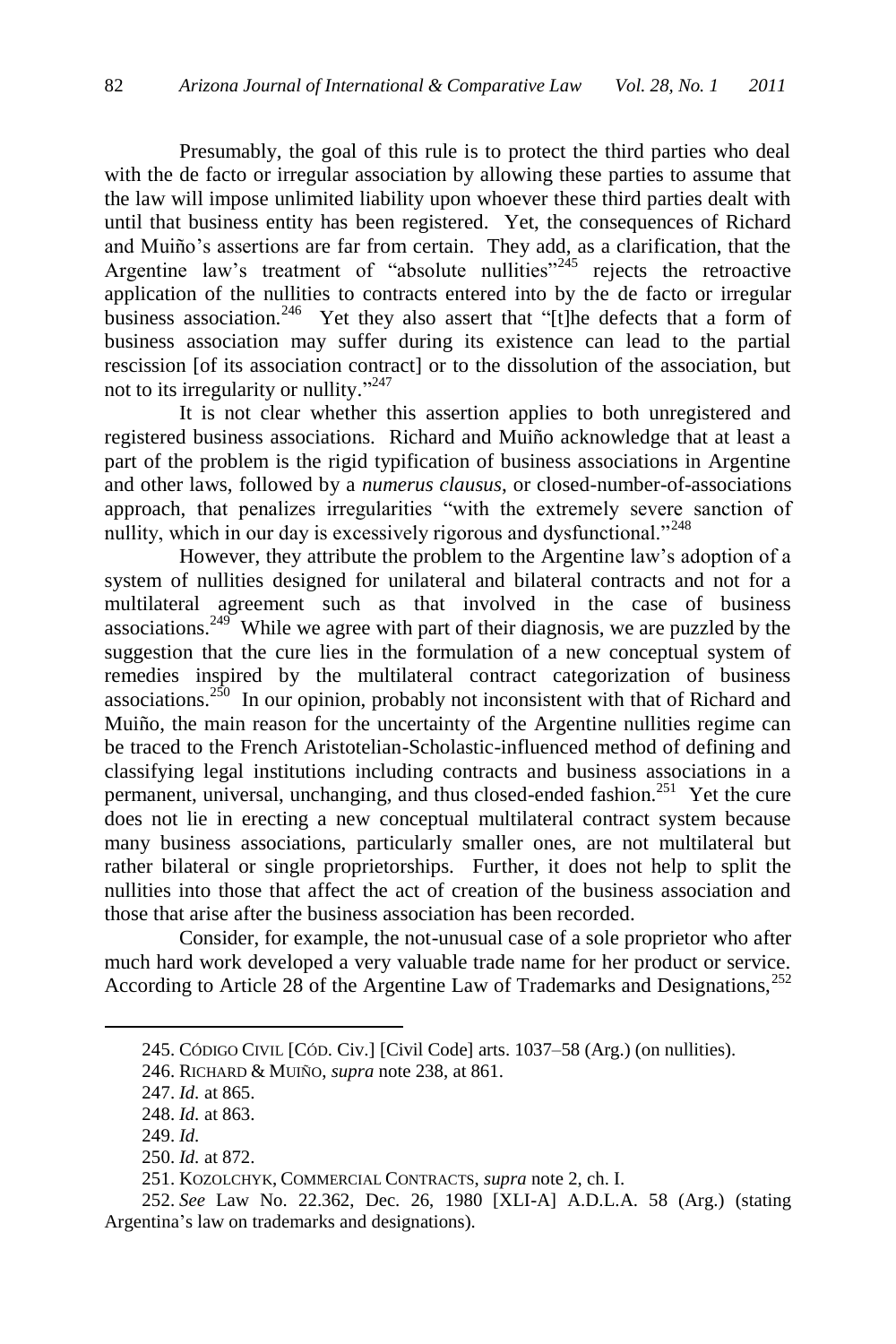Presumably, the goal of this rule is to protect the third parties who deal with the de facto or irregular association by allowing these parties to assume that the law will impose unlimited liability upon whoever these third parties dealt with until that business entity has been registered. Yet, the consequences of Richard and Muiño's assertions are far from certain. They add, as a clarification, that the Argentine law's treatment of "absolute nullities"[245] rejects the retroactive application of the nullities to contracts entered into by the de facto or irregular business association.[246] Yet they also assert that "[t]he defects that a form of business association may suffer during its existence can lead to the partial rescission [of its association contract] or to the dissolution of the association, but not to its irregularity or nullity."[247]

It is not clear whether this assertion applies to both unregistered and registered business associations. Richard and Muiño acknowledge that at least a part of the problem is the rigid typification of business associations in Argentine and other laws, followed by a *numerus clausus*, or closed-number-of-associations approach, that penalizes irregularities "with the extremely severe sanction of nullity, which in our day is excessively rigorous and dysfunctional."[248]

However, they attribute the problem to the Argentine law's adoption of a system of nullities designed for unilateral and bilateral contracts and not for a multilateral agreement such as that involved in the case of business associations.[249] While we agree with part of their diagnosis, we are puzzled by the suggestion that the cure lies in the formulation of a new conceptual system of remedies inspired by the multilateral contract categorization of business associations.[250] In our opinion, probably not inconsistent with that of Richard and Muiño, the main reason for the uncertainty of the Argentine nullities regime can be traced to the French Aristotelian-Scholastic-influenced method of defining and classifying legal institutions including contracts and business associations in a permanent, universal, unchanging, and thus closed-ended fashion.[251] Yet the cure does not lie in erecting a new conceptual multilateral contract system because many business associations, particularly smaller ones, are not multilateral but rather bilateral or single proprietorships. Further, it does not help to split the nullities into those that affect the act of creation of the business association and those that arise after the business association has been recorded.

Consider, for example, the not-unusual case of a sole proprietor who after much hard work developed a very valuable trade name for her product or service. According to Article 28 of the Argentine Law of Trademarks and Designations,[252]

---

245. CÓDIGO CIVIL [CÓD. CIV.] [Civil Code] arts. 1037–58 (Arg.) (on nullities).

246. RICHARD & MUIÑO, *supra* note 238, at 861.

247. *Id.* at 865.

248. *Id.* at 863.

249. *Id.*

250. *Id.* at 872.

251. KOZOLCHYK, COMMERCIAL CONTRACTS, *supra* note 2, ch. I.

252. *See* Law No. 22.362, Dec. 26, 1980 [XLI-A] A.D.L.A. 58 (Arg.) (stating Argentina's law on trademarks and designations).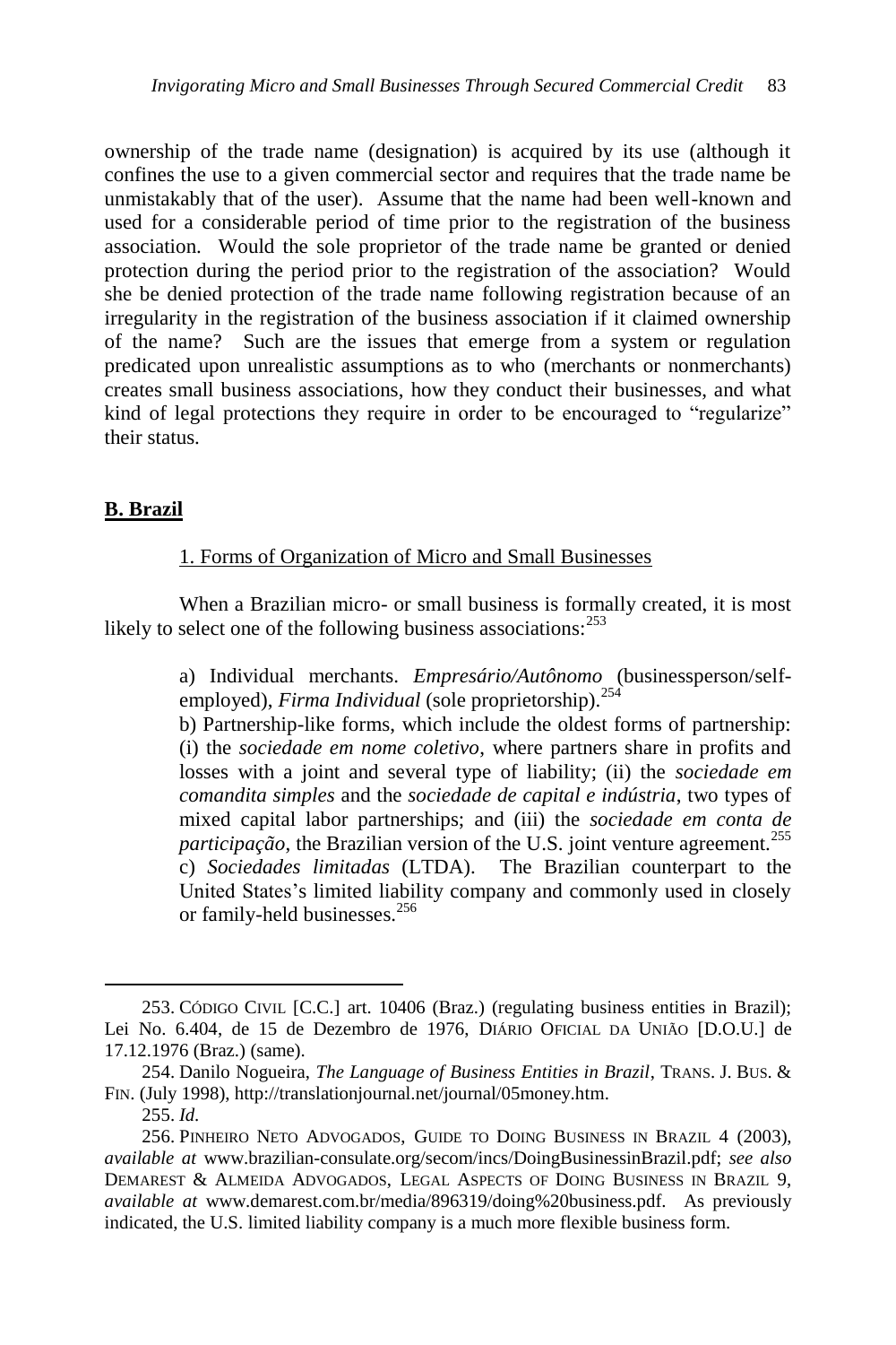ownership of the trade name (designation) is acquired by its use (although it confines the use to a given commercial sector and requires that the trade name be unmistakably that of the user). Assume that the name had been well-known and used for a considerable period of time prior to the registration of the business association. Would the sole proprietor of the trade name be granted or denied protection during the period prior to the registration of the association? Would she be denied protection of the trade name following registration because of an irregularity in the registration of the business association if it claimed ownership of the name? Such are the issues that emerge from a system or regulation predicated upon unrealistic assumptions as to who (merchants or nonmerchants) creates small business associations, how they conduct their businesses, and what kind of legal protections they require in order to be encouraged to "regularize" their status.

## **B. Brazil**

### 1. Forms of Organization of Micro and Small Businesses

When a Brazilian micro- or small business is formally created, it is most likely to select one of the following business associations:[253]

> a) Individual merchants. *Empresário/Autônomo* (businessperson/self-employed), *Firma Individual* (sole proprietorship).[254]
>
> b) Partnership-like forms, which include the oldest forms of partnership: (i) the *sociedade em nome coletivo*, where partners share in profits and losses with a joint and several type of liability; (ii) the *sociedade em comandita simples* and the *sociedade de capital e indústria*, two types of mixed capital labor partnerships; and (iii) the *sociedade em conta de participação*, the Brazilian version of the U.S. joint venture agreement.[255]
>
> c) *Sociedades limitadas* (LTDA). The Brazilian counterpart to the United States's limited liability company and commonly used in closely or family-held businesses.[256]

---

253. CÓDIGO CIVIL [C.C.] art. 10406 (Braz.) (regulating business entities in Brazil); Lei No. 6.404, de 15 de Dezembro de 1976, DIÁRIO OFICIAL DA UNIÃO [D.O.U.] de 17.12.1976 (Braz.) (same).

254. Danilo Nogueira, *The Language of Business Entities in Brazil*, TRANS. J. BUS. & FIN. (July 1998), http://translationjournal.net/journal/05money.htm.

255. *Id.*

256. PINHEIRO NETO ADVOGADOS, GUIDE TO DOING BUSINESS IN BRAZIL 4 (2003), *available at* www.brazilian-consulate.org/secom/incs/DoingBusinessinBrazil.pdf; *see also* DEMAREST & ALMEIDA ADVOGADOS, LEGAL ASPECTS OF DOING BUSINESS IN BRAZIL 9, *available at* www.demarest.com.br/media/896319/doing%20business.pdf. As previously indicated, the U.S. limited liability company is a much more flexible business form.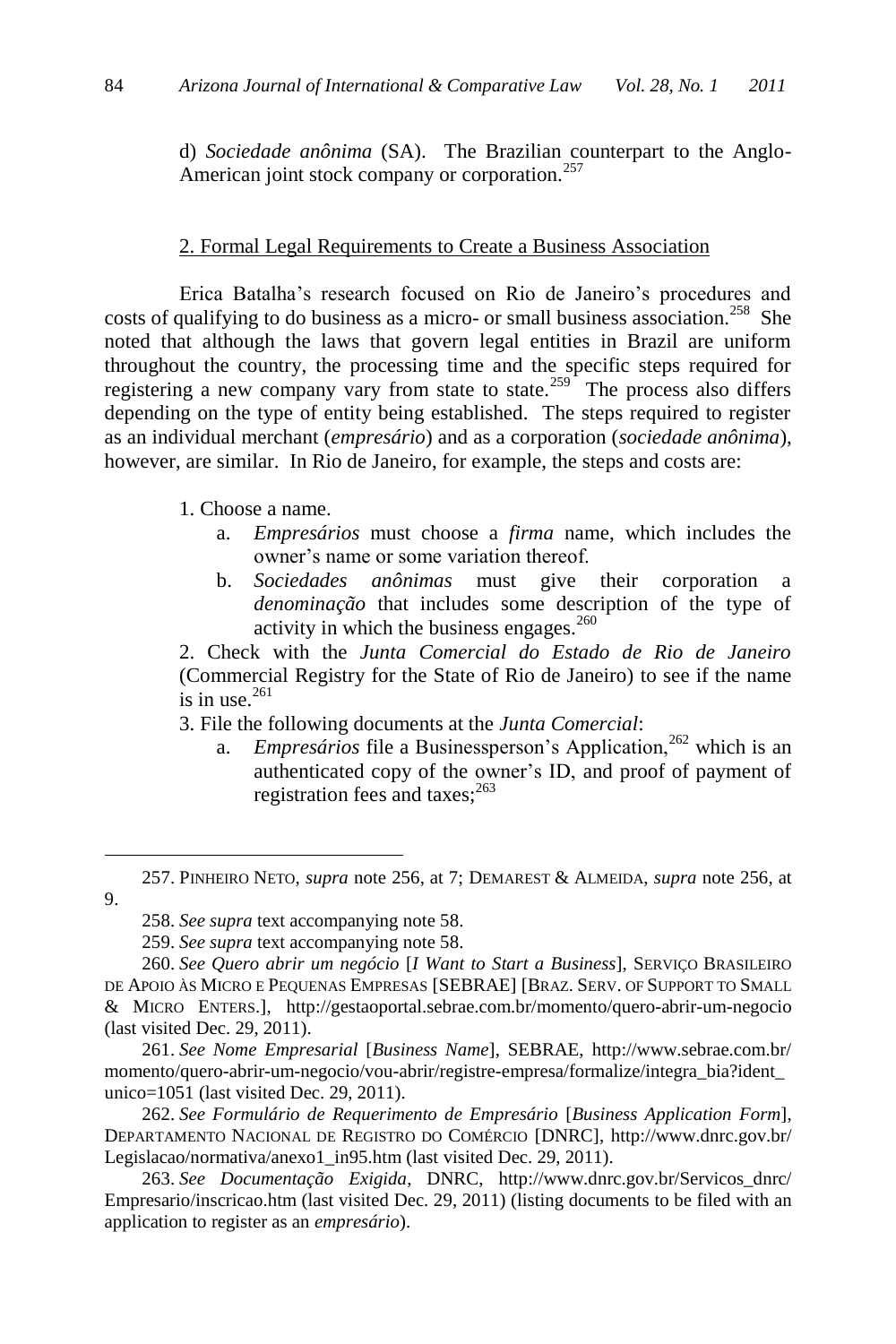d) *Sociedade anônima* (SA). The Brazilian counterpart to the Anglo-American joint stock company or corporation.[257]

2. Formal Legal Requirements to Create a Business Association

Erica Batalha's research focused on Rio de Janeiro's procedures and costs of qualifying to do business as a micro- or small business association.[258] She noted that although the laws that govern legal entities in Brazil are uniform throughout the country, the processing time and the specific steps required for registering a new company vary from state to state.[259] The process also differs depending on the type of entity being established. The steps required to register as an individual merchant (*empresário*) and as a corporation (*sociedade anônima*), however, are similar. In Rio de Janeiro, for example, the steps and costs are:

1. Choose a name.
   a. *Empresários* must choose a *firma* name, which includes the owner's name or some variation thereof.
   b. *Sociedades anônimas* must give their corporation a *denominação* that includes some description of the type of activity in which the business engages.[260]

2. Check with the *Junta Comercial do Estado de Rio de Janeiro* (Commercial Registry for the State of Rio de Janeiro) to see if the name is in use.[261]

3. File the following documents at the *Junta Comercial*:
   a. *Empresários* file a Businessperson's Application,[262] which is an authenticated copy of the owner's ID, and proof of payment of registration fees and taxes;[263]

---

257. PINHEIRO NETO, *supra* note 256, at 7; DEMAREST & ALMEIDA, *supra* note 256, at 9.

258. *See supra* text accompanying note 58.

259. *See supra* text accompanying note 58.

260. *See Quero abrir um negócio* [*I Want to Start a Business*], SERVIÇO BRASILEIRO DE APOIO ÀS MICRO E PEQUENAS EMPRESAS [SEBRAE] [BRAZ. SERV. OF SUPPORT TO SMALL & MICRO ENTERS.], http://gestaoportal.sebrae.com.br/momento/quero-abrir-um-negocio (last visited Dec. 29, 2011).

261. *See Nome Empresarial* [*Business Name*], SEBRAE, http://www.sebrae.com.br/momento/quero-abrir-um-negocio/vou-abrir/registre-empresa/formalize/integra_bia?ident_unico=1051 (last visited Dec. 29, 2011).

262. *See Formulário de Requerimento de Empresário* [*Business Application Form*], DEPARTAMENTO NACIONAL DE REGISTRO DO COMÉRCIO [DNRC], http://www.dnrc.gov.br/Legislacao/normativa/anexo1_in95.htm (last visited Dec. 29, 2011).

263. *See Documentação Exigida*, DNRC, http://www.dnrc.gov.br/Servicos_dnrc/Empresario/inscricao.htm (last visited Dec. 29, 2011) (listing documents to be filed with an application to register as an *empresário*).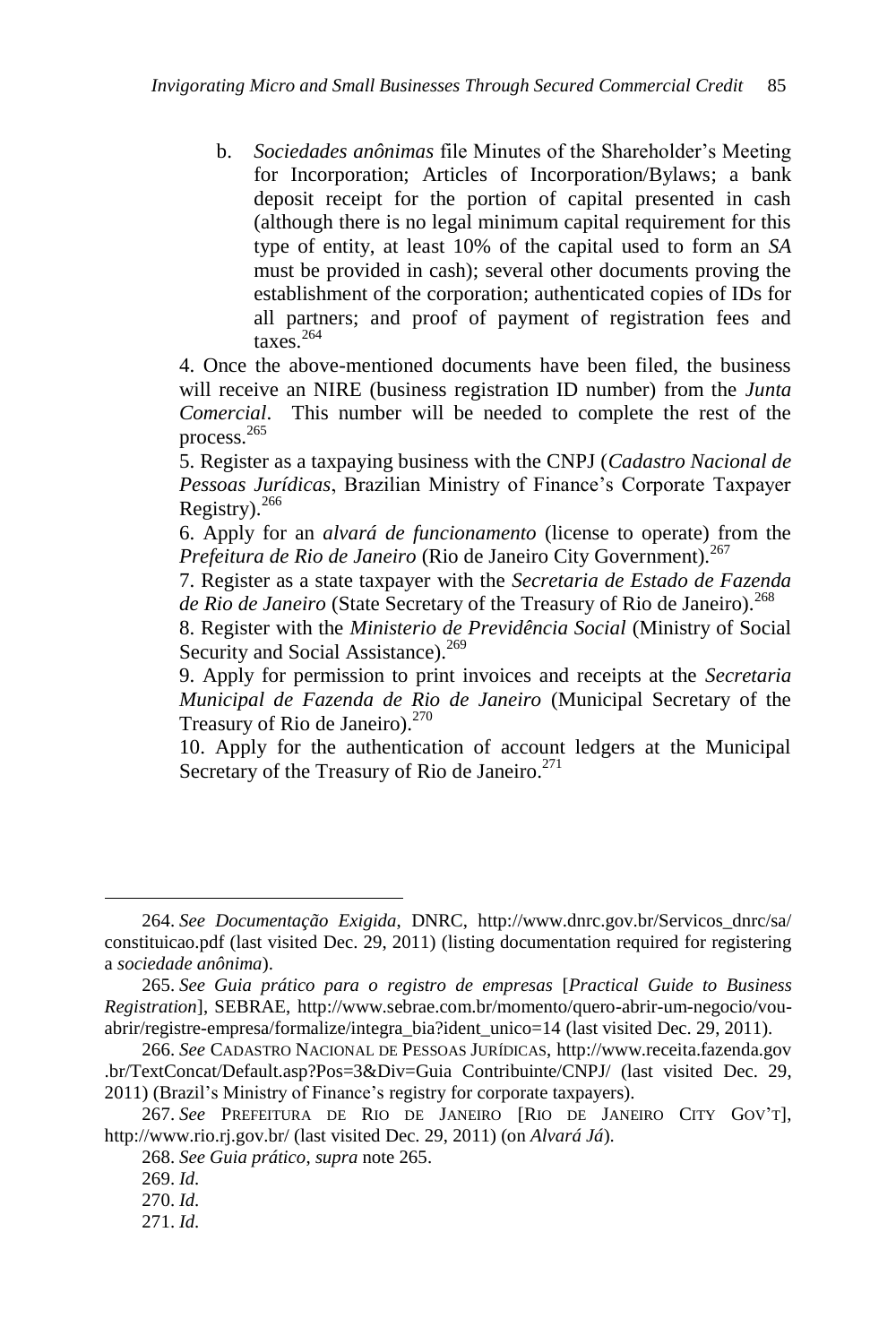b. *Sociedades anônimas* file Minutes of the Shareholder's Meeting for Incorporation; Articles of Incorporation/Bylaws; a bank deposit receipt for the portion of capital presented in cash (although there is no legal minimum capital requirement for this type of entity, at least 10% of the capital used to form an *SA* must be provided in cash); several other documents proving the establishment of the corporation; authenticated copies of IDs for all partners; and proof of payment of registration fees and taxes.[264]

4. Once the above-mentioned documents have been filed, the business will receive an NIRE (business registration ID number) from the *Junta Comercial*. This number will be needed to complete the rest of the process.[265]

5. Register as a taxpaying business with the CNPJ (*Cadastro Nacional de Pessoas Jurídicas*, Brazilian Ministry of Finance's Corporate Taxpayer Registry).[266]

6. Apply for an *alvará de funcionamento* (license to operate) from the *Prefeitura de Rio de Janeiro* (Rio de Janeiro City Government).[267]

7. Register as a state taxpayer with the *Secretaria de Estado de Fazenda de Rio de Janeiro* (State Secretary of the Treasury of Rio de Janeiro).[268]

8. Register with the *Ministerio de Previdência Social* (Ministry of Social Security and Social Assistance).[269]

9. Apply for permission to print invoices and receipts at the *Secretaria Municipal de Fazenda de Rio de Janeiro* (Municipal Secretary of the Treasury of Rio de Janeiro).[270]

10. Apply for the authentication of account ledgers at the Municipal Secretary of the Treasury of Rio de Janeiro.[271]

---

264. *See Documentação Exigida*, DNRC, http://www.dnrc.gov.br/Servicos_dnrc/sa/constituicao.pdf (last visited Dec. 29, 2011) (listing documentation required for registering a *sociedade anônima*).

265. *See Guia prático para o registro de empresas* [*Practical Guide to Business Registration*], SEBRAE, http://www.sebrae.com.br/momento/quero-abrir-um-negocio/vou-abrir/registre-empresa/formalize/integra_bia?ident_unico=14 (last visited Dec. 29, 2011).

266. *See* CADASTRO NACIONAL DE PESSOAS JURÍDICAS, http://www.receita.fazenda.gov.br/TextConcat/Default.asp?Pos=3&Div=Guia Contribuinte/CNPJ/ (last visited Dec. 29, 2011) (Brazil's Ministry of Finance's registry for corporate taxpayers).

267. *See* PREFEITURA DE RIO DE JANEIRO [RIO DE JANEIRO CITY GOV'T], http://www.rio.rj.gov.br/ (last visited Dec. 29, 2011) (on *Alvará Já*).

268. *See Guia prático*, *supra* note 265.

269. *Id.*

270. *Id.*

271. *Id.*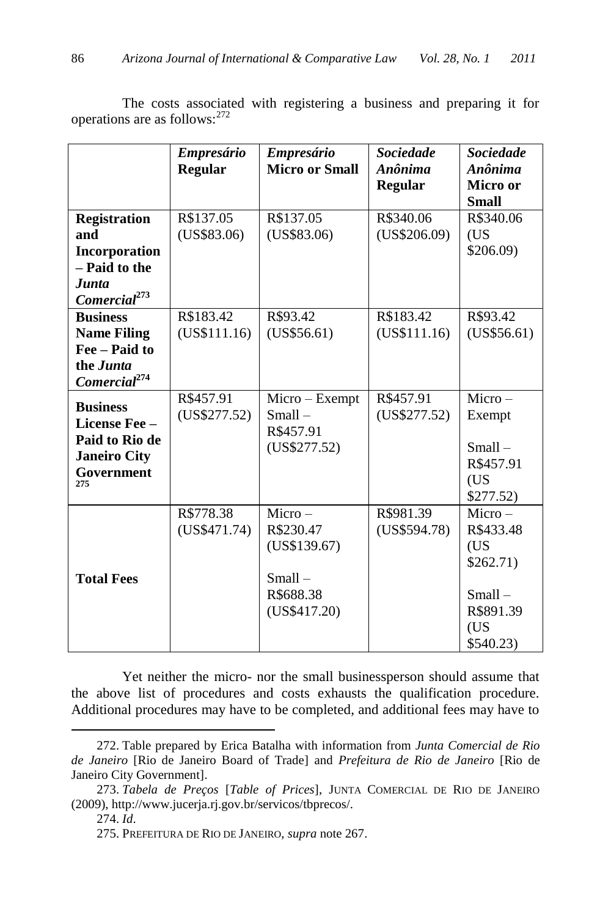The costs associated with registering a business and preparing it for operations are as follows:[272]

| | *Empresário* **Regular** | *Empresário* **Micro or Small** | *Sociedade Anônima* **Regular** | *Sociedade Anônima* **Micro or Small** |
|---|---|---|---|---|
| **Registration and Incorporation – Paid to the *Junta Comercial*[273]** | R$137.05 (US$83.06) | R$137.05 (US$83.06) | R$340.06 (US$206.09) | R$340.06 (US $206.09) |
| **Business Name Filing Fee – Paid to the *Junta Comercial*[274]** | R$183.42 (US$111.16) | R$93.42 (US$56.61) | R$183.42 (US$111.16) | R$93.42 (US$56.61) |
| **Business License Fee – Paid to Rio de Janeiro City Government[275]** | R$457.91 (US$277.52) | Micro – Exempt Small – R$457.91 (US$277.52) | R$457.91 (US$277.52) | Micro – Exempt Small – R$457.91 (US $277.52) |
| **Total Fees** | R$778.38 (US$471.74) | Micro – R$230.47 (US$139.67) Small – R$688.38 (US$417.20) | R$981.39 (US$594.78) | Micro – R$433.48 (US $262.71) Small – R$891.39 (US $540.23) |

Yet neither the micro- nor the small businessperson should assume that the above list of procedures and costs exhausts the qualification procedure. Additional procedures may have to be completed, and additional fees may have to

---

272. Table prepared by Erica Batalha with information from *Junta Comercial de Rio de Janeiro* [Rio de Janeiro Board of Trade] and *Prefeitura de Rio de Janeiro* [Rio de Janeiro City Government].

273. *Tabela de Preços* [*Table of Prices*], JUNTA COMERCIAL DE RIO DE JANEIRO (2009), http://www.jucerja.rj.gov.br/servicos/tbprecos/.

274. *Id*.

275. PREFEITURA DE RIO DE JANEIRO, *supra* note 267.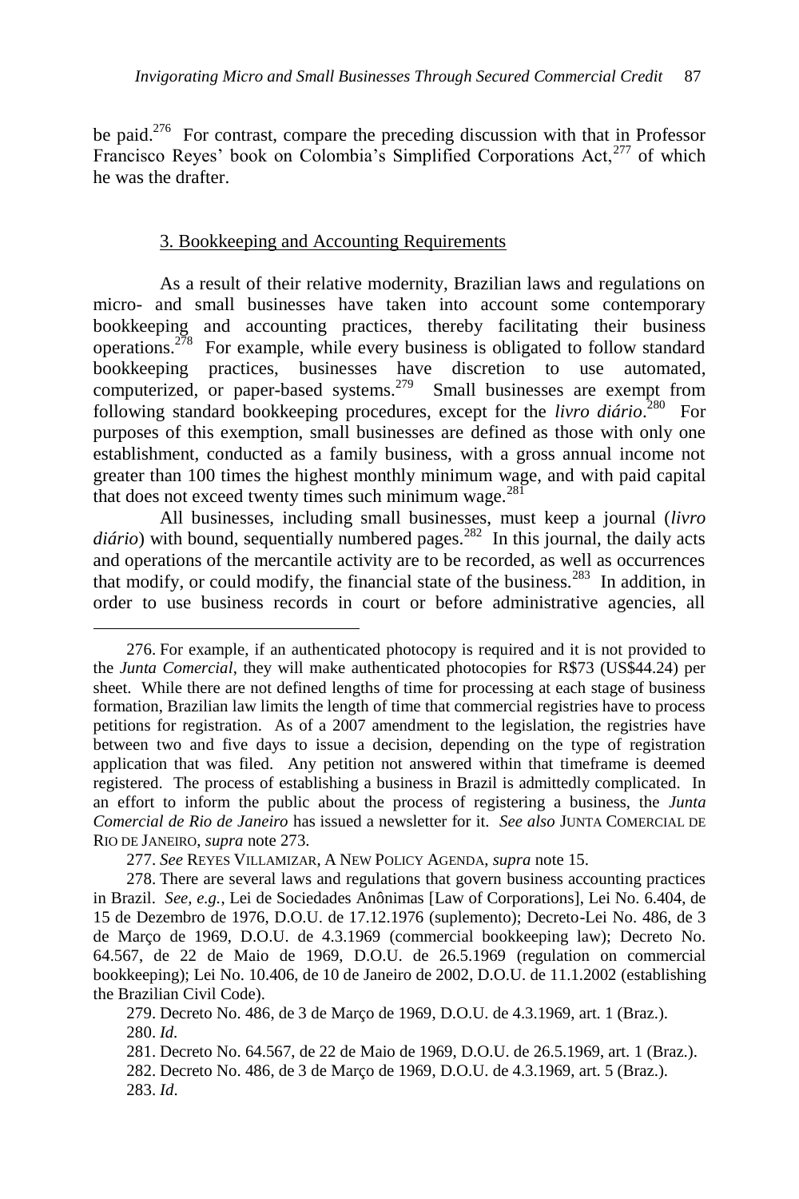be paid.[276] For contrast, compare the preceding discussion with that in Professor Francisco Reyes' book on Colombia's Simplified Corporations Act,[277] of which he was the drafter.

### 3. Bookkeeping and Accounting Requirements

As a result of their relative modernity, Brazilian laws and regulations on micro- and small businesses have taken into account some contemporary bookkeeping and accounting practices, thereby facilitating their business operations.[278] For example, while every business is obligated to follow standard bookkeeping practices, businesses have discretion to use automated, computerized, or paper-based systems.[279] Small businesses are exempt from following standard bookkeeping procedures, except for the *livro diário*.[280] For purposes of this exemption, small businesses are defined as those with only one establishment, conducted as a family business, with a gross annual income not greater than 100 times the highest monthly minimum wage, and with paid capital that does not exceed twenty times such minimum wage.[281]

All businesses, including small businesses, must keep a journal (*livro diário*) with bound, sequentially numbered pages.[282] In this journal, the daily acts and operations of the mercantile activity are to be recorded, as well as occurrences that modify, or could modify, the financial state of the business.[283] In addition, in order to use business records in court or before administrative agencies, all

---

276. For example, if an authenticated photocopy is required and it is not provided to the *Junta Comercial*, they will make authenticated photocopies for R$73 (US$44.24) per sheet. While there are not defined lengths of time for processing at each stage of business formation, Brazilian law limits the length of time that commercial registries have to process petitions for registration. As of a 2007 amendment to the legislation, the registries have between two and five days to issue a decision, depending on the type of registration application that was filed. Any petition not answered within that timeframe is deemed registered. The process of establishing a business in Brazil is admittedly complicated. In an effort to inform the public about the process of registering a business, the *Junta Comercial de Rio de Janeiro* has issued a newsletter for it. *See also* JUNTA COMERCIAL DE RIO DE JANEIRO, *supra* note 273.

277. *See* REYES VILLAMIZAR, A NEW POLICY AGENDA, *supra* note 15.

278. There are several laws and regulations that govern business accounting practices in Brazil. *See, e.g.*, Lei de Sociedades Anônimas [Law of Corporations], Lei No. 6.404, de 15 de Dezembro de 1976, D.O.U. de 17.12.1976 (suplemento); Decreto-Lei No. 486, de 3 de Março de 1969, D.O.U. de 4.3.1969 (commercial bookkeeping law); Decreto No. 64.567, de 22 de Maio de 1969, D.O.U. de 26.5.1969 (regulation on commercial bookkeeping); Lei No. 10.406, de 10 de Janeiro de 2002, D.O.U. de 11.1.2002 (establishing the Brazilian Civil Code).

279. Decreto No. 486, de 3 de Março de 1969, D.O.U. de 4.3.1969, art. 1 (Braz.).

280. *Id*.

281. Decreto No. 64.567, de 22 de Maio de 1969, D.O.U. de 26.5.1969, art. 1 (Braz.).

282. Decreto No. 486, de 3 de Março de 1969, D.O.U. de 4.3.1969, art. 5 (Braz.).

283. *Id*.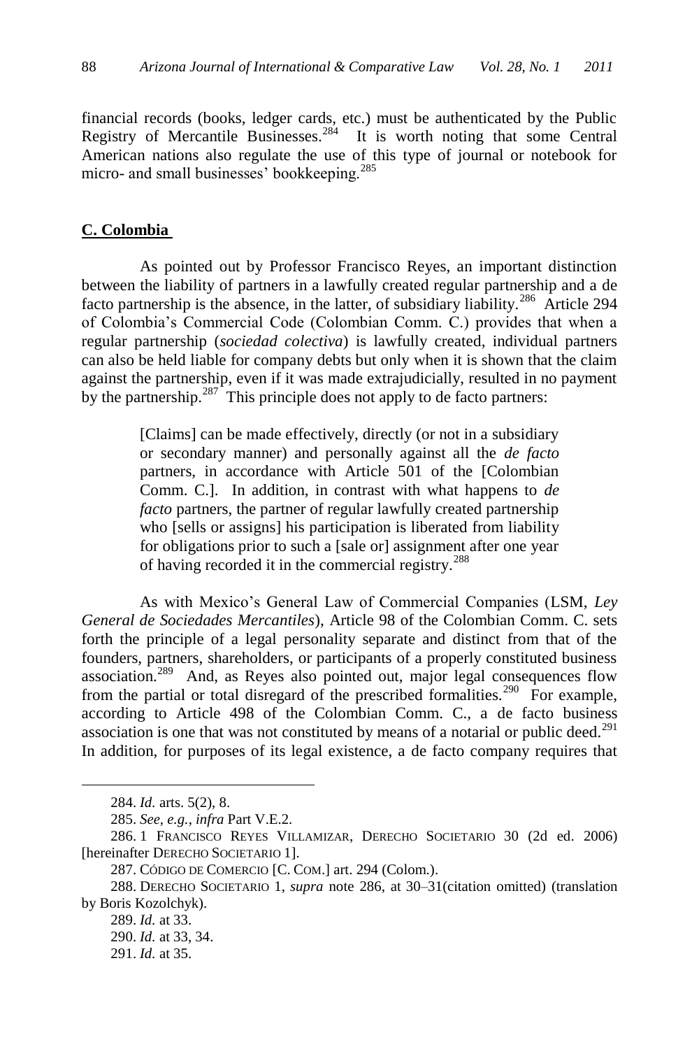financial records (books, ledger cards, etc.) must be authenticated by the Public Registry of Mercantile Businesses.[284] It is worth noting that some Central American nations also regulate the use of this type of journal or notebook for micro- and small businesses' bookkeeping.[285]

## C. Colombia

As pointed out by Professor Francisco Reyes, an important distinction between the liability of partners in a lawfully created regular partnership and a de facto partnership is the absence, in the latter, of subsidiary liability.[286] Article 294 of Colombia's Commercial Code (Colombian Comm. C.) provides that when a regular partnership (*sociedad colectiva*) is lawfully created, individual partners can also be held liable for company debts but only when it is shown that the claim against the partnership, even if it was made extrajudicially, resulted in no payment by the partnership.[287] This principle does not apply to de facto partners:

> [Claims] can be made effectively, directly (or not in a subsidiary or secondary manner) and personally against all the *de facto* partners, in accordance with Article 501 of the [Colombian Comm. C.]. In addition, in contrast with what happens to *de facto* partners, the partner of regular lawfully created partnership who [sells or assigns] his participation is liberated from liability for obligations prior to such a [sale or] assignment after one year of having recorded it in the commercial registry.[288]

As with Mexico's General Law of Commercial Companies (LSM, *Ley General de Sociedades Mercantiles*), Article 98 of the Colombian Comm. C. sets forth the principle of a legal personality separate and distinct from that of the founders, partners, shareholders, or participants of a properly constituted business association.[289] And, as Reyes also pointed out, major legal consequences flow from the partial or total disregard of the prescribed formalities.[290] For example, according to Article 498 of the Colombian Comm. C., a de facto business association is one that was not constituted by means of a notarial or public deed.[291] In addition, for purposes of its legal existence, a de facto company requires that

---

284. *Id.* arts. 5(2), 8.

285. *See, e.g.*, *infra* Part V.E.2.

286. 1 FRANCISCO REYES VILLAMIZAR, DERECHO SOCIETARIO 30 (2d ed. 2006) [hereinafter DERECHO SOCIETARIO 1].

287. CÓDIGO DE COMERCIO [C. COM.] art. 294 (Colom.).

288. DERECHO SOCIETARIO 1, *supra* note 286, at 30–31(citation omitted) (translation by Boris Kozolchyk).

289. *Id.* at 33.

290. *Id.* at 33, 34.

291. *Id.* at 35.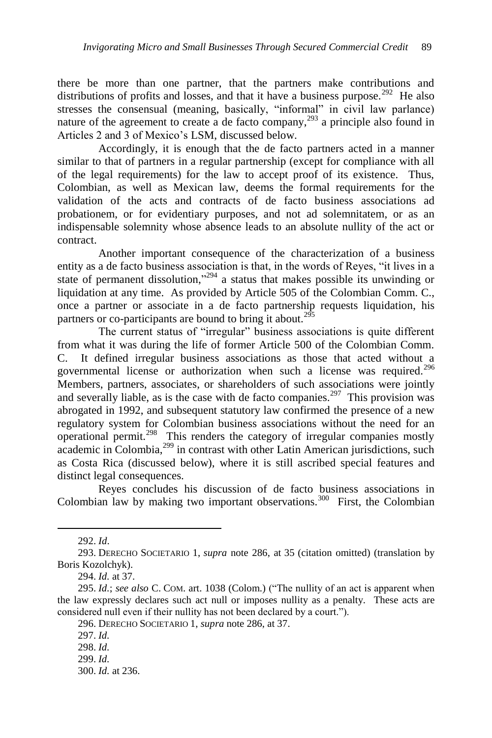there be more than one partner, that the partners make contributions and distributions of profits and losses, and that it have a business purpose.[292] He also stresses the consensual (meaning, basically, "informal" in civil law parlance) nature of the agreement to create a de facto company,[293] a principle also found in Articles 2 and 3 of Mexico's LSM, discussed below.

Accordingly, it is enough that the de facto partners acted in a manner similar to that of partners in a regular partnership (except for compliance with all of the legal requirements) for the law to accept proof of its existence. Thus, Colombian, as well as Mexican law, deems the formal requirements for the validation of the acts and contracts of de facto business associations ad probationem, or for evidentiary purposes, and not ad solemnitatem, or as an indispensable solemnity whose absence leads to an absolute nullity of the act or contract.

Another important consequence of the characterization of a business entity as a de facto business association is that, in the words of Reyes, "it lives in a state of permanent dissolution,"[294] a status that makes possible its unwinding or liquidation at any time. As provided by Article 505 of the Colombian Comm. C., once a partner or associate in a de facto partnership requests liquidation, his partners or co-participants are bound to bring it about.[295]

The current status of "irregular" business associations is quite different from what it was during the life of former Article 500 of the Colombian Comm. C. It defined irregular business associations as those that acted without a governmental license or authorization when such a license was required.[296] Members, partners, associates, or shareholders of such associations were jointly and severally liable, as is the case with de facto companies.[297] This provision was abrogated in 1992, and subsequent statutory law confirmed the presence of a new regulatory system for Colombian business associations without the need for an operational permit.[298] This renders the category of irregular companies mostly academic in Colombia,[299] in contrast with other Latin American jurisdictions, such as Costa Rica (discussed below), where it is still ascribed special features and distinct legal consequences.

Reyes concludes his discussion of de facto business associations in Colombian law by making two important observations.[300] First, the Colombian

---

292. *Id*.

293. DERECHO SOCIETARIO 1, *supra* note 286, at 35 (citation omitted) (translation by Boris Kozolchyk).

294. *Id.* at 37.

295. *Id.*; *see also* C. COM. art. 1038 (Colom.) ("The nullity of an act is apparent when the law expressly declares such act null or imposes nullity as a penalty. These acts are considered null even if their nullity has not been declared by a court.").

296. DERECHO SOCIETARIO 1, *supra* note 286, at 37.

297. *Id.*

298. *Id.*

299. *Id.*

300. *Id.* at 236.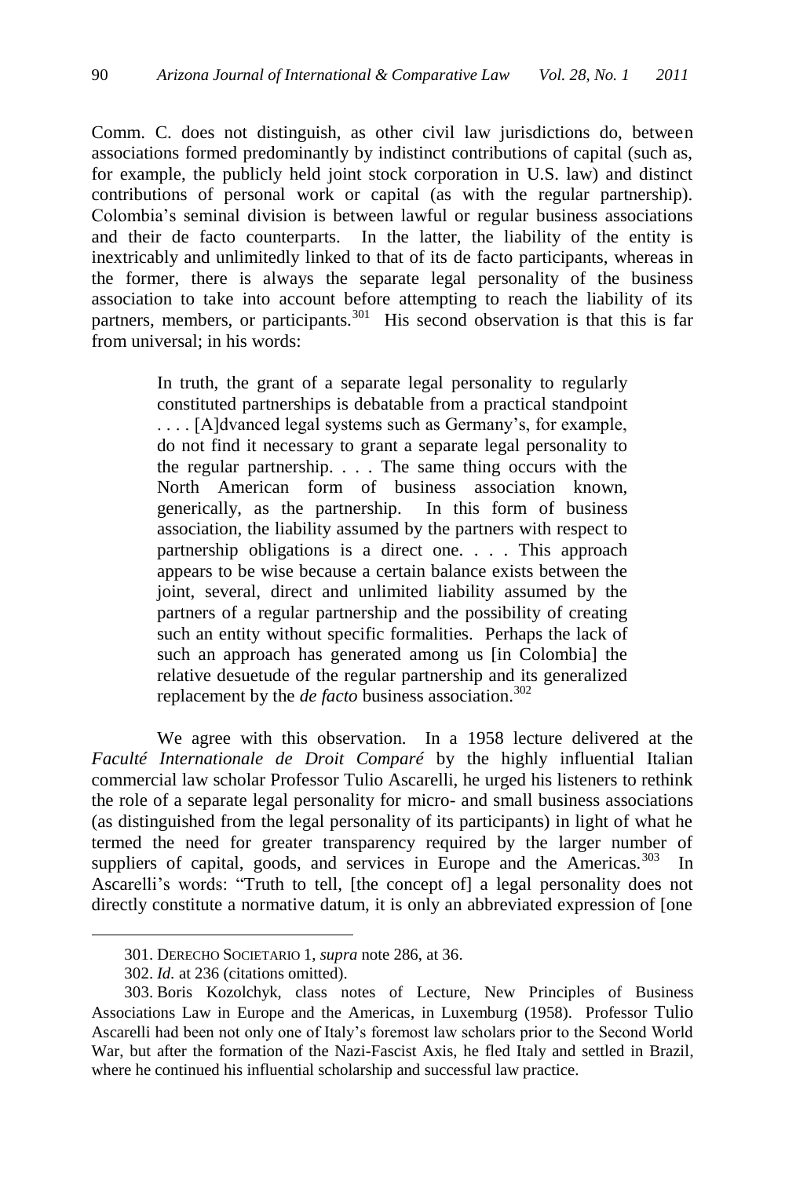Comm. C. does not distinguish, as other civil law jurisdictions do, between associations formed predominantly by indistinct contributions of capital (such as, for example, the publicly held joint stock corporation in U.S. law) and distinct contributions of personal work or capital (as with the regular partnership). Colombia's seminal division is between lawful or regular business associations and their de facto counterparts. In the latter, the liability of the entity is inextricably and unlimitedly linked to that of its de facto participants, whereas in the former, there is always the separate legal personality of the business association to take into account before attempting to reach the liability of its partners, members, or participants.[301] His second observation is that this is far from universal; in his words:

> In truth, the grant of a separate legal personality to regularly constituted partnerships is debatable from a practical standpoint . . . . [A]dvanced legal systems such as Germany's, for example, do not find it necessary to grant a separate legal personality to the regular partnership. . . . The same thing occurs with the North American form of business association known, generically, as the partnership. In this form of business association, the liability assumed by the partners with respect to partnership obligations is a direct one. . . . This approach appears to be wise because a certain balance exists between the joint, several, direct and unlimited liability assumed by the partners of a regular partnership and the possibility of creating such an entity without specific formalities. Perhaps the lack of such an approach has generated among us [in Colombia] the relative desuetude of the regular partnership and its generalized replacement by the *de facto* business association.[302]

We agree with this observation. In a 1958 lecture delivered at the *Faculté Internationale de Droit Comparé* by the highly influential Italian commercial law scholar Professor Tulio Ascarelli, he urged his listeners to rethink the role of a separate legal personality for micro- and small business associations (as distinguished from the legal personality of its participants) in light of what he termed the need for greater transparency required by the larger number of suppliers of capital, goods, and services in Europe and the Americas.[303] In Ascarelli's words: "Truth to tell, [the concept of] a legal personality does not directly constitute a normative datum, it is only an abbreviated expression of [one

---

301. DERECHO SOCIETARIO 1, *supra* note 286, at 36.

302. *Id.* at 236 (citations omitted).

303. Boris Kozolchyk, class notes of Lecture, New Principles of Business Associations Law in Europe and the Americas, in Luxemburg (1958). Professor Tulio Ascarelli had been not only one of Italy's foremost law scholars prior to the Second World War, but after the formation of the Nazi-Fascist Axis, he fled Italy and settled in Brazil, where he continued his influential scholarship and successful law practice.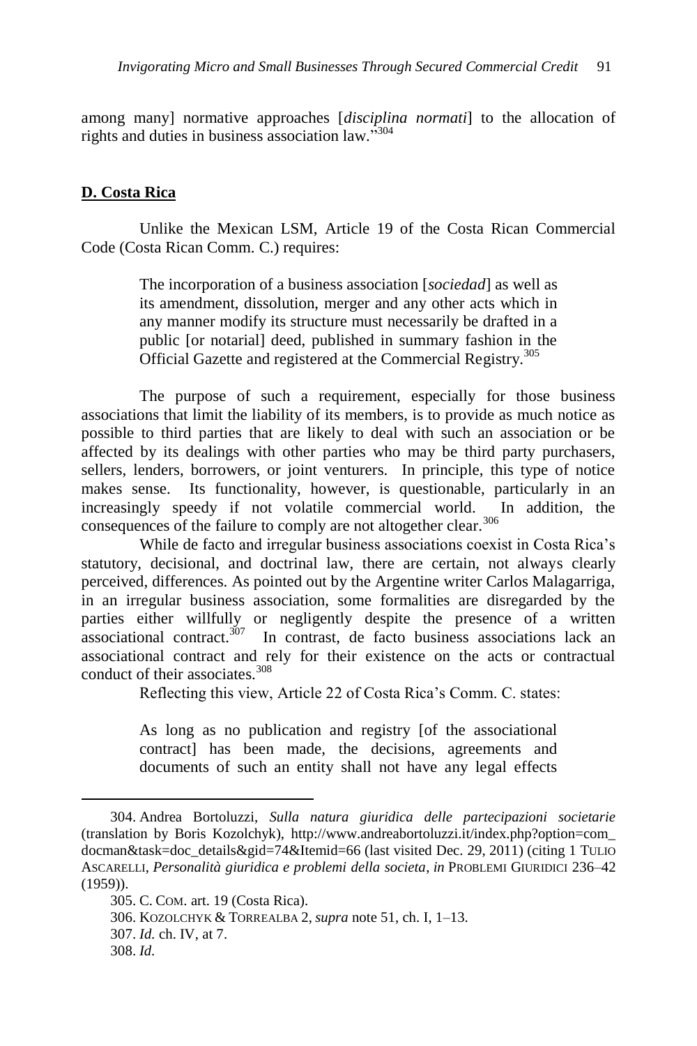among many] normative approaches [*disciplina normati*] to the allocation of rights and duties in business association law."[304]

## D. Costa Rica

Unlike the Mexican LSM, Article 19 of the Costa Rican Commercial Code (Costa Rican Comm. C.) requires:

> The incorporation of a business association [*sociedad*] as well as its amendment, dissolution, merger and any other acts which in any manner modify its structure must necessarily be drafted in a public [or notarial] deed, published in summary fashion in the Official Gazette and registered at the Commercial Registry.[305]

The purpose of such a requirement, especially for those business associations that limit the liability of its members, is to provide as much notice as possible to third parties that are likely to deal with such an association or be affected by its dealings with other parties who may be third party purchasers, sellers, lenders, borrowers, or joint venturers. In principle, this type of notice makes sense. Its functionality, however, is questionable, particularly in an increasingly speedy if not volatile commercial world. In addition, the consequences of the failure to comply are not altogether clear.[306]

While de facto and irregular business associations coexist in Costa Rica's statutory, decisional, and doctrinal law, there are certain, not always clearly perceived, differences. As pointed out by the Argentine writer Carlos Malagarriga, in an irregular business association, some formalities are disregarded by the parties either willfully or negligently despite the presence of a written associational contract.[307] In contrast, de facto business associations lack an associational contract and rely for their existence on the acts or contractual conduct of their associates.[308]

Reflecting this view, Article 22 of Costa Rica's Comm. C. states:

> As long as no publication and registry [of the associational contract] has been made, the decisions, agreements and documents of such an entity shall not have any legal effects

---

304. Andrea Bortoluzzi, *Sulla natura giuridica delle partecipazioni societarie* (translation by Boris Kozolchyk), http://www.andreabortoluzzi.it/index.php?option=com_docman&task=doc_details&gid=74&Itemid=66 (last visited Dec. 29, 2011) (citing 1 TULIO ASCARELLI, *Personalità giuridica e problemi della societa*, *in* PROBLEMI GIURIDICI 236–42 (1959)).

305. C. COM. art. 19 (Costa Rica).

306. KOZOLCHYK & TORREALBA 2, *supra* note 51, ch. I, 1–13.

307. *Id.* ch. IV, at 7.

308. *Id.*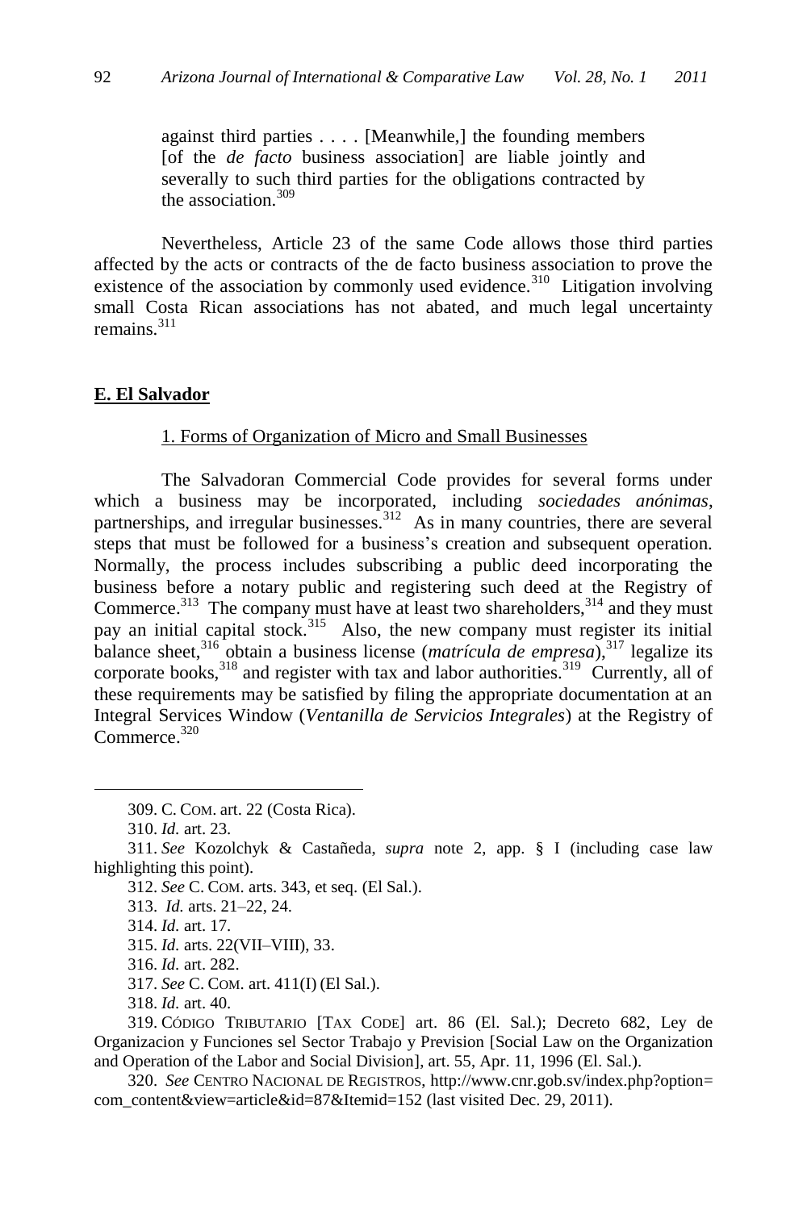against third parties . . . . [Meanwhile,] the founding members [of the *de facto* business association] are liable jointly and severally to such third parties for the obligations contracted by the association.[309]

Nevertheless, Article 23 of the same Code allows those third parties affected by the acts or contracts of the de facto business association to prove the existence of the association by commonly used evidence.[310] Litigation involving small Costa Rican associations has not abated, and much legal uncertainty remains.[311]

## **E. El Salvador**

### 1. Forms of Organization of Micro and Small Businesses

The Salvadoran Commercial Code provides for several forms under which a business may be incorporated, including *sociedades anónimas*, partnerships, and irregular businesses.[312] As in many countries, there are several steps that must be followed for a business's creation and subsequent operation. Normally, the process includes subscribing a public deed incorporating the business before a notary public and registering such deed at the Registry of Commerce.[313] The company must have at least two shareholders,[314] and they must pay an initial capital stock.[315] Also, the new company must register its initial balance sheet,[316] obtain a business license (*matrícula de empresa*),[317] legalize its corporate books,[318] and register with tax and labor authorities.[319] Currently, all of these requirements may be satisfied by filing the appropriate documentation at an Integral Services Window (*Ventanilla de Servicios Integrales*) at the Registry of Commerce.[320]

---

309. C. COM. art. 22 (Costa Rica).

310. *Id.* art. 23.

311. *See* Kozolchyk & Castañeda, *supra* note 2, app. § I (including case law highlighting this point).

312. *See* C. COM. arts. 343, et seq. (El Sal.).

313. *Id.* arts. 21–22, 24.

314. *Id.* art. 17.

315. *Id.* arts. 22(VII–VIII), 33.

316. *Id.* art. 282.

317. *See* C. COM. art. 411(I) (El Sal.).

318. *Id.* art. 40.

319. CÓDIGO TRIBUTARIO [TAX CODE] art. 86 (El. Sal.); Decreto 682, Ley de Organizacion y Funciones sel Sector Trabajo y Prevision [Social Law on the Organization and Operation of the Labor and Social Division], art. 55, Apr. 11, 1996 (El. Sal.).

320. *See* CENTRO NACIONAL DE REGISTROS, http://www.cnr.gob.sv/index.php?option=com_content&view=article&id=87&Itemid=152 (last visited Dec. 29, 2011).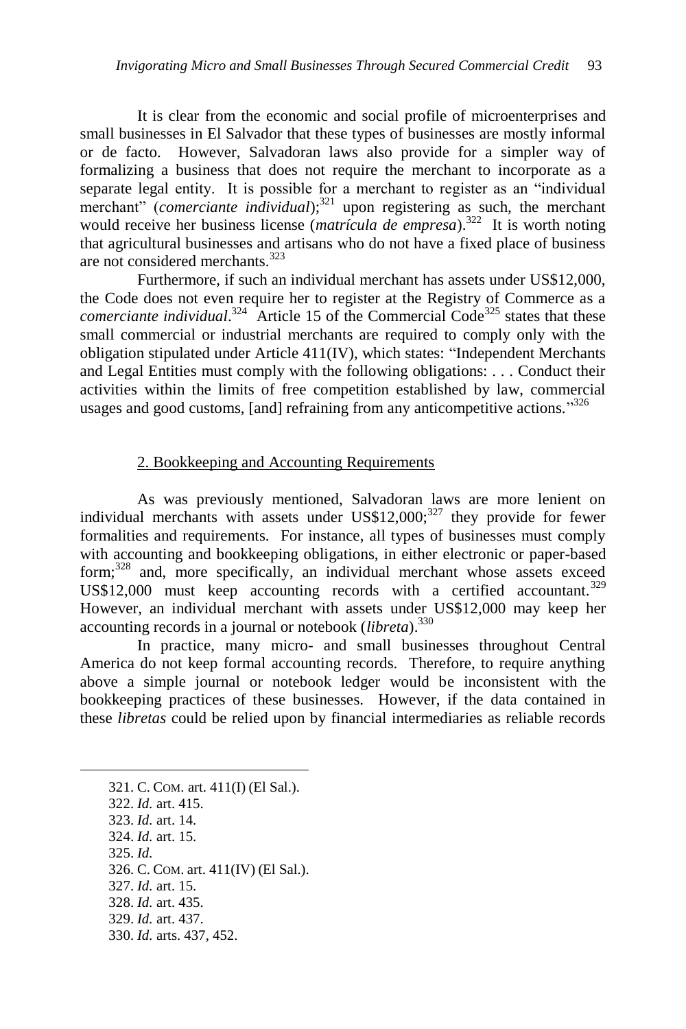It is clear from the economic and social profile of microenterprises and small businesses in El Salvador that these types of businesses are mostly informal or de facto. However, Salvadoran laws also provide for a simpler way of formalizing a business that does not require the merchant to incorporate as a separate legal entity. It is possible for a merchant to register as an "individual merchant" (*comerciante individual*);[321] upon registering as such, the merchant would receive her business license (*matrícula de empresa*).[322] It is worth noting that agricultural businesses and artisans who do not have a fixed place of business are not considered merchants.[323]

Furthermore, if such an individual merchant has assets under US$12,000, the Code does not even require her to register at the Registry of Commerce as a *comerciante individual*.[324] Article 15 of the Commercial Code[325] states that these small commercial or industrial merchants are required to comply only with the obligation stipulated under Article 411(IV), which states: "Independent Merchants and Legal Entities must comply with the following obligations: . . . Conduct their activities within the limits of free competition established by law, commercial usages and good customs, [and] refraining from any anticompetitive actions."[326]

## 2. Bookkeeping and Accounting Requirements

As was previously mentioned, Salvadoran laws are more lenient on individual merchants with assets under US$12,000;[327] they provide for fewer formalities and requirements. For instance, all types of businesses must comply with accounting and bookkeeping obligations, in either electronic or paper-based form;[328] and, more specifically, an individual merchant whose assets exceed US$12,000 must keep accounting records with a certified accountant.[329] However, an individual merchant with assets under US$12,000 may keep her accounting records in a journal or notebook (*libreta*).[330]

In practice, many micro- and small businesses throughout Central America do not keep formal accounting records. Therefore, to require anything above a simple journal or notebook ledger would be inconsistent with the bookkeeping practices of these businesses. However, if the data contained in these *libretas* could be relied upon by financial intermediaries as reliable records

---

321. C. COM. art. 411(I) (El Sal.).
322. *Id.* art. 415.
323. *Id.* art. 14.
324. *Id.* art. 15.
325. *Id.*
326. C. COM. art. 411(IV) (El Sal.).
327. *Id.* art. 15.
328. *Id.* art. 435.
329. *Id.* art. 437.
330. *Id.* arts. 437, 452.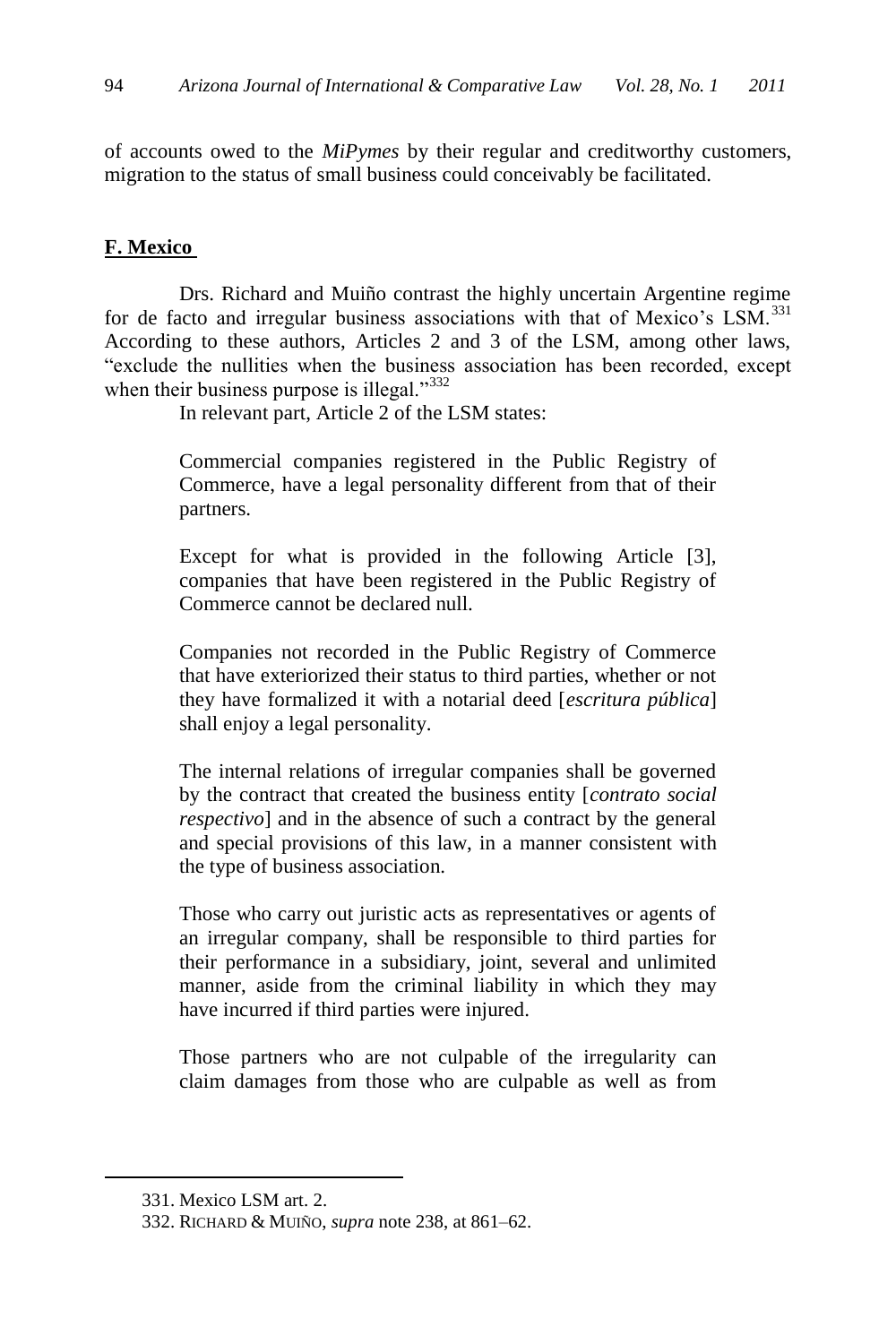of accounts owed to the *MiPymes* by their regular and creditworthy customers, migration to the status of small business could conceivably be facilitated.

## F. Mexico

Drs. Richard and Muiño contrast the highly uncertain Argentine regime for de facto and irregular business associations with that of Mexico's LSM.[331] According to these authors, Articles 2 and 3 of the LSM, among other laws, "exclude the nullities when the business association has been recorded, except when their business purpose is illegal."[332]

In relevant part, Article 2 of the LSM states:

> Commercial companies registered in the Public Registry of Commerce, have a legal personality different from that of their partners.
>
> Except for what is provided in the following Article [3], companies that have been registered in the Public Registry of Commerce cannot be declared null.
>
> Companies not recorded in the Public Registry of Commerce that have exteriorized their status to third parties, whether or not they have formalized it with a notarial deed [*escritura pública*] shall enjoy a legal personality.
>
> The internal relations of irregular companies shall be governed by the contract that created the business entity [*contrato social respectivo*] and in the absence of such a contract by the general and special provisions of this law, in a manner consistent with the type of business association.
>
> Those who carry out juristic acts as representatives or agents of an irregular company, shall be responsible to third parties for their performance in a subsidiary, joint, several and unlimited manner, aside from the criminal liability in which they may have incurred if third parties were injured.
>
> Those partners who are not culpable of the irregularity can claim damages from those who are culpable as well as from

---

331. Mexico LSM art. 2.

332. RICHARD & MUIÑO, *supra* note 238, at 861–62.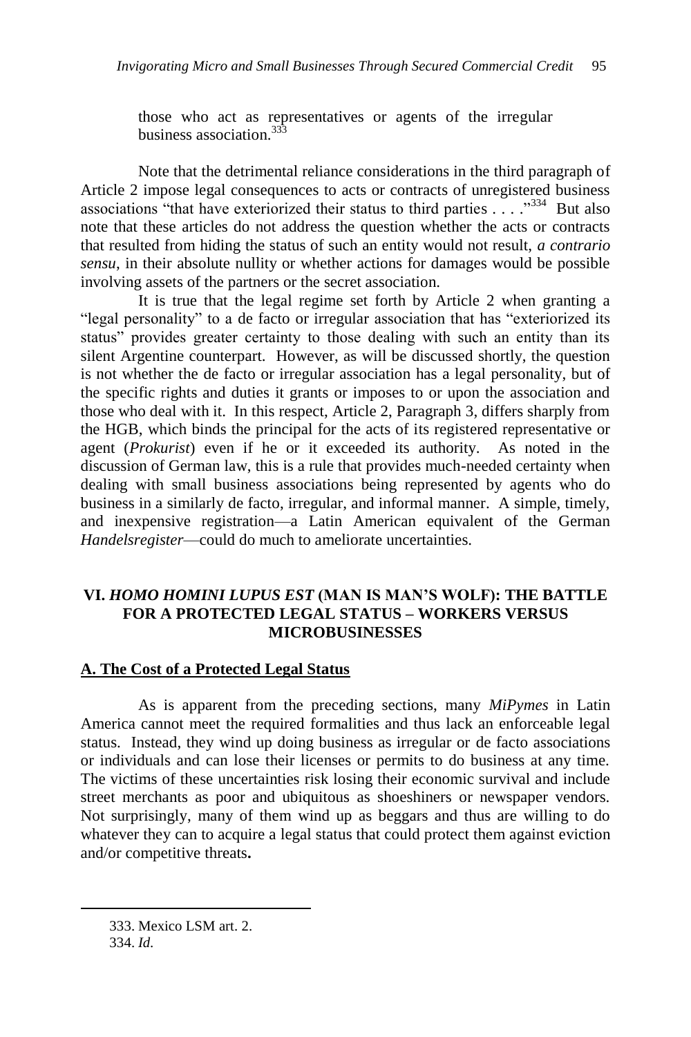those who act as representatives or agents of the irregular business association.[333]

Note that the detrimental reliance considerations in the third paragraph of Article 2 impose legal consequences to acts or contracts of unregistered business associations "that have exteriorized their status to third parties . . . ."[334] But also note that these articles do not address the question whether the acts or contracts that resulted from hiding the status of such an entity would not result, *a contrario sensu*, in their absolute nullity or whether actions for damages would be possible involving assets of the partners or the secret association.

It is true that the legal regime set forth by Article 2 when granting a "legal personality" to a de facto or irregular association that has "exteriorized its status" provides greater certainty to those dealing with such an entity than its silent Argentine counterpart. However, as will be discussed shortly, the question is not whether the de facto or irregular association has a legal personality, but of the specific rights and duties it grants or imposes to or upon the association and those who deal with it. In this respect, Article 2, Paragraph 3, differs sharply from the HGB, which binds the principal for the acts of its registered representative or agent (*Prokurist*) even if he or it exceeded its authority. As noted in the discussion of German law, this is a rule that provides much-needed certainty when dealing with small business associations being represented by agents who do business in a similarly de facto, irregular, and informal manner. A simple, timely, and inexpensive registration—a Latin American equivalent of the German *Handelsregister*—could do much to ameliorate uncertainties.

## VI. *HOMO HOMINI LUPUS EST* (MAN IS MAN'S WOLF): THE BATTLE FOR A PROTECTED LEGAL STATUS – WORKERS VERSUS MICROBUSINESSES

### A. The Cost of a Protected Legal Status

As is apparent from the preceding sections, many *MiPymes* in Latin America cannot meet the required formalities and thus lack an enforceable legal status. Instead, they wind up doing business as irregular or de facto associations or individuals and can lose their licenses or permits to do business at any time. The victims of these uncertainties risk losing their economic survival and include street merchants as poor and ubiquitous as shoeshiners or newspaper vendors. Not surprisingly, many of them wind up as beggars and thus are willing to do whatever they can to acquire a legal status that could protect them against eviction and/or competitive threats**.**

---

333. Mexico LSM art. 2.

334. *Id*.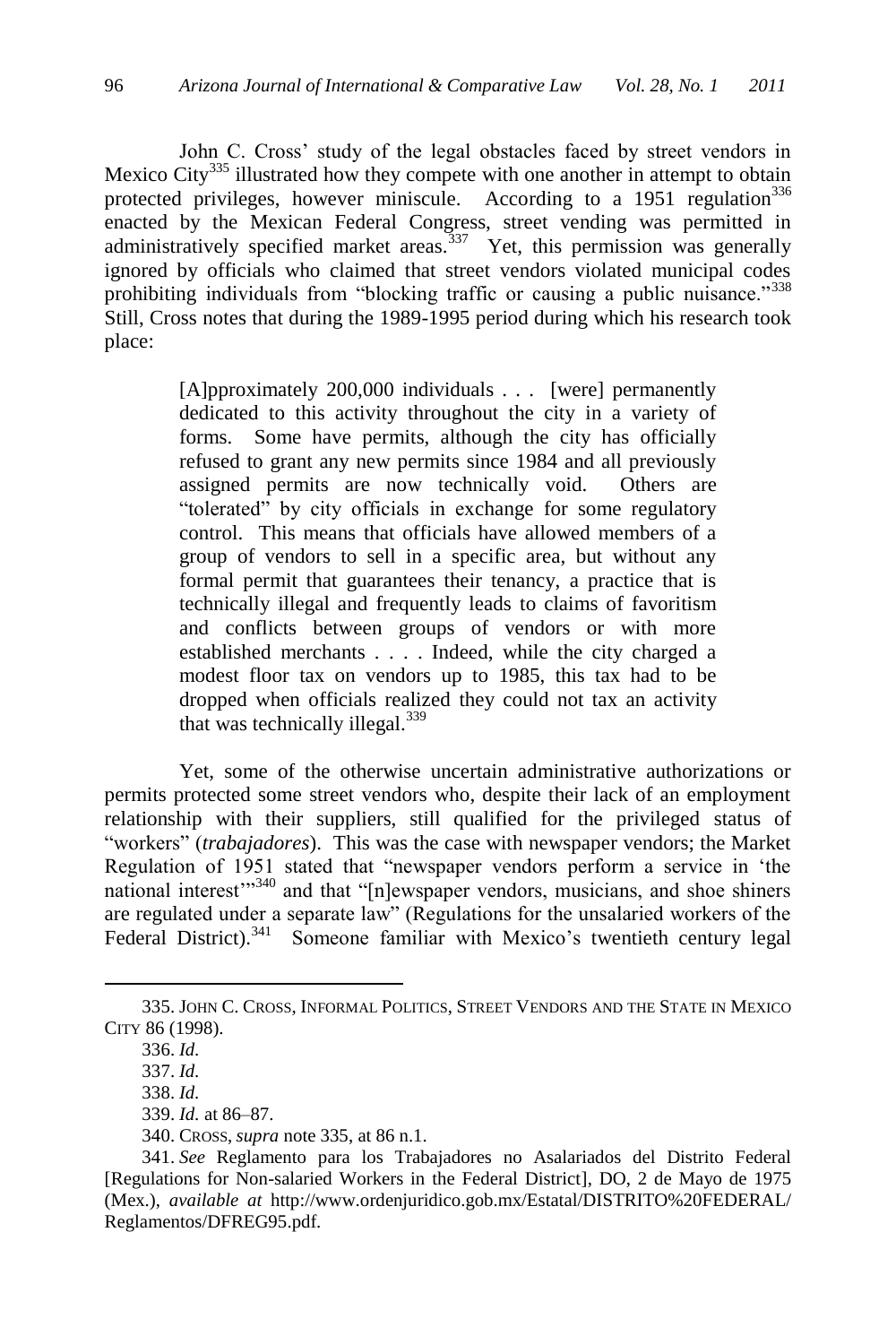John C. Cross' study of the legal obstacles faced by street vendors in Mexico City[335] illustrated how they compete with one another in attempt to obtain protected privileges, however miniscule. According to a 1951 regulation[336] enacted by the Mexican Federal Congress, street vending was permitted in administratively specified market areas.[337] Yet, this permission was generally ignored by officials who claimed that street vendors violated municipal codes prohibiting individuals from "blocking traffic or causing a public nuisance."[338] Still, Cross notes that during the 1989-1995 period during which his research took place:

> [A]pproximately 200,000 individuals . . . [were] permanently dedicated to this activity throughout the city in a variety of forms. Some have permits, although the city has officially refused to grant any new permits since 1984 and all previously assigned permits are now technically void. Others are "tolerated" by city officials in exchange for some regulatory control. This means that officials have allowed members of a group of vendors to sell in a specific area, but without any formal permit that guarantees their tenancy, a practice that is technically illegal and frequently leads to claims of favoritism and conflicts between groups of vendors or with more established merchants . . . . Indeed, while the city charged a modest floor tax on vendors up to 1985, this tax had to be dropped when officials realized they could not tax an activity that was technically illegal.[339]

Yet, some of the otherwise uncertain administrative authorizations or permits protected some street vendors who, despite their lack of an employment relationship with their suppliers, still qualified for the privileged status of "workers" (*trabajadores*). This was the case with newspaper vendors; the Market Regulation of 1951 stated that "newspaper vendors perform a service in 'the national interest'"[340] and that "[n]ewspaper vendors, musicians, and shoe shiners are regulated under a separate law" (Regulations for the unsalaried workers of the Federal District).[341] Someone familiar with Mexico's twentieth century legal

---

335. JOHN C. CROSS, INFORMAL POLITICS, STREET VENDORS AND THE STATE IN MEXICO CITY 86 (1998).

336. *Id.*

337. *Id.*

338. *Id.*

339. *Id.* at 86–87.

340. CROSS, *supra* note 335, at 86 n.1.

341. *See* Reglamento para los Trabajadores no Asalariados del Distrito Federal [Regulations for Non-salaried Workers in the Federal District], DO, 2 de Mayo de 1975 (Mex.), *available at* http://www.ordenjuridico.gob.mx/Estatal/DISTRITO%20FEDERAL/Reglamentos/DFREG95.pdf.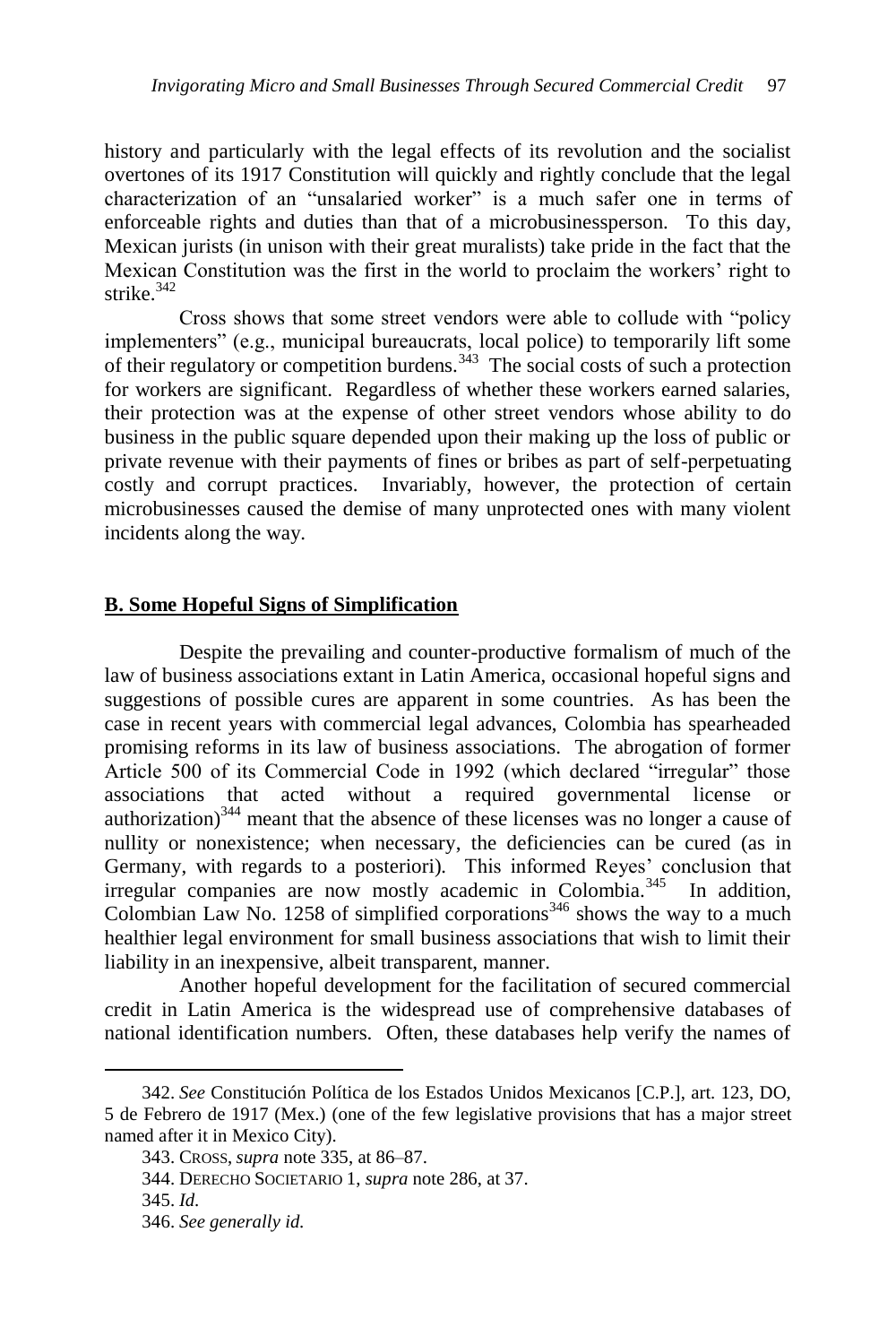history and particularly with the legal effects of its revolution and the socialist overtones of its 1917 Constitution will quickly and rightly conclude that the legal characterization of an "unsalaried worker" is a much safer one in terms of enforceable rights and duties than that of a microbusinessperson. To this day, Mexican jurists (in unison with their great muralists) take pride in the fact that the Mexican Constitution was the first in the world to proclaim the workers' right to strike.[342]

Cross shows that some street vendors were able to collude with "policy implementers" (e.g., municipal bureaucrats, local police) to temporarily lift some of their regulatory or competition burdens.[343] The social costs of such a protection for workers are significant. Regardless of whether these workers earned salaries, their protection was at the expense of other street vendors whose ability to do business in the public square depended upon their making up the loss of public or private revenue with their payments of fines or bribes as part of self-perpetuating costly and corrupt practices. Invariably, however, the protection of certain microbusinesses caused the demise of many unprotected ones with many violent incidents along the way.

## B. Some Hopeful Signs of Simplification

Despite the prevailing and counter-productive formalism of much of the law of business associations extant in Latin America, occasional hopeful signs and suggestions of possible cures are apparent in some countries. As has been the case in recent years with commercial legal advances, Colombia has spearheaded promising reforms in its law of business associations. The abrogation of former Article 500 of its Commercial Code in 1992 (which declared "irregular" those associations that acted without a required governmental license or authorization)[344] meant that the absence of these licenses was no longer a cause of nullity or nonexistence; when necessary, the deficiencies can be cured (as in Germany, with regards to a posteriori). This informed Reyes' conclusion that irregular companies are now mostly academic in Colombia.[345] In addition, Colombian Law No. 1258 of simplified corporations[346] shows the way to a much healthier legal environment for small business associations that wish to limit their liability in an inexpensive, albeit transparent, manner.

Another hopeful development for the facilitation of secured commercial credit in Latin America is the widespread use of comprehensive databases of national identification numbers. Often, these databases help verify the names of

---

342. *See* Constitución Política de los Estados Unidos Mexicanos [C.P.], art. 123, DO, 5 de Febrero de 1917 (Mex.) (one of the few legislative provisions that has a major street named after it in Mexico City).

343. CROSS, *supra* note 335, at 86–87.

344. DERECHO SOCIETARIO 1, *supra* note 286, at 37.

345. *Id.*

346. *See generally id.*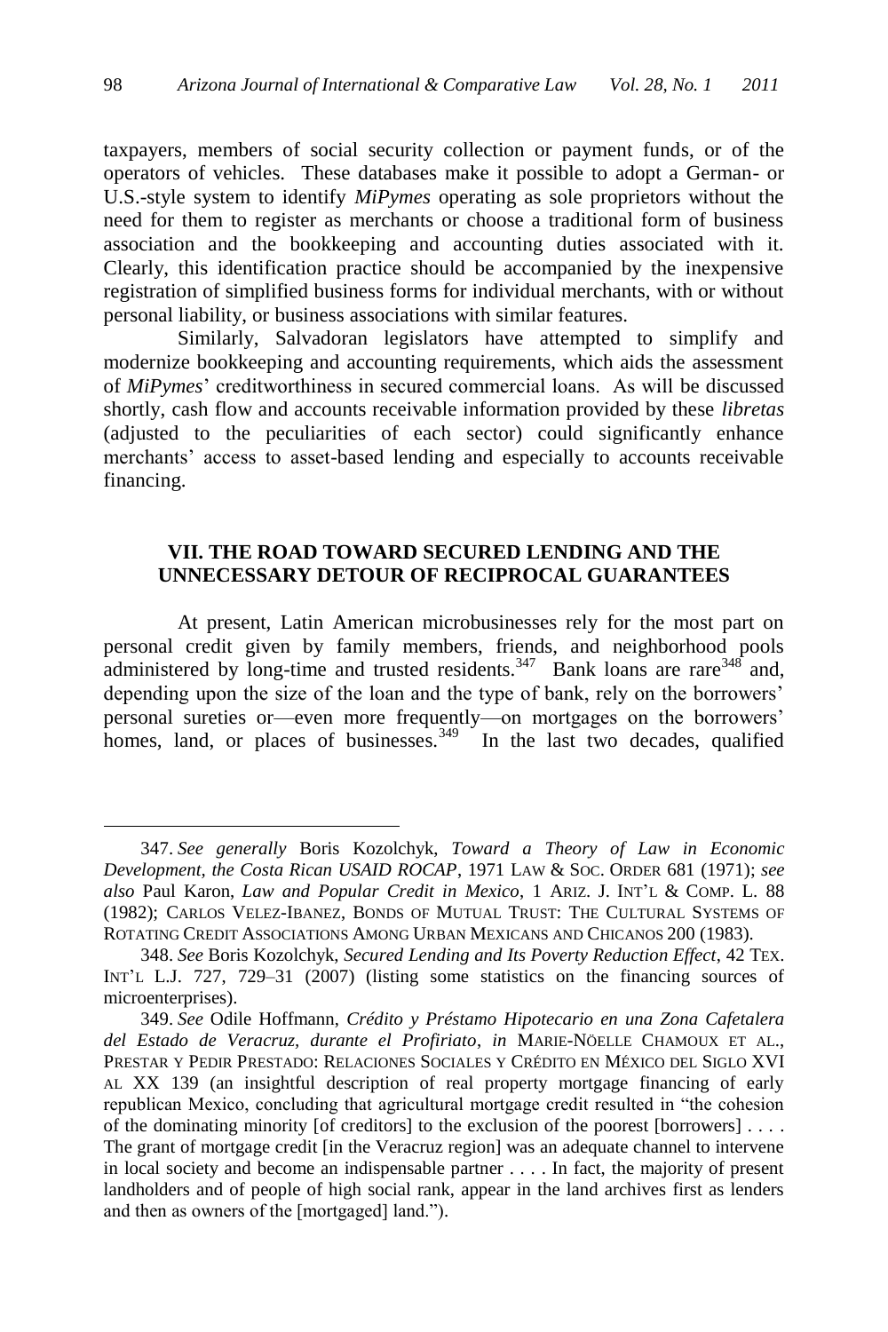taxpayers, members of social security collection or payment funds, or of the operators of vehicles. These databases make it possible to adopt a German- or U.S.-style system to identify *MiPymes* operating as sole proprietors without the need for them to register as merchants or choose a traditional form of business association and the bookkeeping and accounting duties associated with it. Clearly, this identification practice should be accompanied by the inexpensive registration of simplified business forms for individual merchants, with or without personal liability, or business associations with similar features.

Similarly, Salvadoran legislators have attempted to simplify and modernize bookkeeping and accounting requirements, which aids the assessment of *MiPymes*' creditworthiness in secured commercial loans. As will be discussed shortly, cash flow and accounts receivable information provided by these *libretas* (adjusted to the peculiarities of each sector) could significantly enhance merchants' access to asset-based lending and especially to accounts receivable financing.

## VII. THE ROAD TOWARD SECURED LENDING AND THE UNNECESSARY DETOUR OF RECIPROCAL GUARANTEES

At present, Latin American microbusinesses rely for the most part on personal credit given by family members, friends, and neighborhood pools administered by long-time and trusted residents.[347] Bank loans are rare[348] and, depending upon the size of the loan and the type of bank, rely on the borrowers' personal sureties or—even more frequently—on mortgages on the borrowers' homes, land, or places of businesses.[349] In the last two decades, qualified

---

347. *See generally* Boris Kozolchyk, *Toward a Theory of Law in Economic Development, the Costa Rican USAID ROCAP*, 1971 LAW & SOC. ORDER 681 (1971); *see also* Paul Karon, *Law and Popular Credit in Mexico*, 1 ARIZ. J. INT'L & COMP. L. 88 (1982); CARLOS VELEZ-IBANEZ, BONDS OF MUTUAL TRUST: THE CULTURAL SYSTEMS OF ROTATING CREDIT ASSOCIATIONS AMONG URBAN MEXICANS AND CHICANOS 200 (1983).

348. *See* Boris Kozolchyk, *Secured Lending and Its Poverty Reduction Effect*, 42 TEX. INT'L L.J. 727, 729–31 (2007) (listing some statistics on the financing sources of microenterprises).

349. *See* Odile Hoffmann, *Crédito y Préstamo Hipotecario en una Zona Cafetalera del Estado de Veracruz, durante el Profiriato*, *in* MARIE-NÖELLE CHAMOUX ET AL., PRESTAR Y PEDIR PRESTADO: RELACIONES SOCIALES Y CRÉDITO EN MÉXICO DEL SIGLO XVI AL XX 139 (an insightful description of real property mortgage financing of early republican Mexico, concluding that agricultural mortgage credit resulted in "the cohesion of the dominating minority [of creditors] to the exclusion of the poorest [borrowers] . . . . The grant of mortgage credit [in the Veracruz region] was an adequate channel to intervene in local society and become an indispensable partner . . . . In fact, the majority of present landholders and of people of high social rank, appear in the land archives first as lenders and then as owners of the [mortgaged] land.").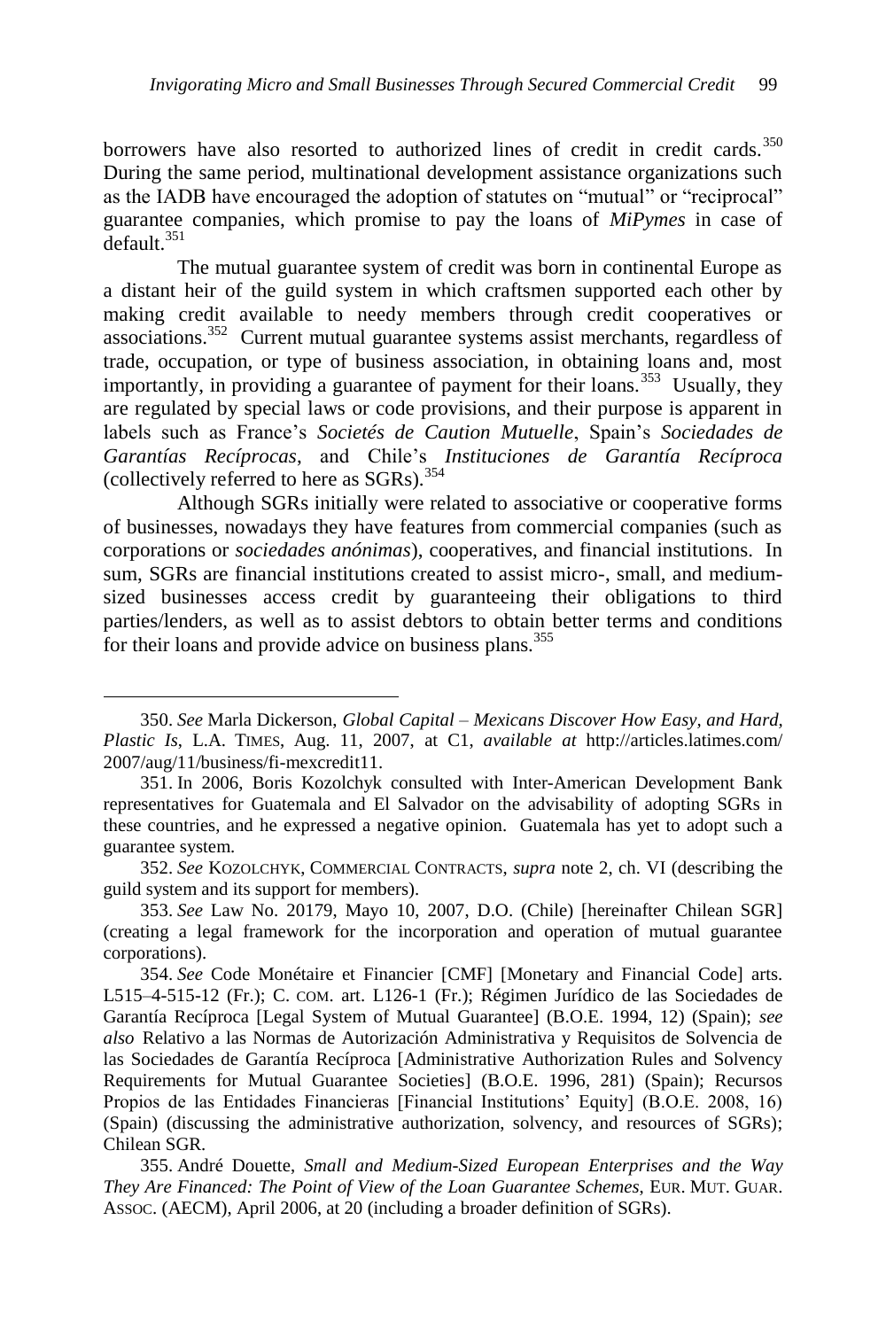borrowers have also resorted to authorized lines of credit in credit cards.[350] During the same period, multinational development assistance organizations such as the IADB have encouraged the adoption of statutes on "mutual" or "reciprocal" guarantee companies, which promise to pay the loans of *MiPymes* in case of default.[351]

The mutual guarantee system of credit was born in continental Europe as a distant heir of the guild system in which craftsmen supported each other by making credit available to needy members through credit cooperatives or associations.[352] Current mutual guarantee systems assist merchants, regardless of trade, occupation, or type of business association, in obtaining loans and, most importantly, in providing a guarantee of payment for their loans.[353] Usually, they are regulated by special laws or code provisions, and their purpose is apparent in labels such as France's *Societés de Caution Mutuelle*, Spain's *Sociedades de Garantías Recíprocas*, and Chile's *Instituciones de Garantía Recíproca* (collectively referred to here as SGRs).[354]

Although SGRs initially were related to associative or cooperative forms of businesses, nowadays they have features from commercial companies (such as corporations or *sociedades anónimas*), cooperatives, and financial institutions. In sum, SGRs are financial institutions created to assist micro-, small, and medium-sized businesses access credit by guaranteeing their obligations to third parties/lenders, as well as to assist debtors to obtain better terms and conditions for their loans and provide advice on business plans.[355]

---

350. *See* Marla Dickerson, *Global Capital – Mexicans Discover How Easy, and Hard, Plastic Is*, L.A. TIMES, Aug. 11, 2007, at C1, *available at* http://articles.latimes.com/2007/aug/11/business/fi-mexcredit11.

351. In 2006, Boris Kozolchyk consulted with Inter-American Development Bank representatives for Guatemala and El Salvador on the advisability of adopting SGRs in these countries, and he expressed a negative opinion. Guatemala has yet to adopt such a guarantee system.

352. *See* KOZOLCHYK, COMMERCIAL CONTRACTS, *supra* note 2, ch. VI (describing the guild system and its support for members).

353. *See* Law No. 20179, Mayo 10, 2007, D.O. (Chile) [hereinafter Chilean SGR] (creating a legal framework for the incorporation and operation of mutual guarantee corporations).

354. *See* Code Monétaire et Financier [CMF] [Monetary and Financial Code] arts. L515–4-515-12 (Fr.); C. COM. art. L126-1 (Fr.); Régimen Jurídico de las Sociedades de Garantía Recíproca [Legal System of Mutual Guarantee] (B.O.E. 1994, 12) (Spain); *see also* Relativo a las Normas de Autorización Administrativa y Requisitos de Solvencia de las Sociedades de Garantía Recíproca [Administrative Authorization Rules and Solvency Requirements for Mutual Guarantee Societies] (B.O.E. 1996, 281) (Spain); Recursos Propios de las Entidades Financieras [Financial Institutions' Equity] (B.O.E. 2008, 16) (Spain) (discussing the administrative authorization, solvency, and resources of SGRs); Chilean SGR.

355. André Douette, *Small and Medium-Sized European Enterprises and the Way They Are Financed: The Point of View of the Loan Guarantee Schemes*, EUR. MUT. GUAR. ASSOC. (AECM), April 2006, at 20 (including a broader definition of SGRs).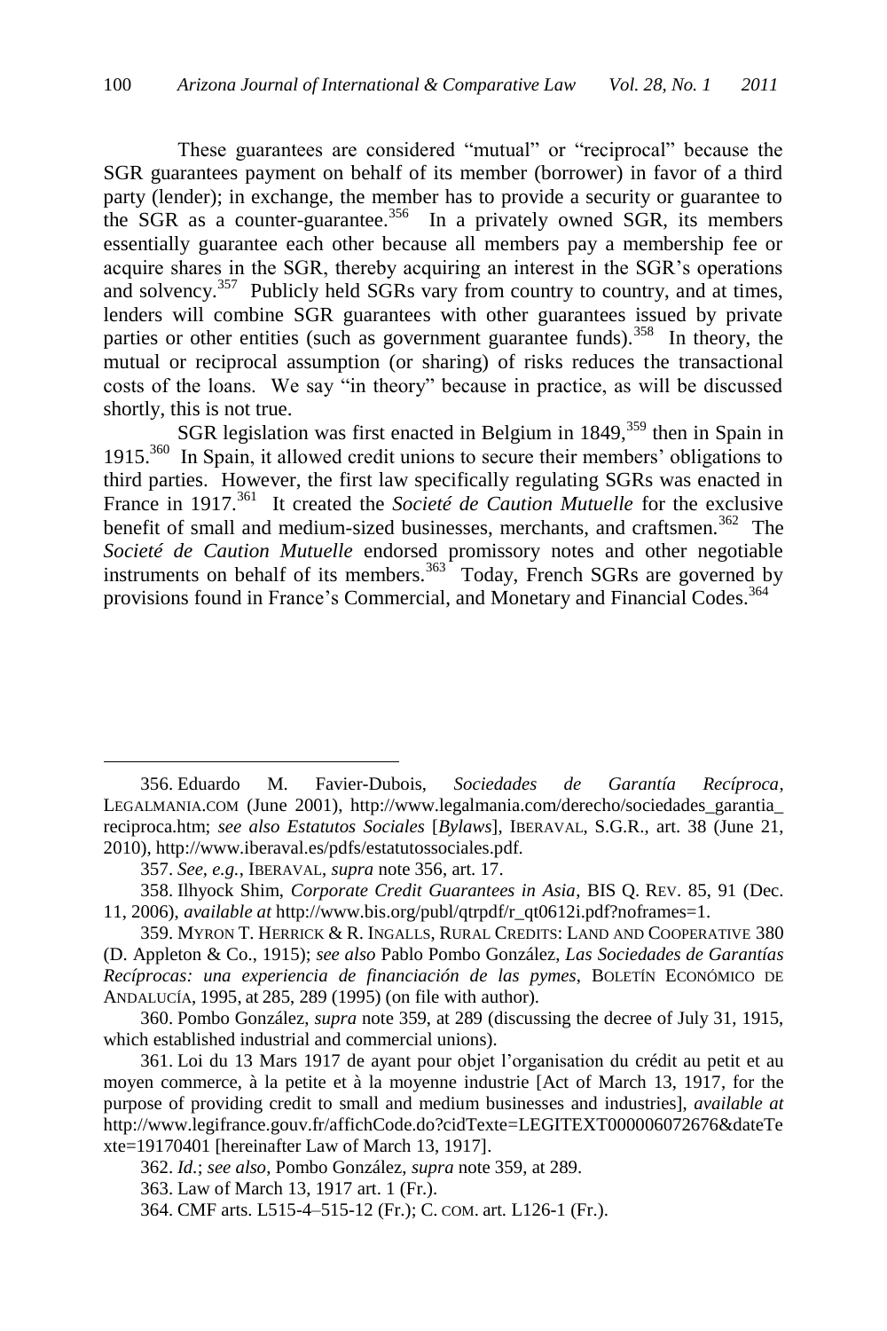These guarantees are considered "mutual" or "reciprocal" because the SGR guarantees payment on behalf of its member (borrower) in favor of a third party (lender); in exchange, the member has to provide a security or guarantee to the SGR as a counter-guarantee.[356] In a privately owned SGR, its members essentially guarantee each other because all members pay a membership fee or acquire shares in the SGR, thereby acquiring an interest in the SGR's operations and solvency.[357] Publicly held SGRs vary from country to country, and at times, lenders will combine SGR guarantees with other guarantees issued by private parties or other entities (such as government guarantee funds).[358] In theory, the mutual or reciprocal assumption (or sharing) of risks reduces the transactional costs of the loans. We say "in theory" because in practice, as will be discussed shortly, this is not true.

SGR legislation was first enacted in Belgium in 1849,[359] then in Spain in 1915.[360] In Spain, it allowed credit unions to secure their members' obligations to third parties. However, the first law specifically regulating SGRs was enacted in France in 1917.[361] It created the *Societé de Caution Mutuelle* for the exclusive benefit of small and medium-sized businesses, merchants, and craftsmen.[362] The *Societé de Caution Mutuelle* endorsed promissory notes and other negotiable instruments on behalf of its members.[363] Today, French SGRs are governed by provisions found in France's Commercial, and Monetary and Financial Codes.[364]

---

356. Eduardo M. Favier-Dubois, *Sociedades de Garantía Recíproca*, LEGALMANIA.COM (June 2001), http://www.legalmania.com/derecho/sociedades_garantia_reciproca.htm; *see also Estatutos Sociales* [*Bylaws*], IBERAVAL, S.G.R., art. 38 (June 21, 2010), http://www.iberaval.es/pdfs/estatutossociales.pdf.

357. *See, e.g.*, IBERAVAL, *supra* note 356, art. 17.

358. Ilhyock Shim, *Corporate Credit Guarantees in Asia*, BIS Q. REV. 85, 91 (Dec. 11, 2006), *available at* http://www.bis.org/publ/qtrpdf/r_qt0612i.pdf?noframes=1.

359. MYRON T. HERRICK & R. INGALLS, RURAL CREDITS: LAND AND COOPERATIVE 380 (D. Appleton & Co., 1915); *see also* Pablo Pombo González, *Las Sociedades de Garantías Recíprocas: una experiencia de financiación de las pymes*, BOLETÍN ECONÓMICO DE ANDALUCÍA, 1995, at 285, 289 (1995) (on file with author).

360. Pombo González, *supra* note 359, at 289 (discussing the decree of July 31, 1915, which established industrial and commercial unions).

361. Loi du 13 Mars 1917 de ayant pour objet l'organisation du crédit au petit et au moyen commerce, à la petite et à la moyenne industrie [Act of March 13, 1917, for the purpose of providing credit to small and medium businesses and industries], *available at* http://www.legifrance.gouv.fr/affichCode.do?cidTexte=LEGITEXT000006072676&dateTexte=19170401 [hereinafter Law of March 13, 1917].

362. *Id.*; *see also*, Pombo González, *supra* note 359, at 289.

363. Law of March 13, 1917 art. 1 (Fr.).

364. CMF arts. L515-4–515-12 (Fr.); C. COM. art. L126-1 (Fr.).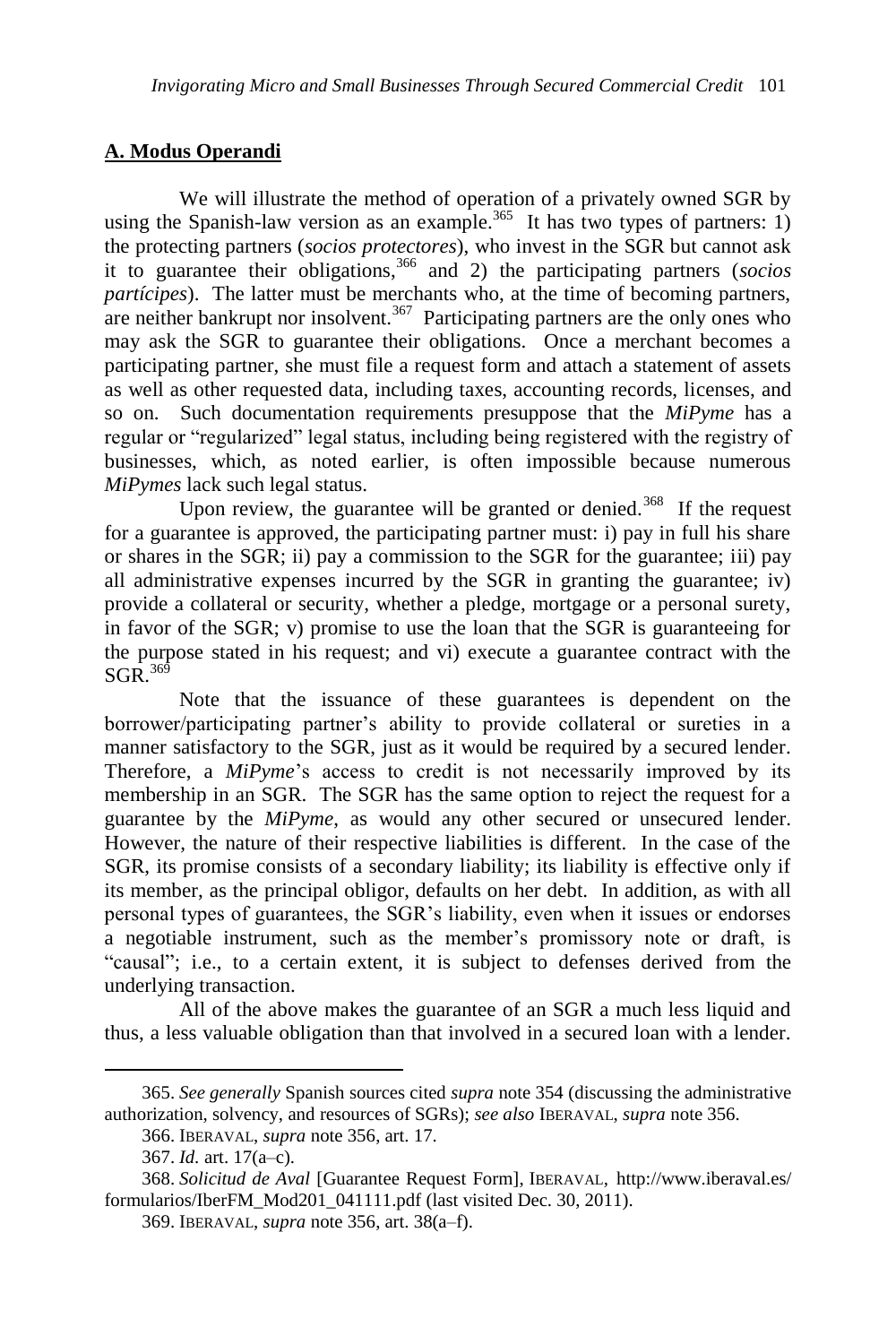## A. Modus Operandi

We will illustrate the method of operation of a privately owned SGR by using the Spanish-law version as an example.[365] It has two types of partners: 1) the protecting partners (*socios protectores*), who invest in the SGR but cannot ask it to guarantee their obligations,[366] and 2) the participating partners (*socios partícipes*). The latter must be merchants who, at the time of becoming partners, are neither bankrupt nor insolvent.[367] Participating partners are the only ones who may ask the SGR to guarantee their obligations. Once a merchant becomes a participating partner, she must file a request form and attach a statement of assets as well as other requested data, including taxes, accounting records, licenses, and so on. Such documentation requirements presuppose that the *MiPyme* has a regular or "regularized" legal status, including being registered with the registry of businesses, which, as noted earlier, is often impossible because numerous *MiPymes* lack such legal status.

Upon review, the guarantee will be granted or denied.[368] If the request for a guarantee is approved, the participating partner must: i) pay in full his share or shares in the SGR; ii) pay a commission to the SGR for the guarantee; iii) pay all administrative expenses incurred by the SGR in granting the guarantee; iv) provide a collateral or security, whether a pledge, mortgage or a personal surety, in favor of the SGR; v) promise to use the loan that the SGR is guaranteeing for the purpose stated in his request; and vi) execute a guarantee contract with the SGR.[369]

Note that the issuance of these guarantees is dependent on the borrower/participating partner's ability to provide collateral or sureties in a manner satisfactory to the SGR, just as it would be required by a secured lender. Therefore, a *MiPyme*'s access to credit is not necessarily improved by its membership in an SGR. The SGR has the same option to reject the request for a guarantee by the *MiPyme*, as would any other secured or unsecured lender. However, the nature of their respective liabilities is different. In the case of the SGR, its promise consists of a secondary liability; its liability is effective only if its member, as the principal obligor, defaults on her debt. In addition, as with all personal types of guarantees, the SGR's liability, even when it issues or endorses a negotiable instrument, such as the member's promissory note or draft, is "causal"; i.e., to a certain extent, it is subject to defenses derived from the underlying transaction.

All of the above makes the guarantee of an SGR a much less liquid and thus, a less valuable obligation than that involved in a secured loan with a lender.

---

365. *See generally* Spanish sources cited *supra* note 354 (discussing the administrative authorization, solvency, and resources of SGRs); *see also* IBERAVAL, *supra* note 356.

366. IBERAVAL, *supra* note 356, art. 17.

367. *Id.* art. 17(a–c).

368. *Solicitud de Aval* [Guarantee Request Form], IBERAVAL, http://www.iberaval.es/formularios/IberFM_Mod201_041111.pdf (last visited Dec. 30, 2011).

369. IBERAVAL, *supra* note 356, art. 38(a–f).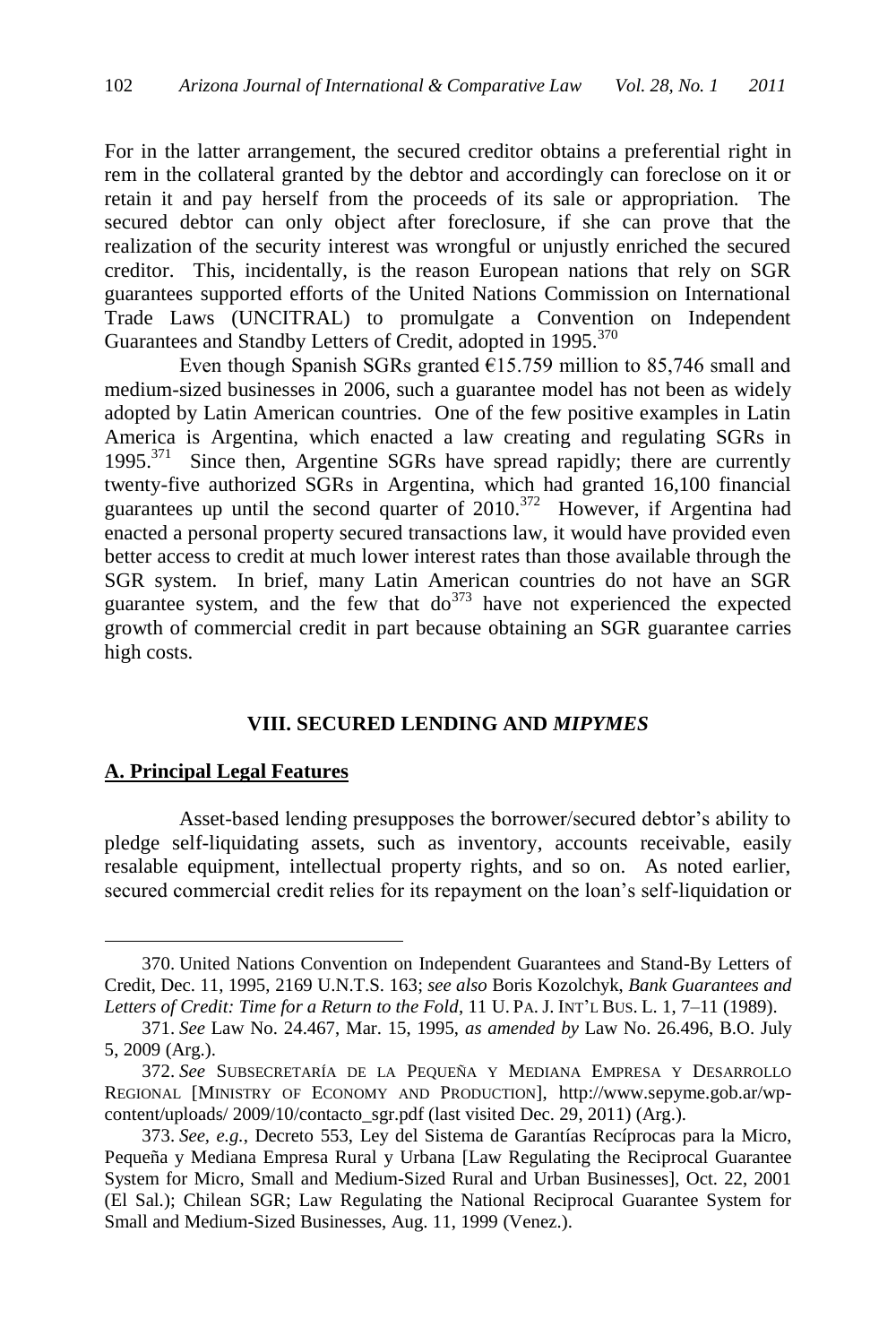For in the latter arrangement, the secured creditor obtains a preferential right in rem in the collateral granted by the debtor and accordingly can foreclose on it or retain it and pay herself from the proceeds of its sale or appropriation. The secured debtor can only object after foreclosure, if she can prove that the realization of the security interest was wrongful or unjustly enriched the secured creditor. This, incidentally, is the reason European nations that rely on SGR guarantees supported efforts of the United Nations Commission on International Trade Laws (UNCITRAL) to promulgate a Convention on Independent Guarantees and Standby Letters of Credit, adopted in 1995.[370]

Even though Spanish SGRs granted €15.759 million to 85,746 small and medium-sized businesses in 2006, such a guarantee model has not been as widely adopted by Latin American countries. One of the few positive examples in Latin America is Argentina, which enacted a law creating and regulating SGRs in 1995.[371] Since then, Argentine SGRs have spread rapidly; there are currently twenty-five authorized SGRs in Argentina, which had granted 16,100 financial guarantees up until the second quarter of 2010.[372] However, if Argentina had enacted a personal property secured transactions law, it would have provided even better access to credit at much lower interest rates than those available through the SGR system. In brief, many Latin American countries do not have an SGR guarantee system, and the few that do[373] have not experienced the expected growth of commercial credit in part because obtaining an SGR guarantee carries high costs.

## VIII. SECURED LENDING AND *MIPYMES*

### A. Principal Legal Features

Asset-based lending presupposes the borrower/secured debtor's ability to pledge self-liquidating assets, such as inventory, accounts receivable, easily resalable equipment, intellectual property rights, and so on. As noted earlier, secured commercial credit relies for its repayment on the loan's self-liquidation or

---

370. United Nations Convention on Independent Guarantees and Stand-By Letters of Credit, Dec. 11, 1995, 2169 U.N.T.S. 163; *see also* Boris Kozolchyk, *Bank Guarantees and Letters of Credit: Time for a Return to the Fold*, 11 U. PA. J. INT'L BUS. L. 1, 7–11 (1989).

371. *See* Law No. 24.467, Mar. 15, 1995, *as amended by* Law No. 26.496, B.O. July 5, 2009 (Arg.).

372. *See* SUBSECRETARÍA DE LA PEQUEÑA Y MEDIANA EMPRESA Y DESARROLLO REGIONAL [MINISTRY OF ECONOMY AND PRODUCTION], http://www.sepyme.gob.ar/wp-content/uploads/ 2009/10/contacto_sgr.pdf (last visited Dec. 29, 2011) (Arg.).

373. *See, e.g.*, Decreto 553, Ley del Sistema de Garantías Recíprocas para la Micro, Pequeña y Mediana Empresa Rural y Urbana [Law Regulating the Reciprocal Guarantee System for Micro, Small and Medium-Sized Rural and Urban Businesses], Oct. 22, 2001 (El Sal.); Chilean SGR; Law Regulating the National Reciprocal Guarantee System for Small and Medium-Sized Businesses, Aug. 11, 1999 (Venez.).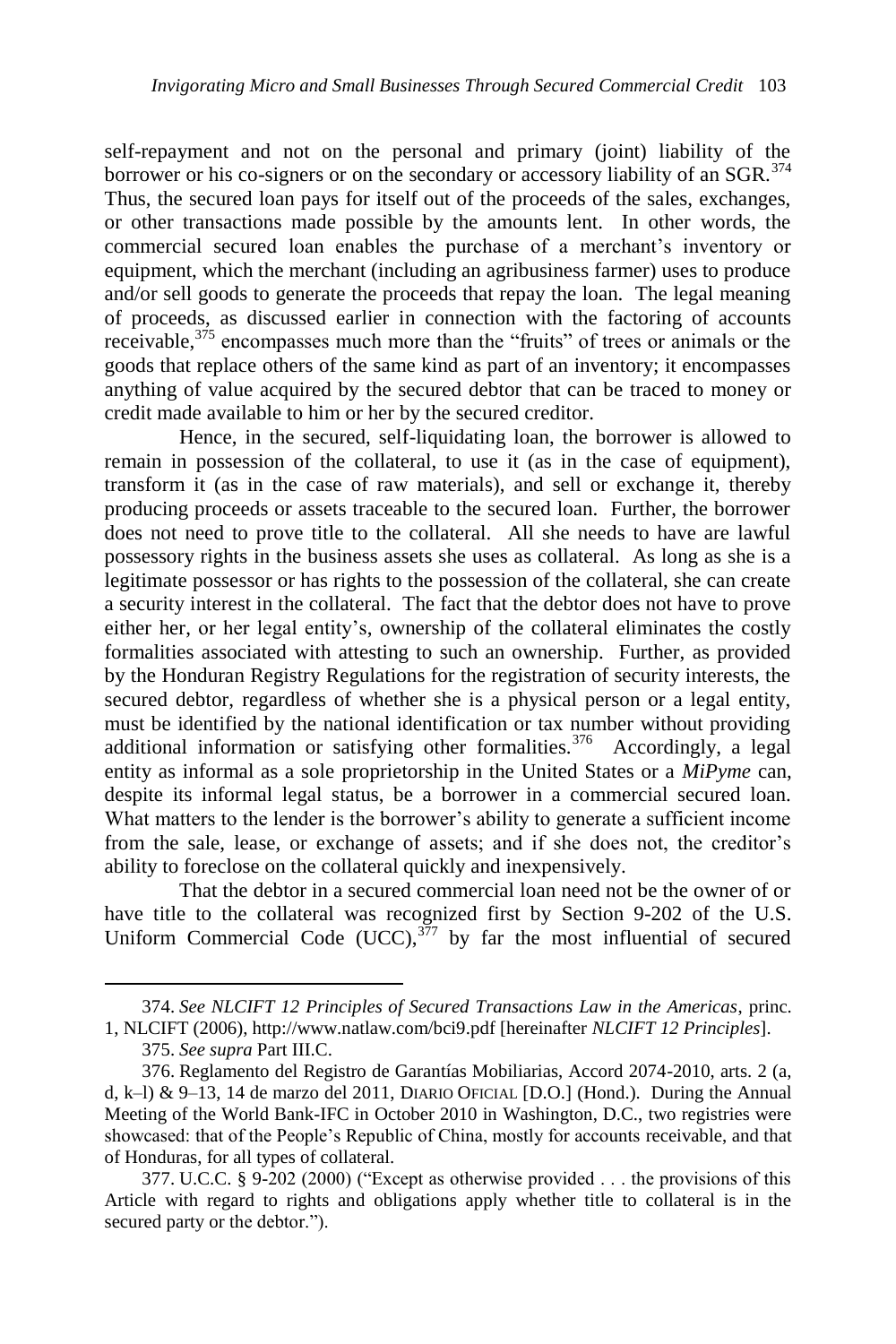self-repayment and not on the personal and primary (joint) liability of the borrower or his co-signers or on the secondary or accessory liability of an SGR.[374] Thus, the secured loan pays for itself out of the proceeds of the sales, exchanges, or other transactions made possible by the amounts lent. In other words, the commercial secured loan enables the purchase of a merchant's inventory or equipment, which the merchant (including an agribusiness farmer) uses to produce and/or sell goods to generate the proceeds that repay the loan. The legal meaning of proceeds, as discussed earlier in connection with the factoring of accounts receivable,[375] encompasses much more than the "fruits" of trees or animals or the goods that replace others of the same kind as part of an inventory; it encompasses anything of value acquired by the secured debtor that can be traced to money or credit made available to him or her by the secured creditor.

Hence, in the secured, self-liquidating loan, the borrower is allowed to remain in possession of the collateral, to use it (as in the case of equipment), transform it (as in the case of raw materials), and sell or exchange it, thereby producing proceeds or assets traceable to the secured loan. Further, the borrower does not need to prove title to the collateral. All she needs to have are lawful possessory rights in the business assets she uses as collateral. As long as she is a legitimate possessor or has rights to the possession of the collateral, she can create a security interest in the collateral. The fact that the debtor does not have to prove either her, or her legal entity's, ownership of the collateral eliminates the costly formalities associated with attesting to such an ownership. Further, as provided by the Honduran Registry Regulations for the registration of security interests, the secured debtor, regardless of whether she is a physical person or a legal entity, must be identified by the national identification or tax number without providing additional information or satisfying other formalities.[376] Accordingly, a legal entity as informal as a sole proprietorship in the United States or a *MiPyme* can, despite its informal legal status, be a borrower in a commercial secured loan. What matters to the lender is the borrower's ability to generate a sufficient income from the sale, lease, or exchange of assets; and if she does not, the creditor's ability to foreclose on the collateral quickly and inexpensively.

That the debtor in a secured commercial loan need not be the owner of or have title to the collateral was recognized first by Section 9-202 of the U.S. Uniform Commercial Code (UCC),[377] by far the most influential of secured

---

374. *See NLCIFT 12 Principles of Secured Transactions Law in the Americas*, princ. 1, NLCIFT (2006), http://www.natlaw.com/bci9.pdf [hereinafter *NLCIFT 12 Principles*].

375. *See supra* Part III.C.

376. Reglamento del Registro de Garantías Mobiliarias, Accord 2074-2010, arts. 2 (a, d, k–l) & 9–13, 14 de marzo del 2011, DIARIO OFICIAL [D.O.] (Hond.). During the Annual Meeting of the World Bank-IFC in October 2010 in Washington, D.C., two registries were showcased: that of the People's Republic of China, mostly for accounts receivable, and that of Honduras, for all types of collateral.

377. U.C.C. § 9-202 (2000) ("Except as otherwise provided . . . the provisions of this Article with regard to rights and obligations apply whether title to collateral is in the secured party or the debtor.").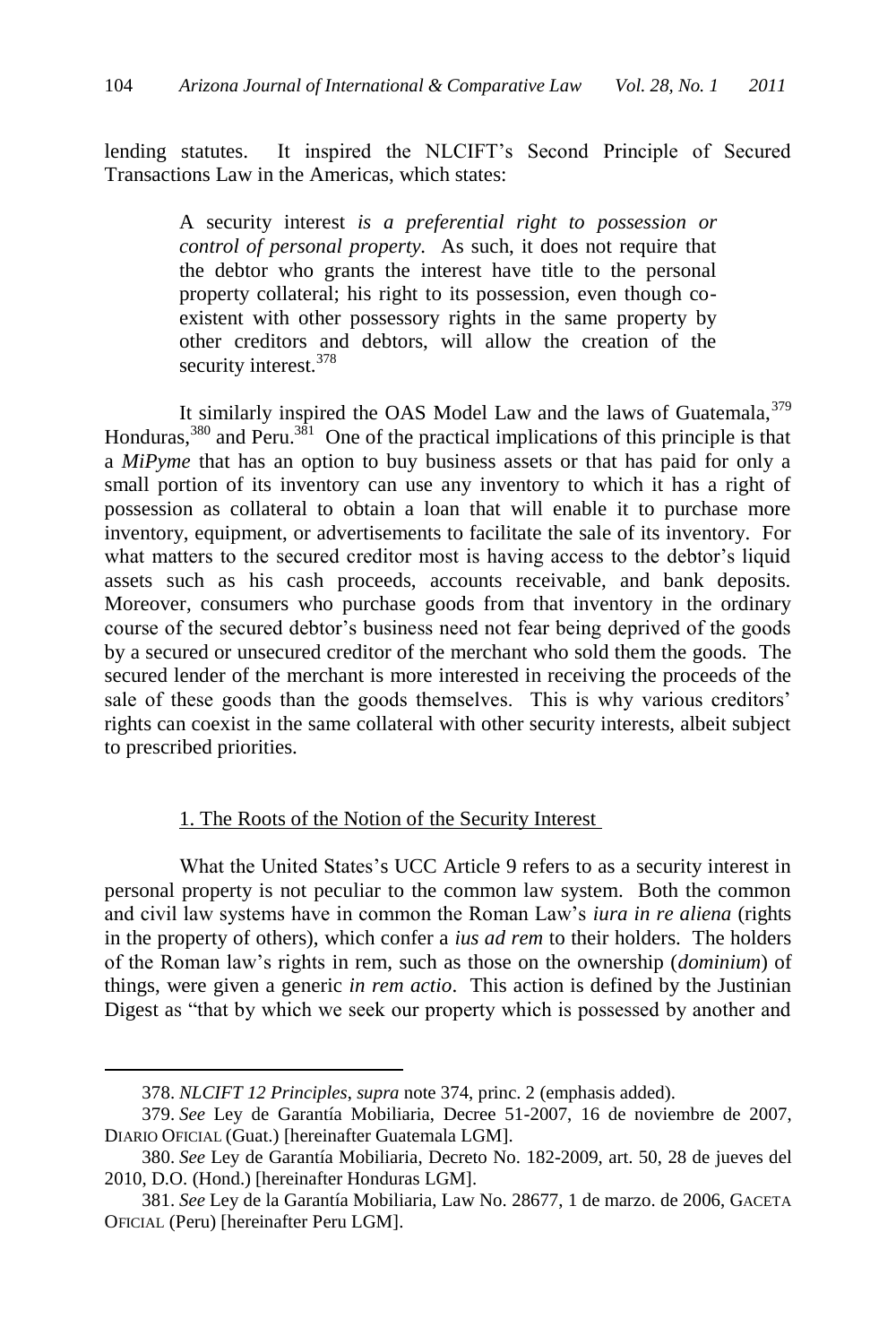lending statutes. It inspired the NLCIFT's Second Principle of Secured Transactions Law in the Americas, which states:

> A security interest *is a preferential right to possession or control of personal property.* As such, it does not require that the debtor who grants the interest have title to the personal property collateral; his right to its possession, even though co-existent with other possessory rights in the same property by other creditors and debtors, will allow the creation of the security interest.[378]

It similarly inspired the OAS Model Law and the laws of Guatemala,[379] Honduras,[380] and Peru.[381] One of the practical implications of this principle is that a *MiPyme* that has an option to buy business assets or that has paid for only a small portion of its inventory can use any inventory to which it has a right of possession as collateral to obtain a loan that will enable it to purchase more inventory, equipment, or advertisements to facilitate the sale of its inventory. For what matters to the secured creditor most is having access to the debtor's liquid assets such as his cash proceeds, accounts receivable, and bank deposits. Moreover, consumers who purchase goods from that inventory in the ordinary course of the secured debtor's business need not fear being deprived of the goods by a secured or unsecured creditor of the merchant who sold them the goods. The secured lender of the merchant is more interested in receiving the proceeds of the sale of these goods than the goods themselves. This is why various creditors' rights can coexist in the same collateral with other security interests, albeit subject to prescribed priorities.

### 1. The Roots of the Notion of the Security Interest

What the United States's UCC Article 9 refers to as a security interest in personal property is not peculiar to the common law system. Both the common and civil law systems have in common the Roman Law's *iura in re aliena* (rights in the property of others), which confer a *ius ad rem* to their holders. The holders of the Roman law's rights in rem, such as those on the ownership (*dominium*) of things, were given a generic *in rem actio*. This action is defined by the Justinian Digest as "that by which we seek our property which is possessed by another and

---

378. *NLCIFT 12 Principles*, *supra* note 374, princ. 2 (emphasis added).

379. *See* Ley de Garantía Mobiliaria, Decree 51-2007, 16 de noviembre de 2007, DIARIO OFICIAL (Guat.) [hereinafter Guatemala LGM].

380. *See* Ley de Garantía Mobiliaria, Decreto No. 182-2009, art. 50, 28 de jueves del 2010, D.O. (Hond.) [hereinafter Honduras LGM].

381. *See* Ley de la Garantía Mobiliaria, Law No. 28677, 1 de marzo. de 2006, GACETA OFICIAL (Peru) [hereinafter Peru LGM].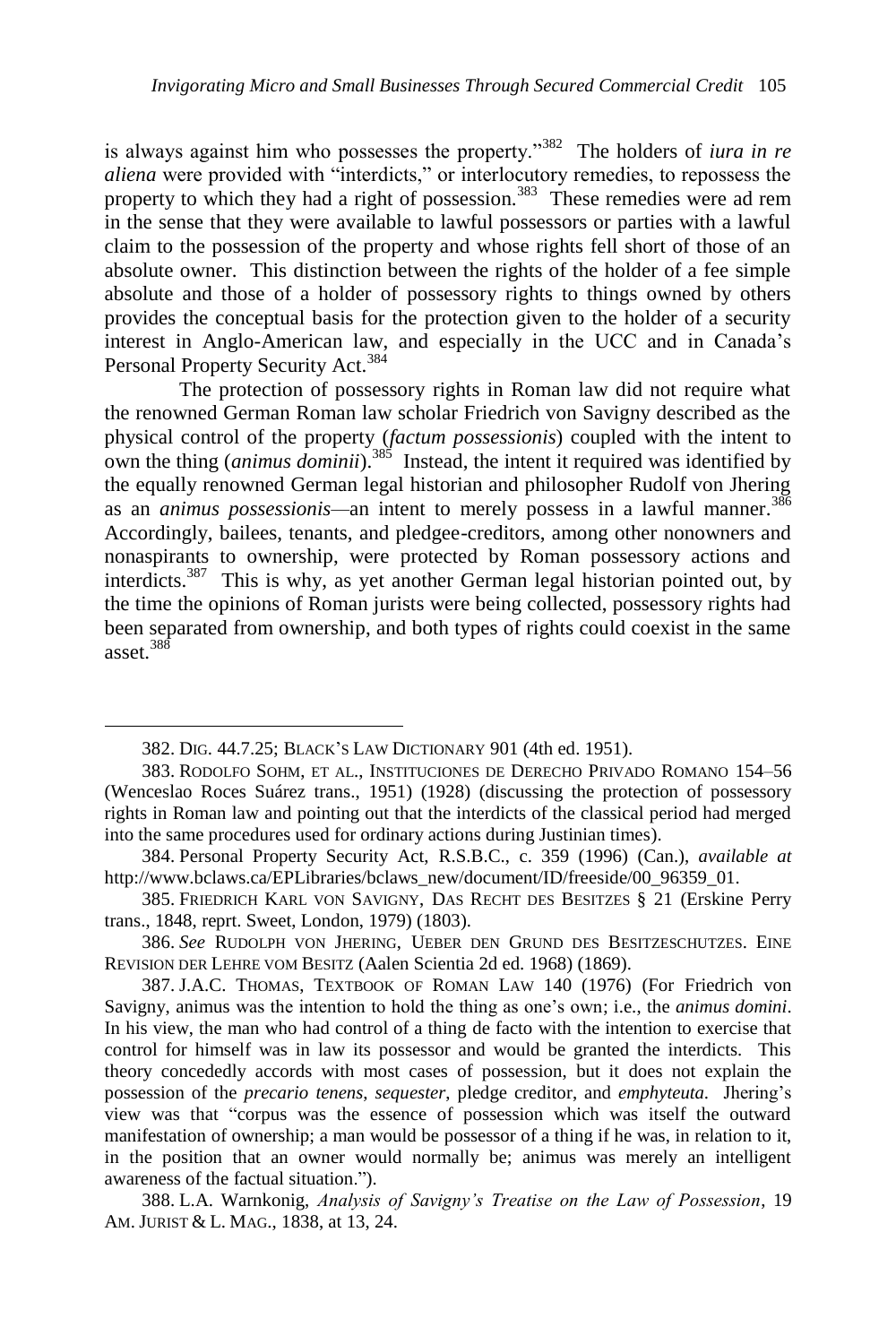is always against him who possesses the property."[382] The holders of *iura in re aliena* were provided with "interdicts," or interlocutory remedies, to repossess the property to which they had a right of possession.[383] These remedies were ad rem in the sense that they were available to lawful possessors or parties with a lawful claim to the possession of the property and whose rights fell short of those of an absolute owner. This distinction between the rights of the holder of a fee simple absolute and those of a holder of possessory rights to things owned by others provides the conceptual basis for the protection given to the holder of a security interest in Anglo-American law, and especially in the UCC and in Canada's Personal Property Security Act.[384]

The protection of possessory rights in Roman law did not require what the renowned German Roman law scholar Friedrich von Savigny described as the physical control of the property (*factum possessionis*) coupled with the intent to own the thing (*animus dominii*).[385] Instead, the intent it required was identified by the equally renowned German legal historian and philosopher Rudolf von Jhering as an *animus possessionis*—an intent to merely possess in a lawful manner.[386] Accordingly, bailees, tenants, and pledgee-creditors, among other nonowners and nonaspirants to ownership, were protected by Roman possessory actions and interdicts.[387] This is why, as yet another German legal historian pointed out, by the time the opinions of Roman jurists were being collected, possessory rights had been separated from ownership, and both types of rights could coexist in the same asset.[388]

---

382. DIG. 44.7.25; BLACK'S LAW DICTIONARY 901 (4th ed. 1951).

383. RODOLFO SOHM, ET AL., INSTITUCIONES DE DERECHO PRIVADO ROMANO 154–56 (Wenceslao Roces Suárez trans., 1951) (1928) (discussing the protection of possessory rights in Roman law and pointing out that the interdicts of the classical period had merged into the same procedures used for ordinary actions during Justinian times).

384. Personal Property Security Act, R.S.B.C., c. 359 (1996) (Can.), *available at* http://www.bclaws.ca/EPLibraries/bclaws_new/document/ID/freeside/00_96359_01.

385. FRIEDRICH KARL VON SAVIGNY, DAS RECHT DES BESITZES § 21 (Erskine Perry trans., 1848, reprt. Sweet, London, 1979) (1803).

386. *See* RUDOLPH VON JHERING, UEBER DEN GRUND DES BESITZESCHUTZES. EINE REVISION DER LEHRE VOM BESITZ (Aalen Scientia 2d ed. 1968) (1869).

387. J.A.C. THOMAS, TEXTBOOK OF ROMAN LAW 140 (1976) (For Friedrich von Savigny, animus was the intention to hold the thing as one's own; i.e., the *animus domini*. In his view, the man who had control of a thing de facto with the intention to exercise that control for himself was in law its possessor and would be granted the interdicts. This theory concededly accords with most cases of possession, but it does not explain the possession of the *precario tenens*, *sequester*, pledge creditor, and *emphyteuta*. Jhering's view was that "corpus was the essence of possession which was itself the outward manifestation of ownership; a man would be possessor of a thing if he was, in relation to it, in the position that an owner would normally be; animus was merely an intelligent awareness of the factual situation.").

388. L.A. Warnkonig, *Analysis of Savigny's Treatise on the Law of Possession*, 19 AM. JURIST & L. MAG., 1838, at 13, 24.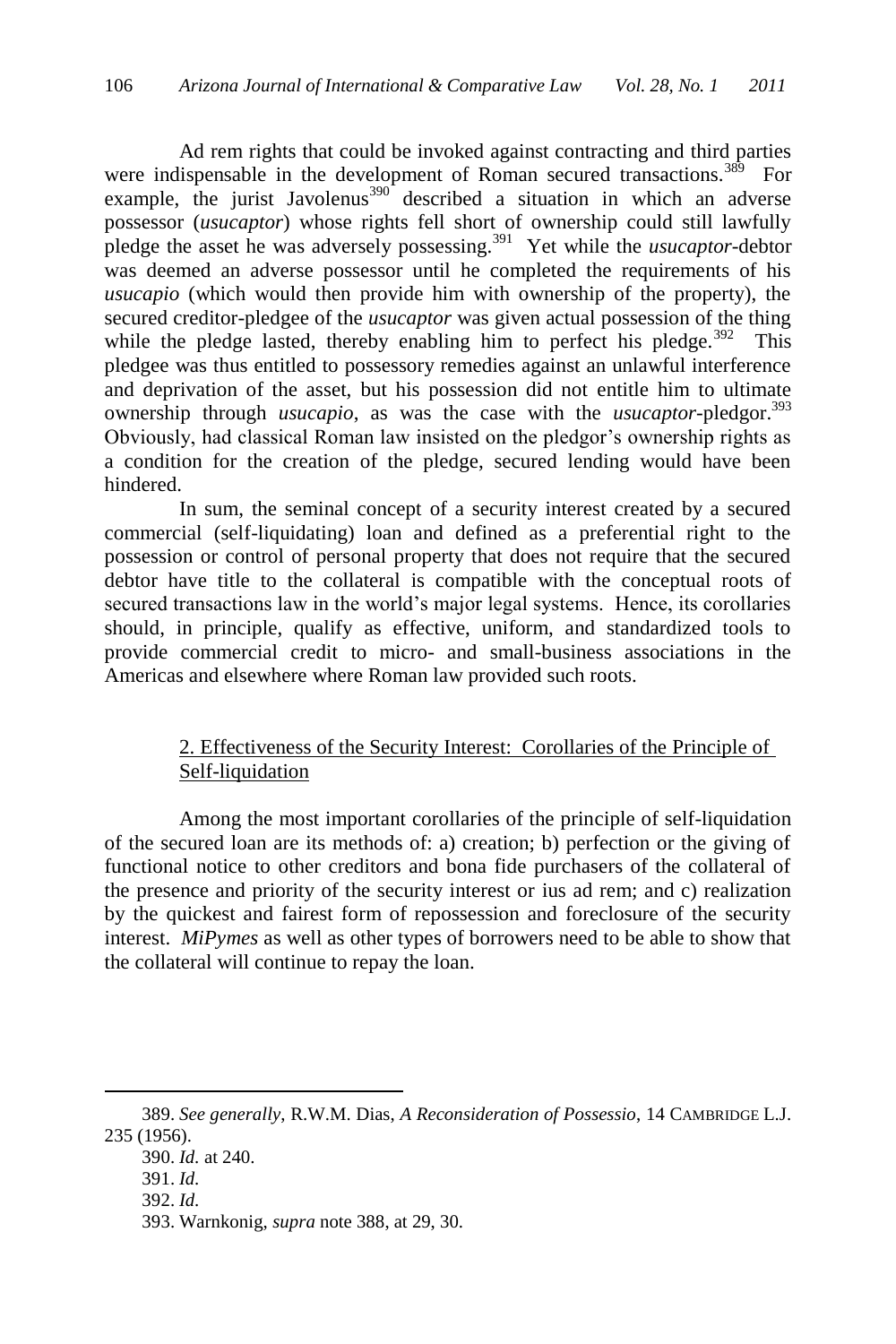Ad rem rights that could be invoked against contracting and third parties were indispensable in the development of Roman secured transactions.[389] For example, the jurist Javolenus[390] described a situation in which an adverse possessor (*usucaptor*) whose rights fell short of ownership could still lawfully pledge the asset he was adversely possessing.[391] Yet while the *usucaptor*-debtor was deemed an adverse possessor until he completed the requirements of his *usucapio* (which would then provide him with ownership of the property), the secured creditor-pledgee of the *usucaptor* was given actual possession of the thing while the pledge lasted, thereby enabling him to perfect his pledge.[392] This pledgee was thus entitled to possessory remedies against an unlawful interference and deprivation of the asset, but his possession did not entitle him to ultimate ownership through *usucapio*, as was the case with the *usucaptor*-pledgor.[393] Obviously, had classical Roman law insisted on the pledgor's ownership rights as a condition for the creation of the pledge, secured lending would have been hindered.

In sum, the seminal concept of a security interest created by a secured commercial (self-liquidating) loan and defined as a preferential right to the possession or control of personal property that does not require that the secured debtor have title to the collateral is compatible with the conceptual roots of secured transactions law in the world's major legal systems. Hence, its corollaries should, in principle, qualify as effective, uniform, and standardized tools to provide commercial credit to micro- and small-business associations in the Americas and elsewhere where Roman law provided such roots.

### 2. Effectiveness of the Security Interest: Corollaries of the Principle of Self-liquidation

Among the most important corollaries of the principle of self-liquidation of the secured loan are its methods of: a) creation; b) perfection or the giving of functional notice to other creditors and bona fide purchasers of the collateral of the presence and priority of the security interest or ius ad rem; and c) realization by the quickest and fairest form of repossession and foreclosure of the security interest. *MiPymes* as well as other types of borrowers need to be able to show that the collateral will continue to repay the loan.

---

389. *See generally*, R.W.M. Dias, *A Reconsideration of Possessio*, 14 CAMBRIDGE L.J. 235 (1956).

390. *Id.* at 240.

391. *Id.*

392. *Id.*

393. Warnkonig, *supra* note 388, at 29, 30.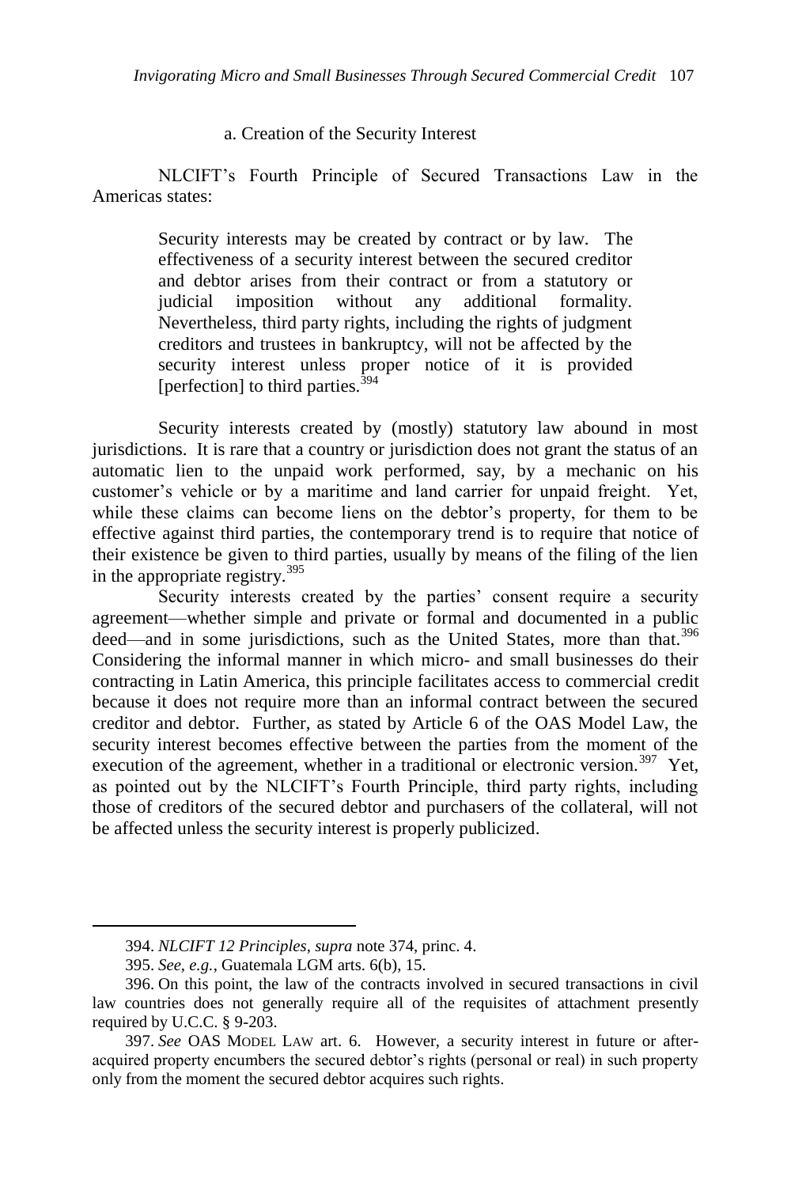a. Creation of the Security Interest

NLCIFT's Fourth Principle of Secured Transactions Law in the Americas states:

> Security interests may be created by contract or by law. The effectiveness of a security interest between the secured creditor and debtor arises from their contract or from a statutory or judicial imposition without any additional formality. Nevertheless, third party rights, including the rights of judgment creditors and trustees in bankruptcy, will not be affected by the security interest unless proper notice of it is provided [perfection] to third parties.[394]

Security interests created by (mostly) statutory law abound in most jurisdictions. It is rare that a country or jurisdiction does not grant the status of an automatic lien to the unpaid work performed, say, by a mechanic on his customer's vehicle or by a maritime and land carrier for unpaid freight. Yet, while these claims can become liens on the debtor's property, for them to be effective against third parties, the contemporary trend is to require that notice of their existence be given to third parties, usually by means of the filing of the lien in the appropriate registry.[395]

Security interests created by the parties' consent require a security agreement—whether simple and private or formal and documented in a public deed—and in some jurisdictions, such as the United States, more than that.[396] Considering the informal manner in which micro- and small businesses do their contracting in Latin America, this principle facilitates access to commercial credit because it does not require more than an informal contract between the secured creditor and debtor. Further, as stated by Article 6 of the OAS Model Law, the security interest becomes effective between the parties from the moment of the execution of the agreement, whether in a traditional or electronic version.[397] Yet, as pointed out by the NLCIFT's Fourth Principle, third party rights, including those of creditors of the secured debtor and purchasers of the collateral, will not be affected unless the security interest is properly publicized.

---

394. *NLCIFT 12 Principles*, *supra* note 374, princ. 4.

395. *See, e.g.*, Guatemala LGM arts. 6(b), 15.

396. On this point, the law of the contracts involved in secured transactions in civil law countries does not generally require all of the requisites of attachment presently required by U.C.C. § 9-203.

397. *See* OAS MODEL LAW art. 6. However, a security interest in future or after-acquired property encumbers the secured debtor's rights (personal or real) in such property only from the moment the secured debtor acquires such rights.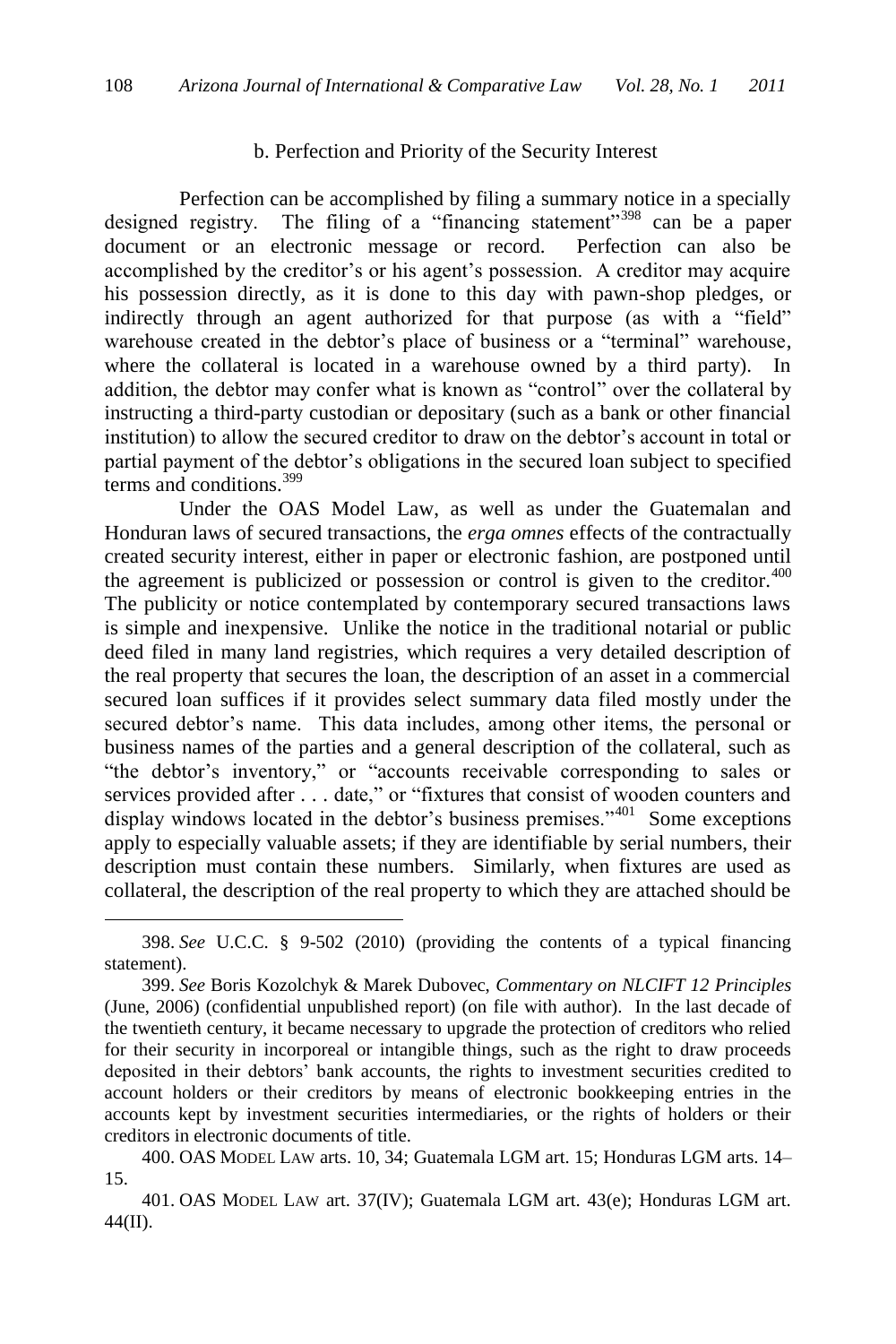### b. Perfection and Priority of the Security Interest

Perfection can be accomplished by filing a summary notice in a specially designed registry. The filing of a "financing statement"[398] can be a paper document or an electronic message or record. Perfection can also be accomplished by the creditor's or his agent's possession. A creditor may acquire his possession directly, as it is done to this day with pawn-shop pledges, or indirectly through an agent authorized for that purpose (as with a "field" warehouse created in the debtor's place of business or a "terminal" warehouse, where the collateral is located in a warehouse owned by a third party). In addition, the debtor may confer what is known as "control" over the collateral by instructing a third-party custodian or depositary (such as a bank or other financial institution) to allow the secured creditor to draw on the debtor's account in total or partial payment of the debtor's obligations in the secured loan subject to specified terms and conditions.[399]

Under the OAS Model Law, as well as under the Guatemalan and Honduran laws of secured transactions, the *erga omnes* effects of the contractually created security interest, either in paper or electronic fashion, are postponed until the agreement is publicized or possession or control is given to the creditor.[400] The publicity or notice contemplated by contemporary secured transactions laws is simple and inexpensive. Unlike the notice in the traditional notarial or public deed filed in many land registries, which requires a very detailed description of the real property that secures the loan, the description of an asset in a commercial secured loan suffices if it provides select summary data filed mostly under the secured debtor's name. This data includes, among other items, the personal or business names of the parties and a general description of the collateral, such as "the debtor's inventory," or "accounts receivable corresponding to sales or services provided after . . . date," or "fixtures that consist of wooden counters and display windows located in the debtor's business premises."[401] Some exceptions apply to especially valuable assets; if they are identifiable by serial numbers, their description must contain these numbers. Similarly, when fixtures are used as collateral, the description of the real property to which they are attached should be

---

398. *See* U.C.C. § 9-502 (2010) (providing the contents of a typical financing statement).

399. *See* Boris Kozolchyk & Marek Dubovec, *Commentary on NLCIFT 12 Principles* (June, 2006) (confidential unpublished report) (on file with author). In the last decade of the twentieth century, it became necessary to upgrade the protection of creditors who relied for their security in incorporeal or intangible things, such as the right to draw proceeds deposited in their debtors' bank accounts, the rights to investment securities credited to account holders or their creditors by means of electronic bookkeeping entries in the accounts kept by investment securities intermediaries, or the rights of holders or their creditors in electronic documents of title.

400. OAS MODEL LAW arts. 10, 34; Guatemala LGM art. 15; Honduras LGM arts. 14–15.

401. OAS MODEL LAW art. 37(IV); Guatemala LGM art. 43(e); Honduras LGM art. 44(II).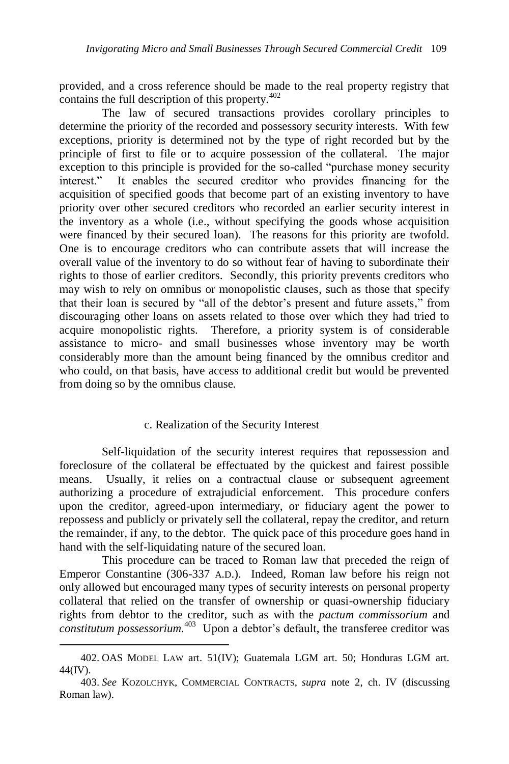provided, and a cross reference should be made to the real property registry that contains the full description of this property.[402]

The law of secured transactions provides corollary principles to determine the priority of the recorded and possessory security interests. With few exceptions, priority is determined not by the type of right recorded but by the principle of first to file or to acquire possession of the collateral. The major exception to this principle is provided for the so-called "purchase money security interest." It enables the secured creditor who provides financing for the acquisition of specified goods that become part of an existing inventory to have priority over other secured creditors who recorded an earlier security interest in the inventory as a whole (i.e., without specifying the goods whose acquisition were financed by their secured loan). The reasons for this priority are twofold. One is to encourage creditors who can contribute assets that will increase the overall value of the inventory to do so without fear of having to subordinate their rights to those of earlier creditors. Secondly, this priority prevents creditors who may wish to rely on omnibus or monopolistic clauses, such as those that specify that their loan is secured by "all of the debtor's present and future assets," from discouraging other loans on assets related to those over which they had tried to acquire monopolistic rights. Therefore, a priority system is of considerable assistance to micro- and small businesses whose inventory may be worth considerably more than the amount being financed by the omnibus creditor and who could, on that basis, have access to additional credit but would be prevented from doing so by the omnibus clause.

#### c. Realization of the Security Interest

Self-liquidation of the security interest requires that repossession and foreclosure of the collateral be effectuated by the quickest and fairest possible means. Usually, it relies on a contractual clause or subsequent agreement authorizing a procedure of extrajudicial enforcement. This procedure confers upon the creditor, agreed-upon intermediary, or fiduciary agent the power to repossess and publicly or privately sell the collateral, repay the creditor, and return the remainder, if any, to the debtor. The quick pace of this procedure goes hand in hand with the self-liquidating nature of the secured loan.

This procedure can be traced to Roman law that preceded the reign of Emperor Constantine (306-337 A.D.). Indeed, Roman law before his reign not only allowed but encouraged many types of security interests on personal property collateral that relied on the transfer of ownership or quasi-ownership fiduciary rights from debtor to the creditor, such as with the *pactum commissorium* and *constitutum possessorium*.[403] Upon a debtor's default, the transferee creditor was

---

402. OAS MODEL LAW art. 51(IV); Guatemala LGM art. 50; Honduras LGM art. 44(IV).

403. *See* KOZOLCHYK, COMMERCIAL CONTRACTS, *supra* note 2, ch. IV (discussing Roman law).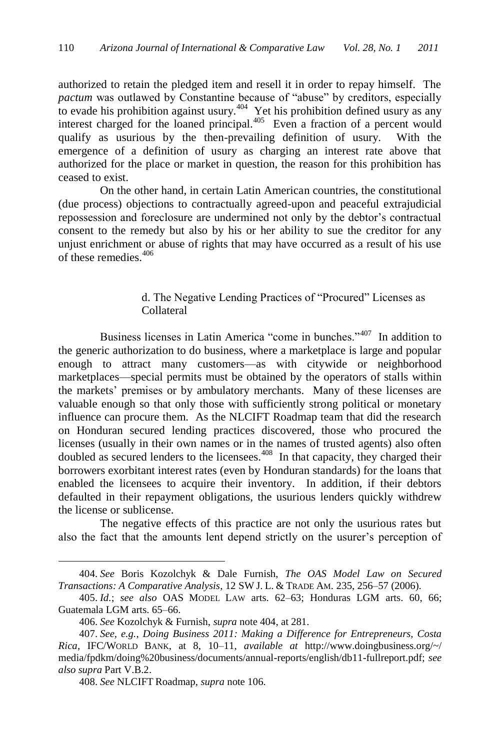authorized to retain the pledged item and resell it in order to repay himself. The *pactum* was outlawed by Constantine because of "abuse" by creditors, especially to evade his prohibition against usury.[404] Yet his prohibition defined usury as any interest charged for the loaned principal.[405] Even a fraction of a percent would qualify as usurious by the then-prevailing definition of usury. With the emergence of a definition of usury as charging an interest rate above that authorized for the place or market in question, the reason for this prohibition has ceased to exist.

On the other hand, in certain Latin American countries, the constitutional (due process) objections to contractually agreed-upon and peaceful extrajudicial repossession and foreclosure are undermined not only by the debtor's contractual consent to the remedy but also by his or her ability to sue the creditor for any unjust enrichment or abuse of rights that may have occurred as a result of his use of these remedies.[406]

#### d. The Negative Lending Practices of "Procured" Licenses as Collateral

Business licenses in Latin America "come in bunches."[407] In addition to the generic authorization to do business, where a marketplace is large and popular enough to attract many customers—as with citywide or neighborhood marketplaces—special permits must be obtained by the operators of stalls within the markets' premises or by ambulatory merchants. Many of these licenses are valuable enough so that only those with sufficiently strong political or monetary influence can procure them. As the NLCIFT Roadmap team that did the research on Honduran secured lending practices discovered, those who procured the licenses (usually in their own names or in the names of trusted agents) also often doubled as secured lenders to the licensees.[408] In that capacity, they charged their borrowers exorbitant interest rates (even by Honduran standards) for the loans that enabled the licensees to acquire their inventory. In addition, if their debtors defaulted in their repayment obligations, the usurious lenders quickly withdrew the license or sublicense.

The negative effects of this practice are not only the usurious rates but also the fact that the amounts lent depend strictly on the usurer's perception of

---

404. *See* Boris Kozolchyk & Dale Furnish, *The OAS Model Law on Secured Transactions: A Comparative Analysis*, 12 SW J. L. & TRADE AM. 235, 256–57 (2006).

405. *Id.*; *see also* OAS MODEL LAW arts. 62–63; Honduras LGM arts. 60, 66; Guatemala LGM arts. 65–66.

406. *See* Kozolchyk & Furnish, *supra* note 404, at 281.

407. *See, e.g.*, *Doing Business 2011: Making a Difference for Entrepreneurs, Costa Rica*, IFC/WORLD BANK, at 8, 10–11, *available at* http://www.doingbusiness.org/~/media/fpdkm/doing%20business/documents/annual-reports/english/db11-fullreport.pdf; *see also supra* Part V.B.2.

408. *See* NLCIFT Roadmap, *supra* note 106.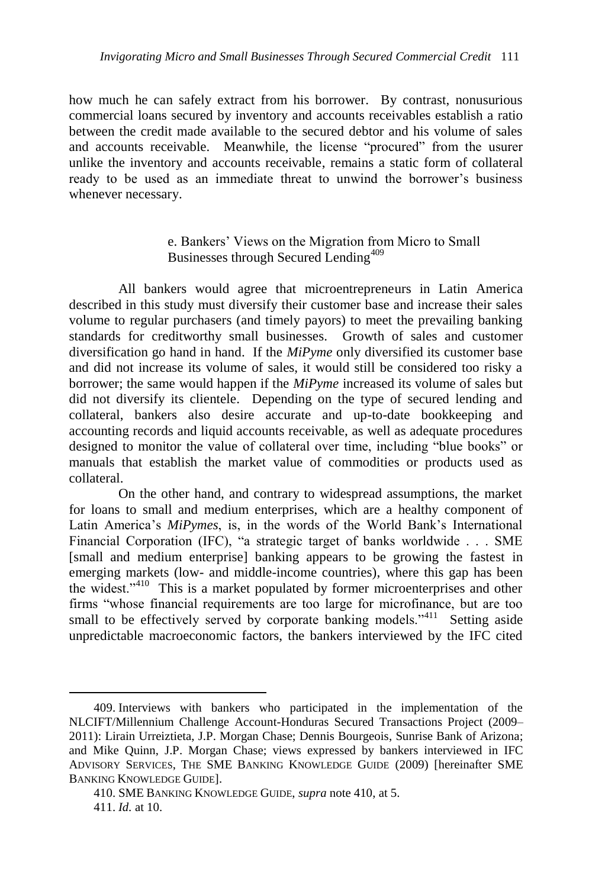how much he can safely extract from his borrower. By contrast, nonusurious commercial loans secured by inventory and accounts receivables establish a ratio between the credit made available to the secured debtor and his volume of sales and accounts receivable. Meanwhile, the license "procured" from the usurer unlike the inventory and accounts receivable, remains a static form of collateral ready to be used as an immediate threat to unwind the borrower's business whenever necessary.

#### e. Bankers' Views on the Migration from Micro to Small Businesses through Secured Lending[409]

All bankers would agree that microentrepreneurs in Latin America described in this study must diversify their customer base and increase their sales volume to regular purchasers (and timely payors) to meet the prevailing banking standards for creditworthy small businesses. Growth of sales and customer diversification go hand in hand. If the *MiPyme* only diversified its customer base and did not increase its volume of sales, it would still be considered too risky a borrower; the same would happen if the *MiPyme* increased its volume of sales but did not diversify its clientele. Depending on the type of secured lending and collateral, bankers also desire accurate and up-to-date bookkeeping and accounting records and liquid accounts receivable, as well as adequate procedures designed to monitor the value of collateral over time, including "blue books" or manuals that establish the market value of commodities or products used as collateral.

On the other hand, and contrary to widespread assumptions, the market for loans to small and medium enterprises, which are a healthy component of Latin America's *MiPymes*, is, in the words of the World Bank's International Financial Corporation (IFC), "a strategic target of banks worldwide . . . SME [small and medium enterprise] banking appears to be growing the fastest in emerging markets (low- and middle-income countries), where this gap has been the widest."[410] This is a market populated by former microenterprises and other firms "whose financial requirements are too large for microfinance, but are too small to be effectively served by corporate banking models."[411] Setting aside unpredictable macroeconomic factors, the bankers interviewed by the IFC cited

---

409. Interviews with bankers who participated in the implementation of the NLCIFT/Millennium Challenge Account-Honduras Secured Transactions Project (2009–2011): Lirain Urreiztieta, J.P. Morgan Chase; Dennis Bourgeois, Sunrise Bank of Arizona; and Mike Quinn, J.P. Morgan Chase; views expressed by bankers interviewed in IFC ADVISORY SERVICES, THE SME BANKING KNOWLEDGE GUIDE (2009) [hereinafter SME BANKING KNOWLEDGE GUIDE].

410. SME BANKING KNOWLEDGE GUIDE, *supra* note 410, at 5.

411. *Id.* at 10.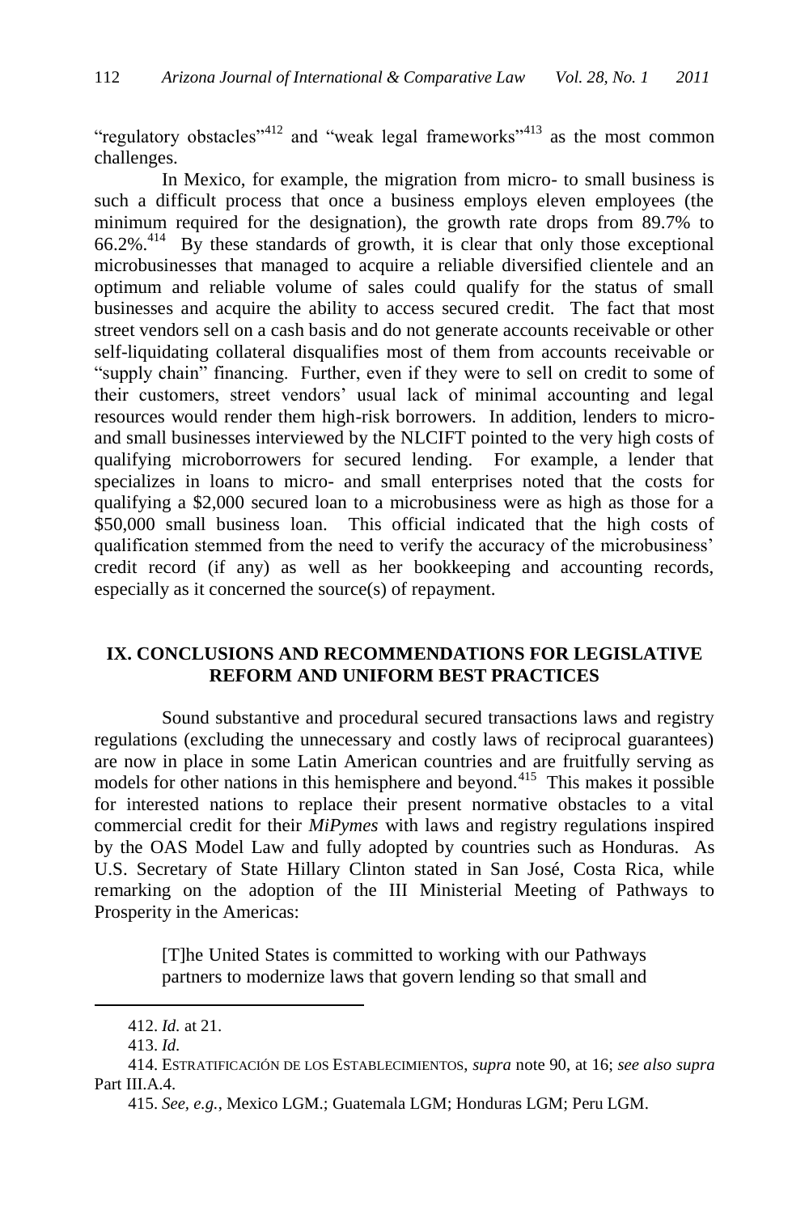"regulatory obstacles"[412] and "weak legal frameworks"[413] as the most common challenges.

In Mexico, for example, the migration from micro- to small business is such a difficult process that once a business employs eleven employees (the minimum required for the designation), the growth rate drops from 89.7% to 66.2%.[414] By these standards of growth, it is clear that only those exceptional microbusinesses that managed to acquire a reliable diversified clientele and an optimum and reliable volume of sales could qualify for the status of small businesses and acquire the ability to access secured credit. The fact that most street vendors sell on a cash basis and do not generate accounts receivable or other self-liquidating collateral disqualifies most of them from accounts receivable or "supply chain" financing. Further, even if they were to sell on credit to some of their customers, street vendors' usual lack of minimal accounting and legal resources would render them high-risk borrowers. In addition, lenders to micro- and small businesses interviewed by the NLCIFT pointed to the very high costs of qualifying microborrowers for secured lending. For example, a lender that specializes in loans to micro- and small enterprises noted that the costs for qualifying a $2,000 secured loan to a microbusiness were as high as those for a $50,000 small business loan. This official indicated that the high costs of qualification stemmed from the need to verify the accuracy of the microbusiness' credit record (if any) as well as her bookkeeping and accounting records, especially as it concerned the source(s) of repayment.

## IX. CONCLUSIONS AND RECOMMENDATIONS FOR LEGISLATIVE REFORM AND UNIFORM BEST PRACTICES

Sound substantive and procedural secured transactions laws and registry regulations (excluding the unnecessary and costly laws of reciprocal guarantees) are now in place in some Latin American countries and are fruitfully serving as models for other nations in this hemisphere and beyond.[415] This makes it possible for interested nations to replace their present normative obstacles to a vital commercial credit for their *MiPymes* with laws and registry regulations inspired by the OAS Model Law and fully adopted by countries such as Honduras. As U.S. Secretary of State Hillary Clinton stated in San José, Costa Rica, while remarking on the adoption of the III Ministerial Meeting of Pathways to Prosperity in the Americas:

> [T]he United States is committed to working with our Pathways partners to modernize laws that govern lending so that small and

---

412. *Id.* at 21.

413. *Id.*

414. ESTRATIFICACIÓN DE LOS ESTABLECIMIENTOS, *supra* note 90, at 16; *see also supra* Part III.A.4.

415. *See, e.g.*, Mexico LGM.; Guatemala LGM; Honduras LGM; Peru LGM.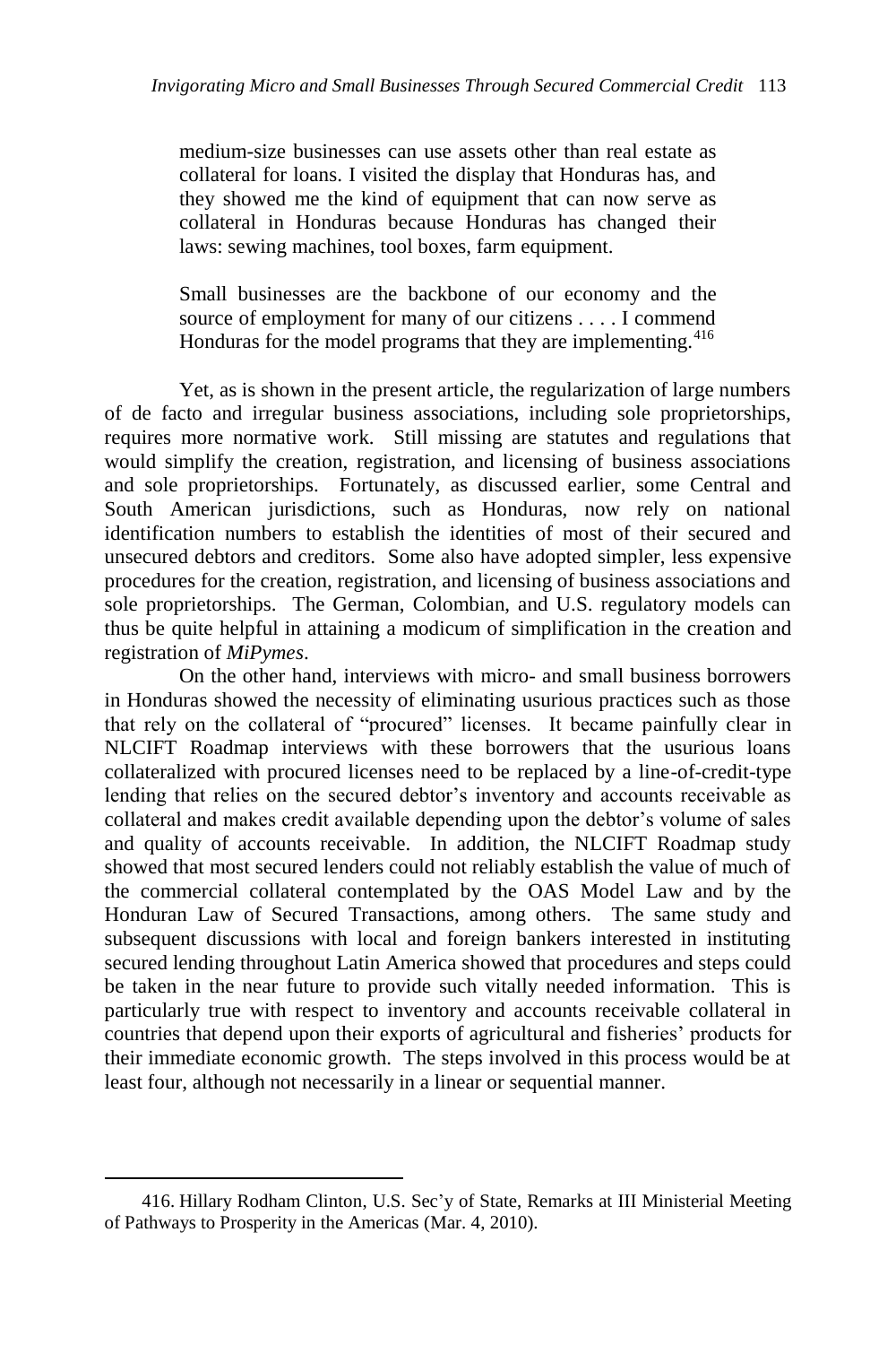> medium-size businesses can use assets other than real estate as collateral for loans. I visited the display that Honduras has, and they showed me the kind of equipment that can now serve as collateral in Honduras because Honduras has changed their laws: sewing machines, tool boxes, farm equipment.
>
> Small businesses are the backbone of our economy and the source of employment for many of our citizens . . . . I commend Honduras for the model programs that they are implementing.[416]

Yet, as is shown in the present article, the regularization of large numbers of de facto and irregular business associations, including sole proprietorships, requires more normative work. Still missing are statutes and regulations that would simplify the creation, registration, and licensing of business associations and sole proprietorships. Fortunately, as discussed earlier, some Central and South American jurisdictions, such as Honduras, now rely on national identification numbers to establish the identities of most of their secured and unsecured debtors and creditors. Some also have adopted simpler, less expensive procedures for the creation, registration, and licensing of business associations and sole proprietorships. The German, Colombian, and U.S. regulatory models can thus be quite helpful in attaining a modicum of simplification in the creation and registration of *MiPymes*.

On the other hand, interviews with micro- and small business borrowers in Honduras showed the necessity of eliminating usurious practices such as those that rely on the collateral of "procured" licenses. It became painfully clear in NLCIFT Roadmap interviews with these borrowers that the usurious loans collateralized with procured licenses need to be replaced by a line-of-credit-type lending that relies on the secured debtor's inventory and accounts receivable as collateral and makes credit available depending upon the debtor's volume of sales and quality of accounts receivable. In addition, the NLCIFT Roadmap study showed that most secured lenders could not reliably establish the value of much of the commercial collateral contemplated by the OAS Model Law and by the Honduran Law of Secured Transactions, among others. The same study and subsequent discussions with local and foreign bankers interested in instituting secured lending throughout Latin America showed that procedures and steps could be taken in the near future to provide such vitally needed information. This is particularly true with respect to inventory and accounts receivable collateral in countries that depend upon their exports of agricultural and fisheries' products for their immediate economic growth. The steps involved in this process would be at least four, although not necessarily in a linear or sequential manner.

---

416. Hillary Rodham Clinton, U.S. Sec'y of State, Remarks at III Ministerial Meeting of Pathways to Prosperity in the Americas (Mar. 4, 2010).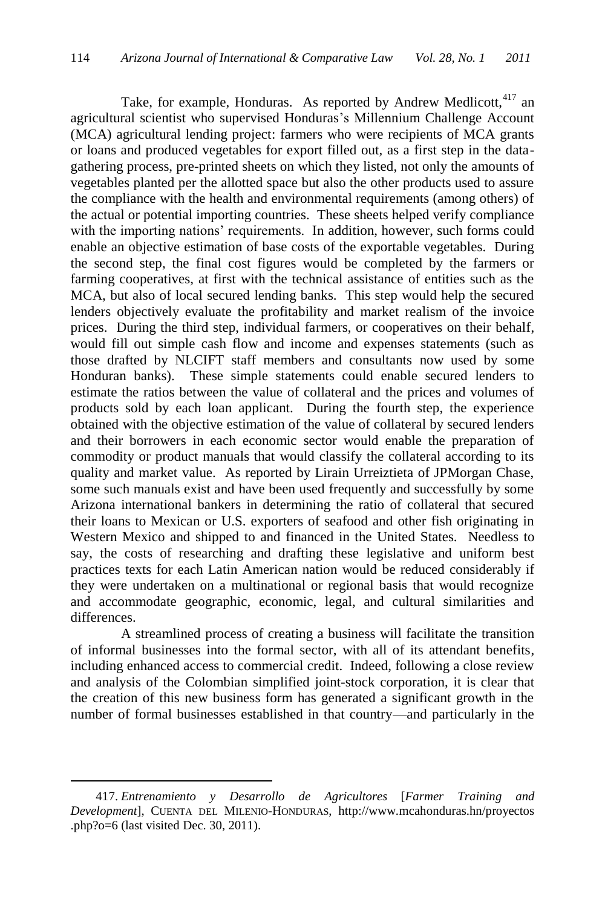Take, for example, Honduras. As reported by Andrew Medlicott,[417] an agricultural scientist who supervised Honduras's Millennium Challenge Account (MCA) agricultural lending project: farmers who were recipients of MCA grants or loans and produced vegetables for export filled out, as a first step in the data-gathering process, pre-printed sheets on which they listed, not only the amounts of vegetables planted per the allotted space but also the other products used to assure the compliance with the health and environmental requirements (among others) of the actual or potential importing countries. These sheets helped verify compliance with the importing nations' requirements. In addition, however, such forms could enable an objective estimation of base costs of the exportable vegetables. During the second step, the final cost figures would be completed by the farmers or farming cooperatives, at first with the technical assistance of entities such as the MCA, but also of local secured lending banks. This step would help the secured lenders objectively evaluate the profitability and market realism of the invoice prices. During the third step, individual farmers, or cooperatives on their behalf, would fill out simple cash flow and income and expenses statements (such as those drafted by NLCIFT staff members and consultants now used by some Honduran banks). These simple statements could enable secured lenders to estimate the ratios between the value of collateral and the prices and volumes of products sold by each loan applicant. During the fourth step, the experience obtained with the objective estimation of the value of collateral by secured lenders and their borrowers in each economic sector would enable the preparation of commodity or product manuals that would classify the collateral according to its quality and market value. As reported by Lirain Urreiztieta of JPMorgan Chase, some such manuals exist and have been used frequently and successfully by some Arizona international bankers in determining the ratio of collateral that secured their loans to Mexican or U.S. exporters of seafood and other fish originating in Western Mexico and shipped to and financed in the United States. Needless to say, the costs of researching and drafting these legislative and uniform best practices texts for each Latin American nation would be reduced considerably if they were undertaken on a multinational or regional basis that would recognize and accommodate geographic, economic, legal, and cultural similarities and differences.

A streamlined process of creating a business will facilitate the transition of informal businesses into the formal sector, with all of its attendant benefits, including enhanced access to commercial credit. Indeed, following a close review and analysis of the Colombian simplified joint-stock corporation, it is clear that the creation of this new business form has generated a significant growth in the number of formal businesses established in that country—and particularly in the

---

417. *Entrenamiento y Desarrollo de Agricultores* [*Farmer Training and Development*], CUENTA DEL MILENIO-HONDURAS, http://www.mcahonduras.hn/proyectos.php?o=6 (last visited Dec. 30, 2011).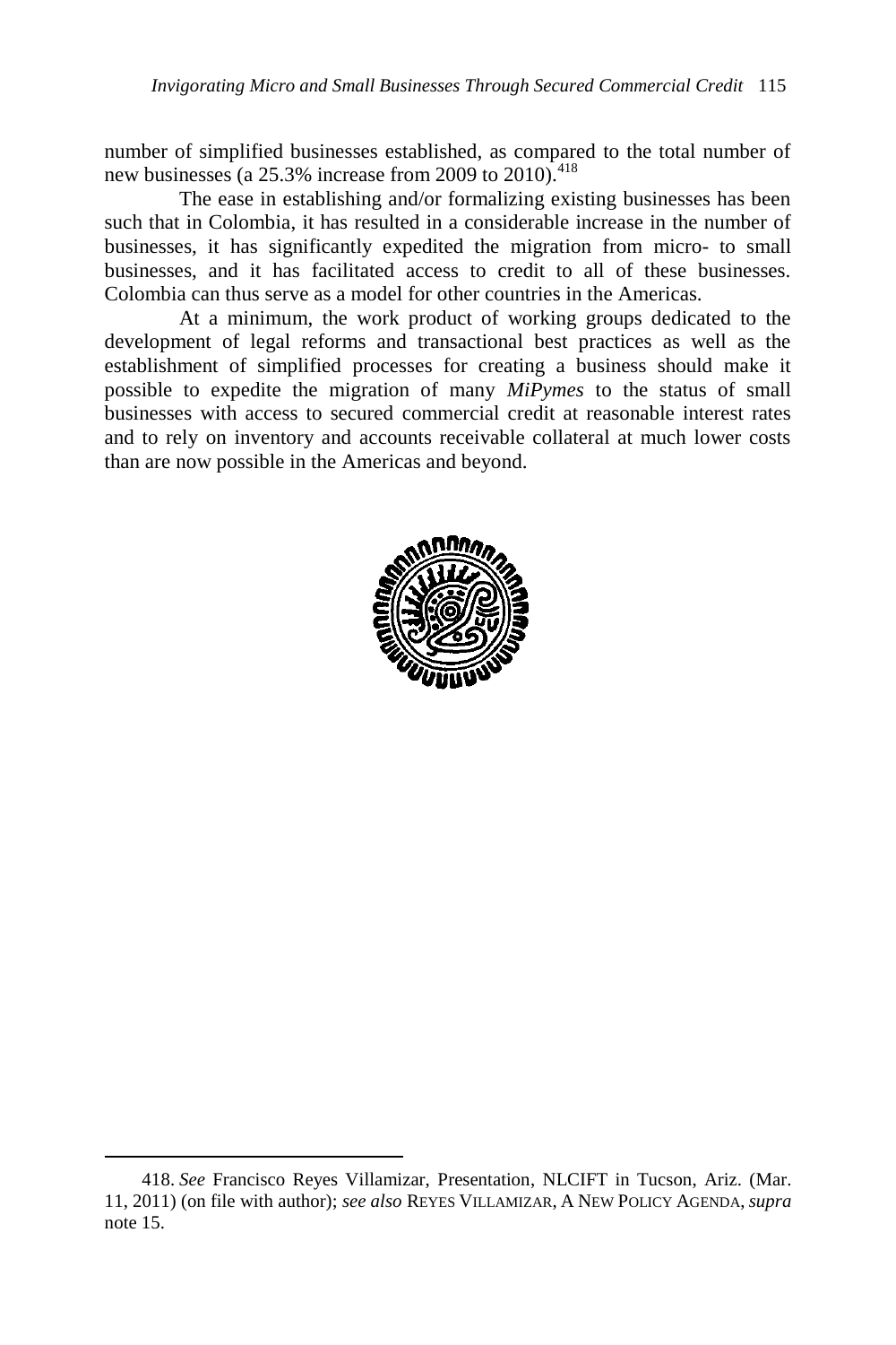number of simplified businesses established, as compared to the total number of new businesses (a 25.3% increase from 2009 to 2010).[418]

The ease in establishing and/or formalizing existing businesses has been such that in Colombia, it has resulted in a considerable increase in the number of businesses, it has significantly expedited the migration from micro- to small businesses, and it has facilitated access to credit to all of these businesses. Colombia can thus serve as a model for other countries in the Americas.

At a minimum, the work product of working groups dedicated to the development of legal reforms and transactional best practices as well as the establishment of simplified processes for creating a business should make it possible to expedite the migration of many *MiPymes* to the status of small businesses with access to secured commercial credit at reasonable interest rates and to rely on inventory and accounts receivable collateral at much lower costs than are now possible in the Americas and beyond.

418. *See* Francisco Reyes Villamizar, Presentation, NLCIFT in Tucson, Ariz. (Mar. 11, 2011) (on file with author); *see also* REYES VILLAMIZAR, A NEW POLICY AGENDA, *supra* note 15.